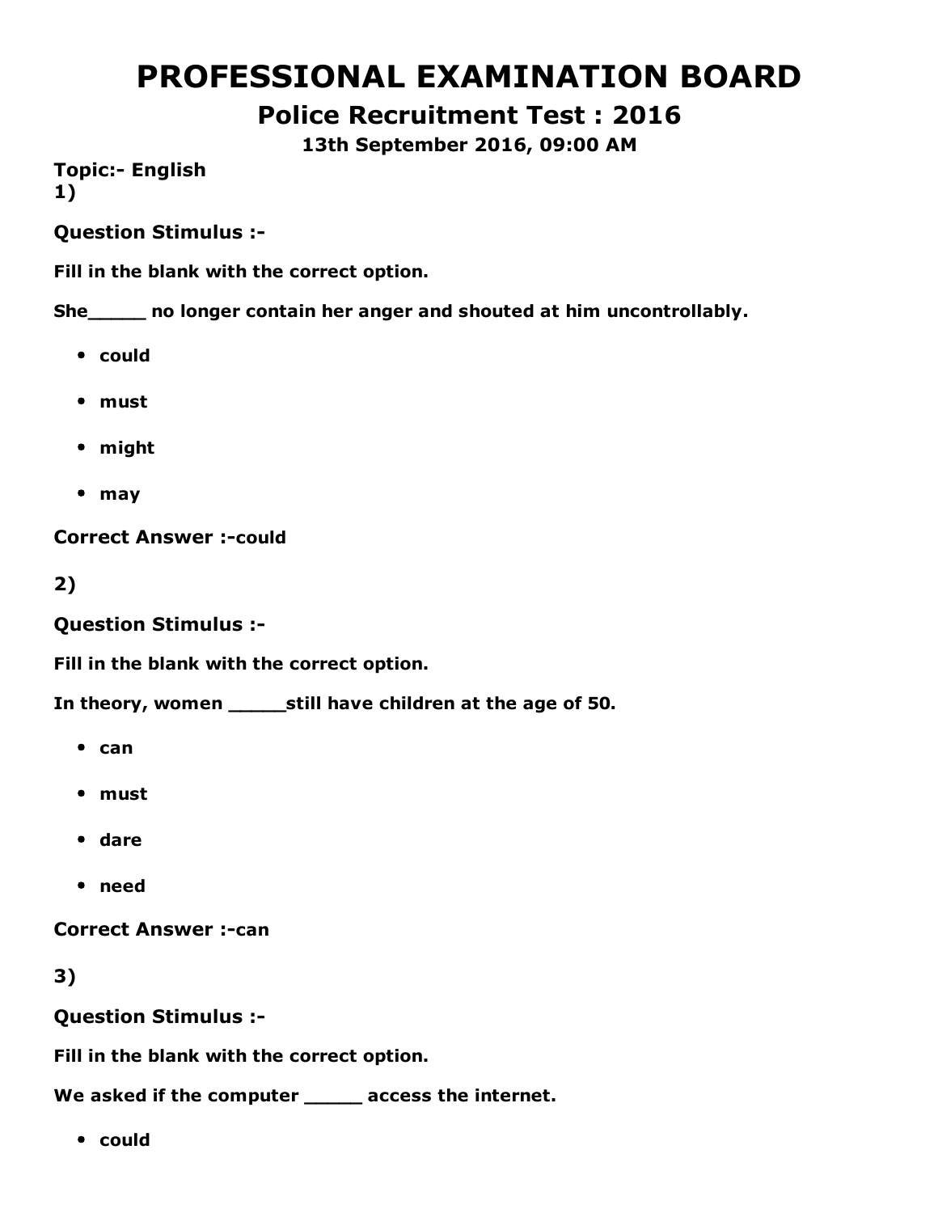# PROFESSIONAL EXAMINATION BOARD

## Police Recruitment Test : 2016

### 13th September 2016, 09:00 AM

**Topic:- English**

**1)**

**Question Stimulus :-**

**Fill in the blank with the correct option.**

**She_____ no longer contain her anger and shouted at him uncontrollably.**

- **could**
- **must**
- **might**
- **may**

**Correct Answer :-**could

**2)**

**Question Stimulus :-**

**Fill in the blank with the correct option.**

**In theory, women _____still have children at the age of 50.**

- **can**
- **must**
- **dare**
- **need**

**Correct Answer :-**can

**3)**

**Question Stimulus :-**

**Fill in the blank with the correct option.**

**We asked if the computer _____ access the internet.**

- **could**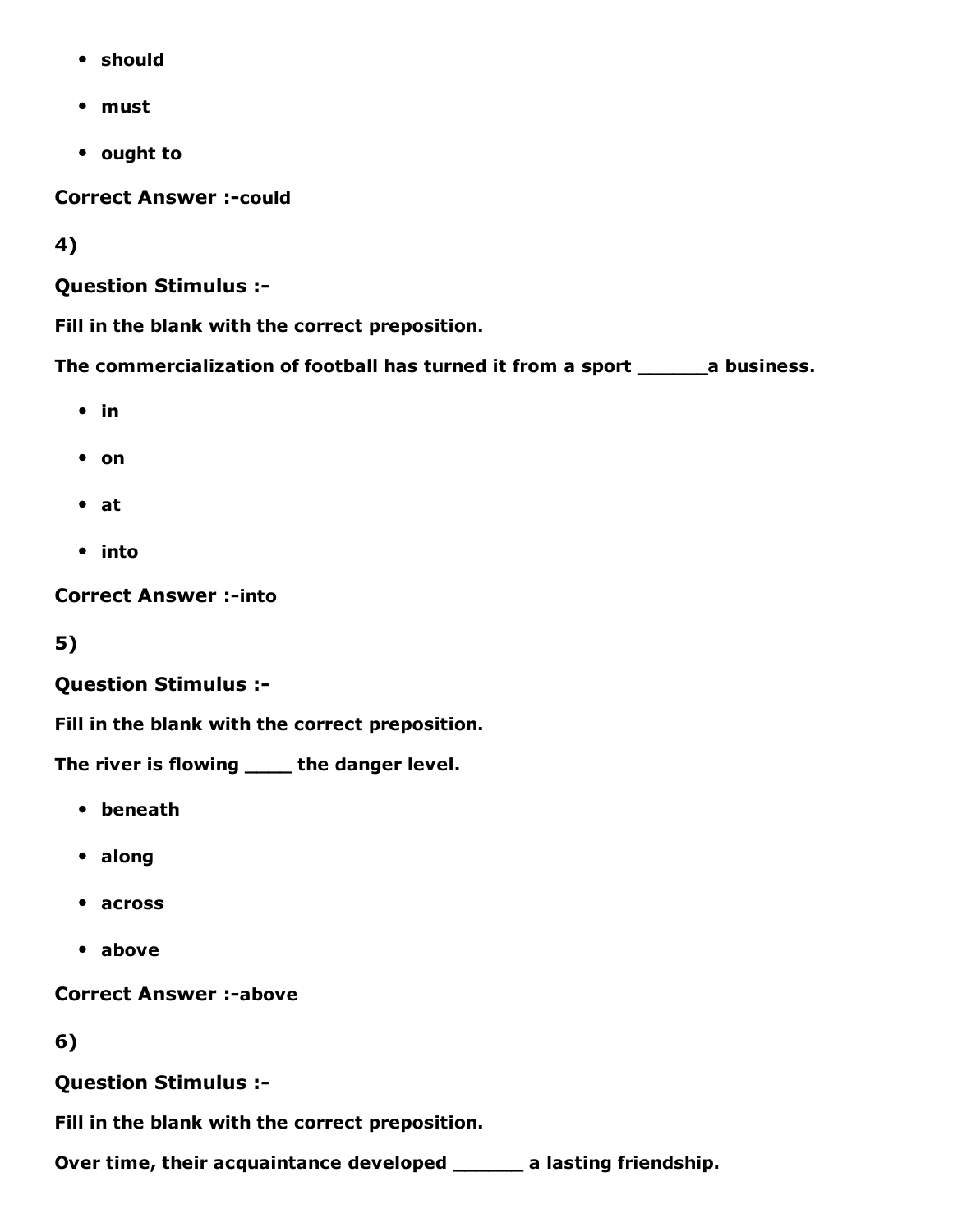- should
- must
- ought to

**Correct Answer :-could**

**4)**

**Question Stimulus :-**

**Fill in the blank with the correct preposition.**

**The commercialization of football has turned it from a sport ______a business.**

- in
- on
- at
- into

**Correct Answer :-into**

**5)**

**Question Stimulus :-**

**Fill in the blank with the correct preposition.**

**The river is flowing ____ the danger level.**

- beneath
- along
- across
- above

**Correct Answer :-above**

**6)**

**Question Stimulus :-**

**Fill in the blank with the correct preposition.**

**Over time, their acquaintance developed ______ a lasting friendship.**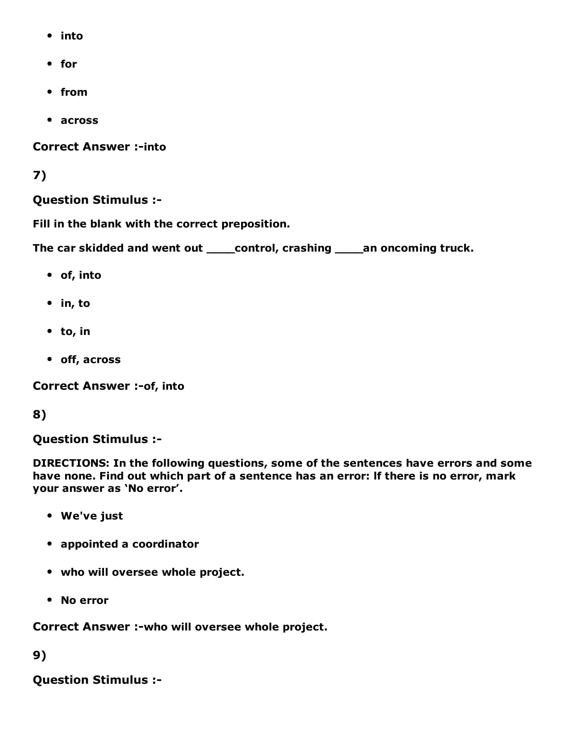- into
- for
- from
- across

**Correct Answer :-into**

**7)**

**Question Stimulus :-**

**Fill in the blank with the correct preposition.**

**The car skidded and went out ____control, crashing ____an oncoming truck.**

- of, into
- in, to
- to, in
- off, across

**Correct Answer :-of, into**

**8)**

**Question Stimulus :-**

**DIRECTIONS: In the following questions, some of the sentences have errors and some have none. Find out which part of a sentence has an error: If there is no error, mark your answer as 'No error'.**

- We've just
- appointed a coordinator
- who will oversee whole project.
- No error

**Correct Answer :-who will oversee whole project.**

**9)**

**Question Stimulus :-**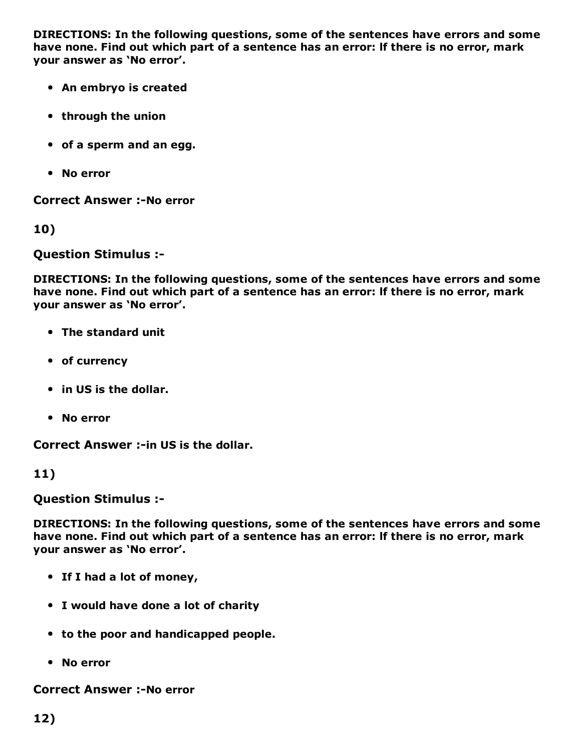**DIRECTIONS: In the following questions, some of the sentences have errors and some have none. Find out which part of a sentence has an error: If there is no error, mark your answer as 'No error'.**

- **An embryo is created**
- **through the union**
- **of a sperm and an egg.**
- **No error**

**Correct Answer :-No error**

**10)**

**Question Stimulus :-**

**DIRECTIONS: In the following questions, some of the sentences have errors and some have none. Find out which part of a sentence has an error: If there is no error, mark your answer as 'No error'.**

- **The standard unit**
- **of currency**
- **in US is the dollar.**
- **No error**

**Correct Answer :-in US is the dollar.**

**11)**

**Question Stimulus :-**

**DIRECTIONS: In the following questions, some of the sentences have errors and some have none. Find out which part of a sentence has an error: If there is no error, mark your answer as 'No error'.**

- **If I had a lot of money,**
- **I would have done a lot of charity**
- **to the poor and handicapped people.**
- **No error**

**Correct Answer :-No error**

**12)**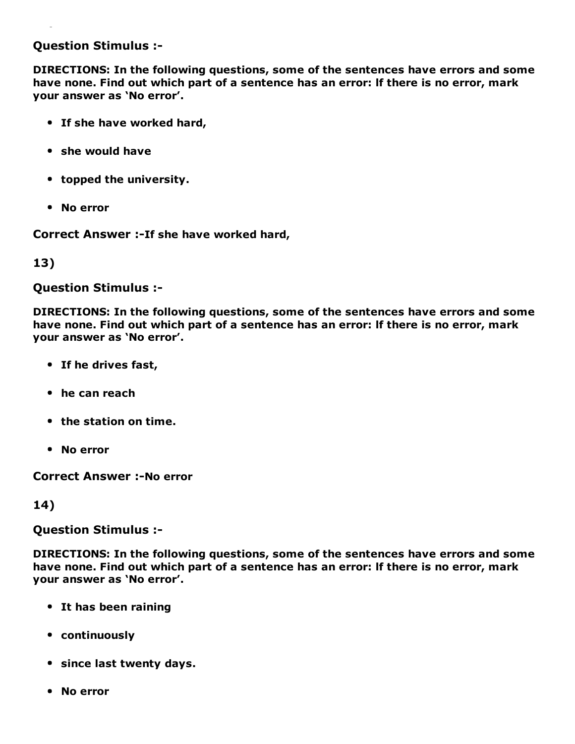**Question Stimulus :-**

**DIRECTIONS: In the following questions, some of the sentences have errors and some have none. Find out which part of a sentence has an error: If there is no error, mark your answer as 'No error'.**

- **If she have worked hard,**
- **she would have**
- **topped the university.**
- **No error**

**Correct Answer :-If she have worked hard,**

**13)**

**Question Stimulus :-**

**DIRECTIONS: In the following questions, some of the sentences have errors and some have none. Find out which part of a sentence has an error: If there is no error, mark your answer as 'No error'.**

- **If he drives fast,**
- **he can reach**
- **the station on time.**
- **No error**

**Correct Answer :-No error**

**14)**

**Question Stimulus :-**

**DIRECTIONS: In the following questions, some of the sentences have errors and some have none. Find out which part of a sentence has an error: If there is no error, mark your answer as 'No error'.**

- **It has been raining**
- **continuously**
- **since last twenty days.**
- **No error**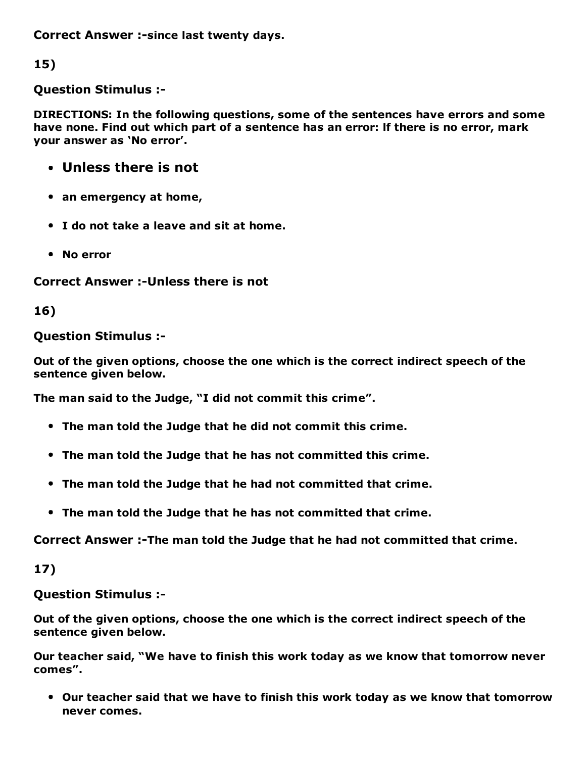**Correct Answer :-since last twenty days.**

**15)**

**Question Stimulus :-**

**DIRECTIONS: In the following questions, some of the sentences have errors and some have none. Find out which part of a sentence has an error: If there is no error, mark your answer as 'No error'.**

- **Unless there is not**
- **an emergency at home,**
- **I do not take a leave and sit at home.**
- **No error**

**Correct Answer :-Unless there is not**

**16)**

**Question Stimulus :-**

**Out of the given options, choose the one which is the correct indirect speech of the sentence given below.**

**The man said to the Judge, "I did not commit this crime".**

- **The man told the Judge that he did not commit this crime.**
- **The man told the Judge that he has not committed this crime.**
- **The man told the Judge that he had not committed that crime.**
- **The man told the Judge that he has not committed that crime.**

**Correct Answer :-The man told the Judge that he had not committed that crime.**

**17)**

**Question Stimulus :-**

**Out of the given options, choose the one which is the correct indirect speech of the sentence given below.**

**Our teacher said, "We have to finish this work today as we know that tomorrow never comes".**

- **Our teacher said that we have to finish this work today as we know that tomorrow never comes.**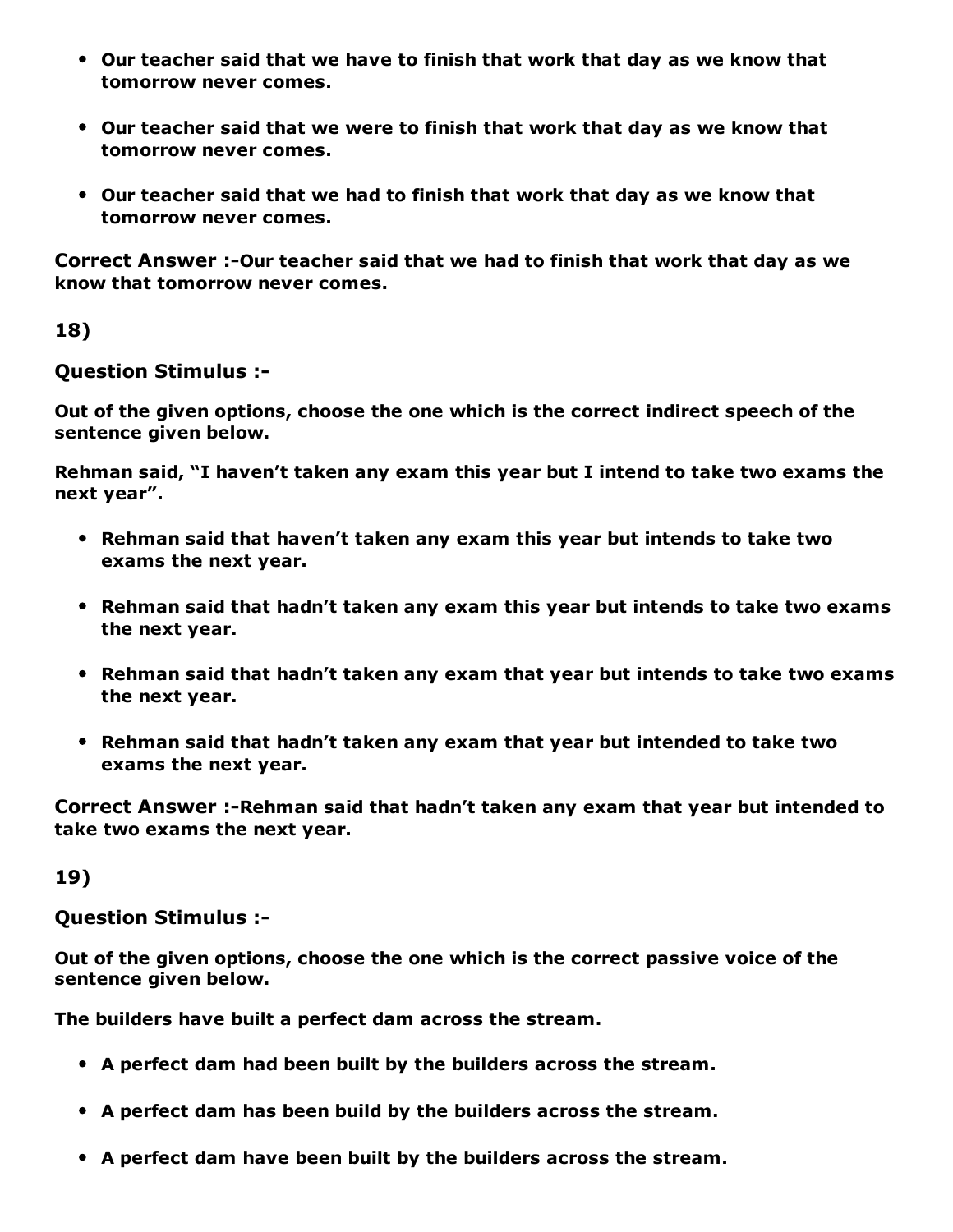- **Our teacher said that we have to finish that work that day as we know that tomorrow never comes.**

- **Our teacher said that we were to finish that work that day as we know that tomorrow never comes.**

- **Our teacher said that we had to finish that work that day as we know that tomorrow never comes.**

**Correct Answer :-Our teacher said that we had to finish that work that day as we know that tomorrow never comes.**

**18)**

**Question Stimulus :-**

**Out of the given options, choose the one which is the correct indirect speech of the sentence given below.**

**Rehman said, "I haven't taken any exam this year but I intend to take two exams the next year".**

- **Rehman said that haven't taken any exam this year but intends to take two exams the next year.**

- **Rehman said that hadn't taken any exam this year but intends to take two exams the next year.**

- **Rehman said that hadn't taken any exam that year but intends to take two exams the next year.**

- **Rehman said that hadn't taken any exam that year but intended to take two exams the next year.**

**Correct Answer :-Rehman said that hadn't taken any exam that year but intended to take two exams the next year.**

**19)**

**Question Stimulus :-**

**Out of the given options, choose the one which is the correct passive voice of the sentence given below.**

**The builders have built a perfect dam across the stream.**

- **A perfect dam had been built by the builders across the stream.**

- **A perfect dam has been build by the builders across the stream.**

- **A perfect dam have been built by the builders across the stream.**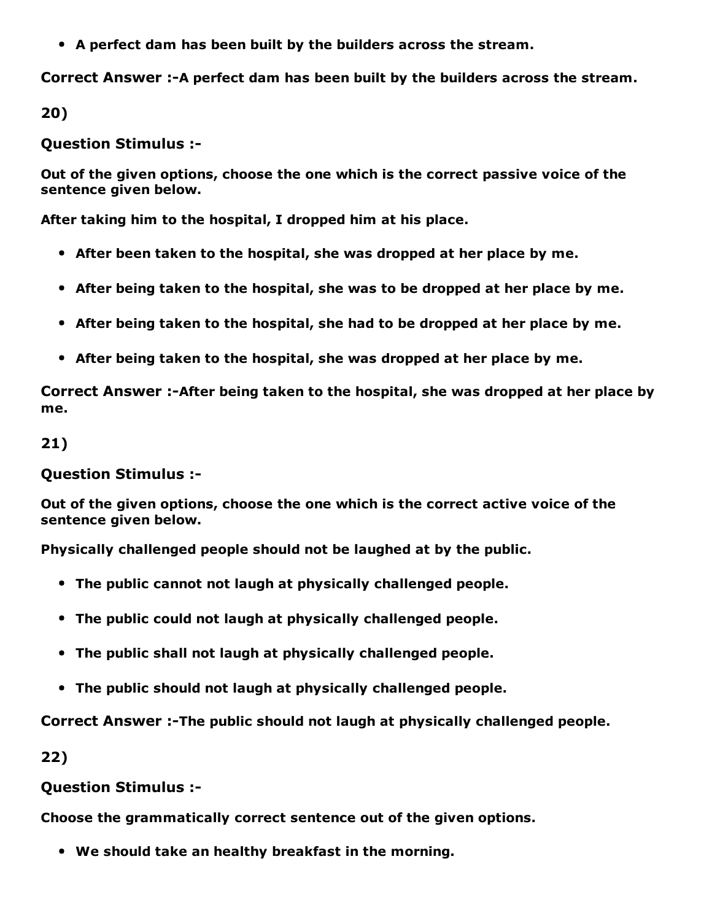- **A perfect dam has been built by the builders across the stream.**

**Correct Answer :-A perfect dam has been built by the builders across the stream.**

**20)**

**Question Stimulus :-**

**Out of the given options, choose the one which is the correct passive voice of the sentence given below.**

**After taking him to the hospital, I dropped him at his place.**

- **After been taken to the hospital, she was dropped at her place by me.**
- **After being taken to the hospital, she was to be dropped at her place by me.**
- **After being taken to the hospital, she had to be dropped at her place by me.**
- **After being taken to the hospital, she was dropped at her place by me.**

**Correct Answer :-After being taken to the hospital, she was dropped at her place by me.**

**21)**

**Question Stimulus :-**

**Out of the given options, choose the one which is the correct active voice of the sentence given below.**

**Physically challenged people should not be laughed at by the public.**

- **The public cannot not laugh at physically challenged people.**
- **The public could not laugh at physically challenged people.**
- **The public shall not laugh at physically challenged people.**
- **The public should not laugh at physically challenged people.**

**Correct Answer :-The public should not laugh at physically challenged people.**

**22)**

**Question Stimulus :-**

**Choose the grammatically correct sentence out of the given options.**

- **We should take an healthy breakfast in the morning.**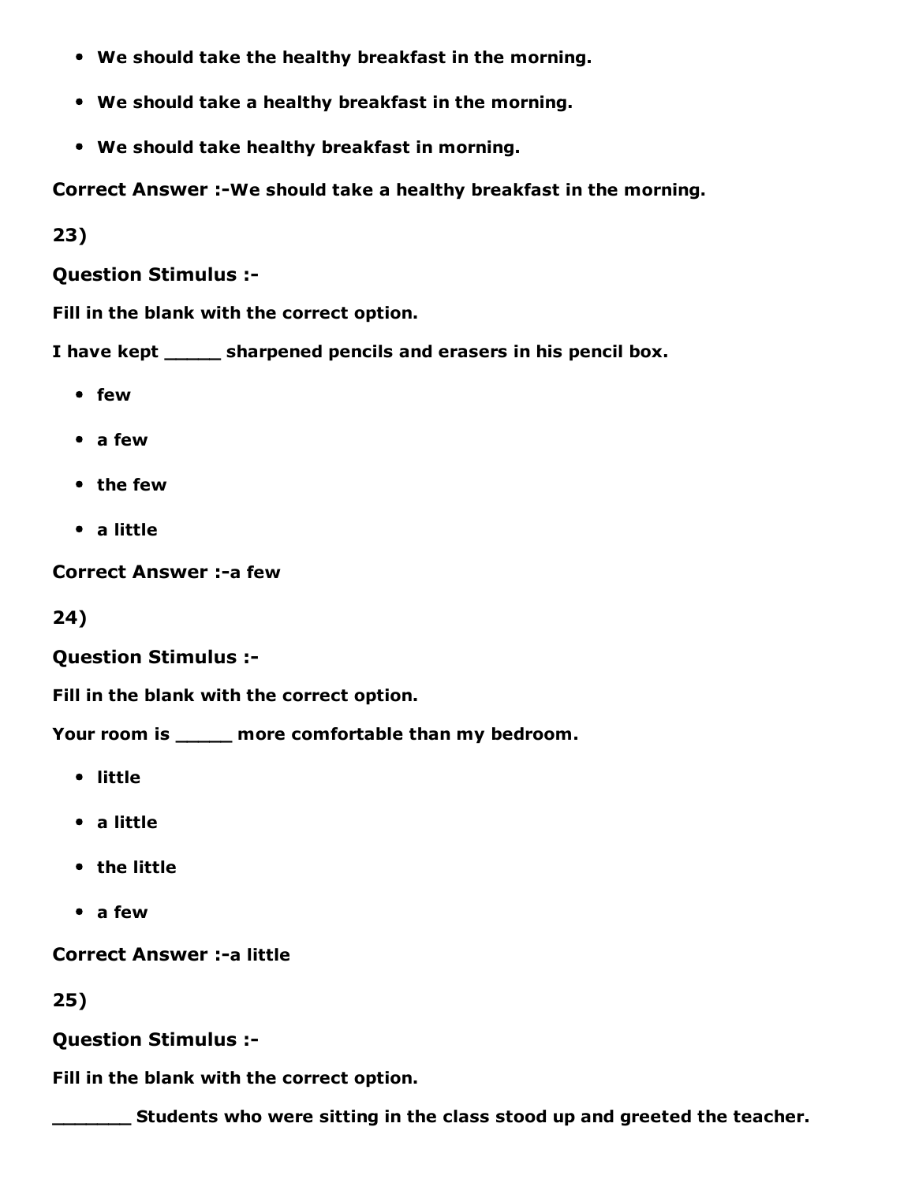- We should take the healthy breakfast in the morning.
- We should take a healthy breakfast in the morning.
- We should take healthy breakfast in morning.

**Correct Answer :-We should take a healthy breakfast in the morning.**

**23)**

**Question Stimulus :-**

**Fill in the blank with the correct option.**

**I have kept _____ sharpened pencils and erasers in his pencil box.**

- few
- a few
- the few
- a little

**Correct Answer :-a few**

**24)**

**Question Stimulus :-**

**Fill in the blank with the correct option.**

**Your room is _____ more comfortable than my bedroom.**

- little
- a little
- the little
- a few

**Correct Answer :-a little**

**25)**

**Question Stimulus :-**

**Fill in the blank with the correct option.**

**_______ Students who were sitting in the class stood up and greeted the teacher.**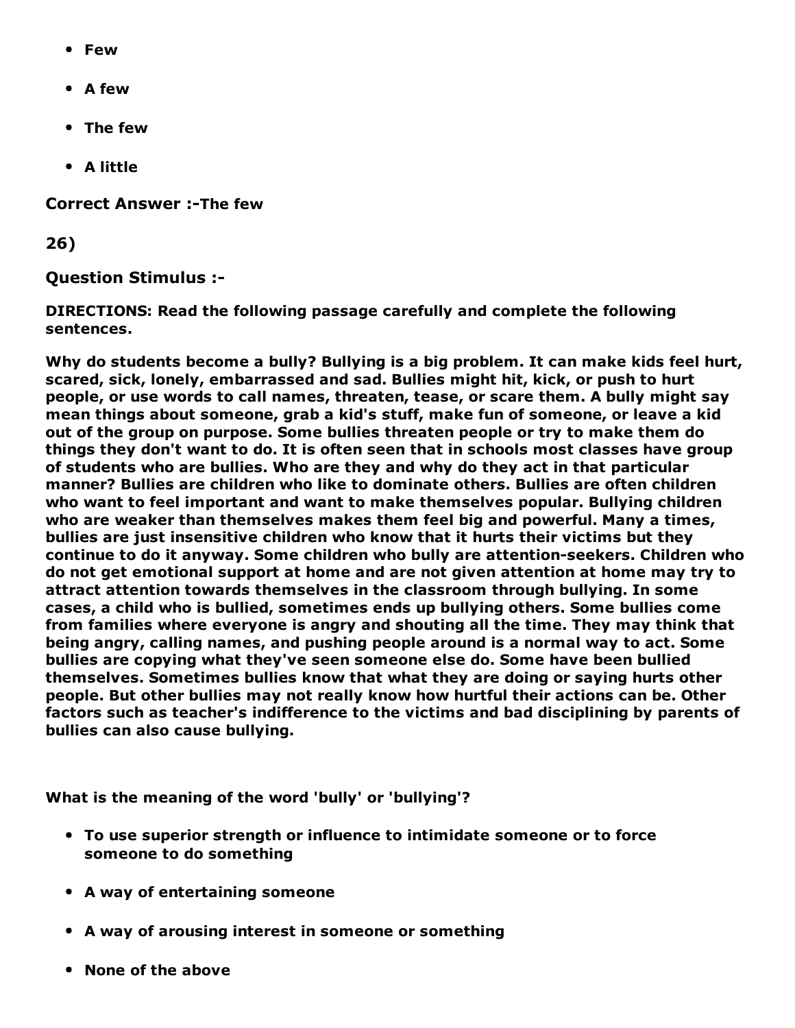- **Few**
- **A few**
- **The few**
- **A little**

**Correct Answer :-The few**

**26)**

**Question Stimulus :-**

**DIRECTIONS: Read the following passage carefully and complete the following sentences.**

**Why do students become a bully? Bullying is a big problem. It can make kids feel hurt, scared, sick, lonely, embarrassed and sad. Bullies might hit, kick, or push to hurt people, or use words to call names, threaten, tease, or scare them. A bully might say mean things about someone, grab a kid's stuff, make fun of someone, or leave a kid out of the group on purpose. Some bullies threaten people or try to make them do things they don't want to do. It is often seen that in schools most classes have group of students who are bullies. Who are they and why do they act in that particular manner? Bullies are children who like to dominate others. Bullies are often children who want to feel important and want to make themselves popular. Bullying children who are weaker than themselves makes them feel big and powerful. Many a times, bullies are just insensitive children who know that it hurts their victims but they continue to do it anyway. Some children who bully are attention-seekers. Children who do not get emotional support at home and are not given attention at home may try to attract attention towards themselves in the classroom through bullying. In some cases, a child who is bullied, sometimes ends up bullying others. Some bullies come from families where everyone is angry and shouting all the time. They may think that being angry, calling names, and pushing people around is a normal way to act. Some bullies are copying what they've seen someone else do. Some have been bullied themselves. Sometimes bullies know that what they are doing or saying hurts other people. But other bullies may not really know how hurtful their actions can be. Other factors such as teacher's indifference to the victims and bad disciplining by parents of bullies can also cause bullying.**

**What is the meaning of the word 'bully' or 'bullying'?**

- **To use superior strength or influence to intimidate someone or to force someone to do something**
- **A way of entertaining someone**
- **A way of arousing interest in someone or something**
- **None of the above**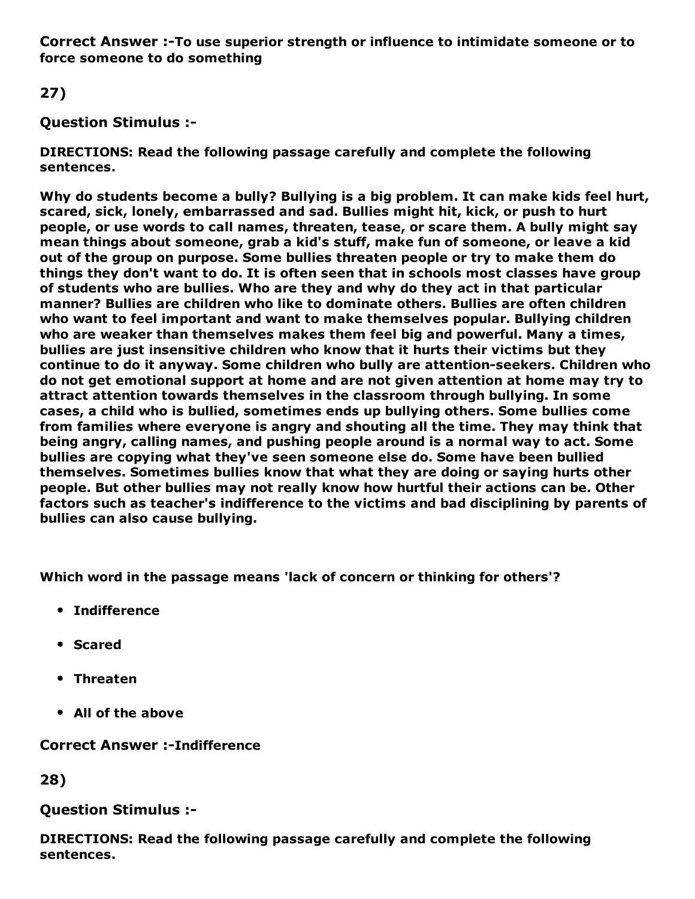**Correct Answer :-To use superior strength or influence to intimidate someone or to force someone to do something**

**27)**

**Question Stimulus :-**

**DIRECTIONS: Read the following passage carefully and complete the following sentences.**

**Why do students become a bully? Bullying is a big problem. It can make kids feel hurt, scared, sick, lonely, embarrassed and sad. Bullies might hit, kick, or push to hurt people, or use words to call names, threaten, tease, or scare them. A bully might say mean things about someone, grab a kid's stuff, make fun of someone, or leave a kid out of the group on purpose. Some bullies threaten people or try to make them do things they don't want to do. It is often seen that in schools most classes have group of students who are bullies. Who are they and why do they act in that particular manner? Bullies are children who like to dominate others. Bullies are often children who want to feel important and want to make themselves popular. Bullying children who are weaker than themselves makes them feel big and powerful. Many a times, bullies are just insensitive children who know that it hurts their victims but they continue to do it anyway. Some children who bully are attention-seekers. Children who do not get emotional support at home and are not given attention at home may try to attract attention towards themselves in the classroom through bullying. In some cases, a child who is bullied, sometimes ends up bullying others. Some bullies come from families where everyone is angry and shouting all the time. They may think that being angry, calling names, and pushing people around is a normal way to act. Some bullies are copying what they've seen someone else do. Some have been bullied themselves. Sometimes bullies know that what they are doing or saying hurts other people. But other bullies may not really know how hurtful their actions can be. Other factors such as teacher's indifference to the victims and bad disciplining by parents of bullies can also cause bullying.**

**Which word in the passage means 'lack of concern or thinking for others'?**

- **Indifference**
- **Scared**
- **Threaten**
- **All of the above**

**Correct Answer :-Indifference**

**28)**

**Question Stimulus :-**

**DIRECTIONS: Read the following passage carefully and complete the following sentences.**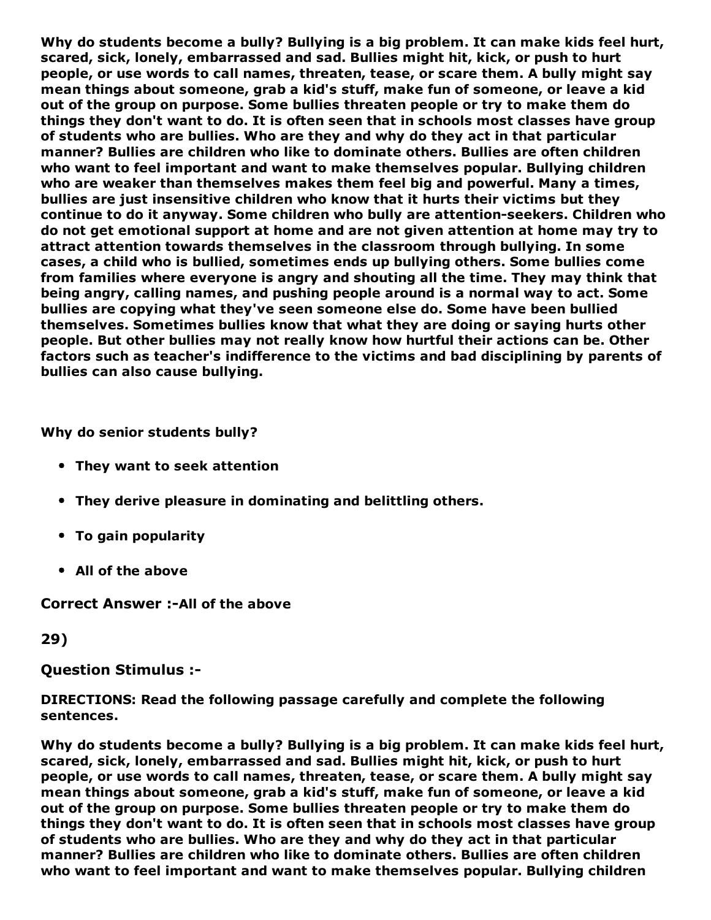**Why do students become a bully? Bullying is a big problem. It can make kids feel hurt, scared, sick, lonely, embarrassed and sad. Bullies might hit, kick, or push to hurt people, or use words to call names, threaten, tease, or scare them. A bully might say mean things about someone, grab a kid's stuff, make fun of someone, or leave a kid out of the group on purpose. Some bullies threaten people or try to make them do things they don't want to do. It is often seen that in schools most classes have group of students who are bullies. Who are they and why do they act in that particular manner? Bullies are children who like to dominate others. Bullies are often children who want to feel important and want to make themselves popular. Bullying children who are weaker than themselves makes them feel big and powerful. Many a times, bullies are just insensitive children who know that it hurts their victims but they continue to do it anyway. Some children who bully are attention-seekers. Children who do not get emotional support at home and are not given attention at home may try to attract attention towards themselves in the classroom through bullying. In some cases, a child who is bullied, sometimes ends up bullying others. Some bullies come from families where everyone is angry and shouting all the time. They may think that being angry, calling names, and pushing people around is a normal way to act. Some bullies are copying what they've seen someone else do. Some have been bullied themselves. Sometimes bullies know that what they are doing or saying hurts other people. But other bullies may not really know how hurtful their actions can be. Other factors such as teacher's indifference to the victims and bad disciplining by parents of bullies can also cause bullying.**

**Why do senior students bully?**

- **They want to seek attention**
- **They derive pleasure in dominating and belittling others.**
- **To gain popularity**
- **All of the above**

**Correct Answer :-All of the above**

**29)**

**Question Stimulus :-**

**DIRECTIONS: Read the following passage carefully and complete the following sentences.**

**Why do students become a bully? Bullying is a big problem. It can make kids feel hurt, scared, sick, lonely, embarrassed and sad. Bullies might hit, kick, or push to hurt people, or use words to call names, threaten, tease, or scare them. A bully might say mean things about someone, grab a kid's stuff, make fun of someone, or leave a kid out of the group on purpose. Some bullies threaten people or try to make them do things they don't want to do. It is often seen that in schools most classes have group of students who are bullies. Who are they and why do they act in that particular manner? Bullies are children who like to dominate others. Bullies are often children who want to feel important and want to make themselves popular. Bullying children**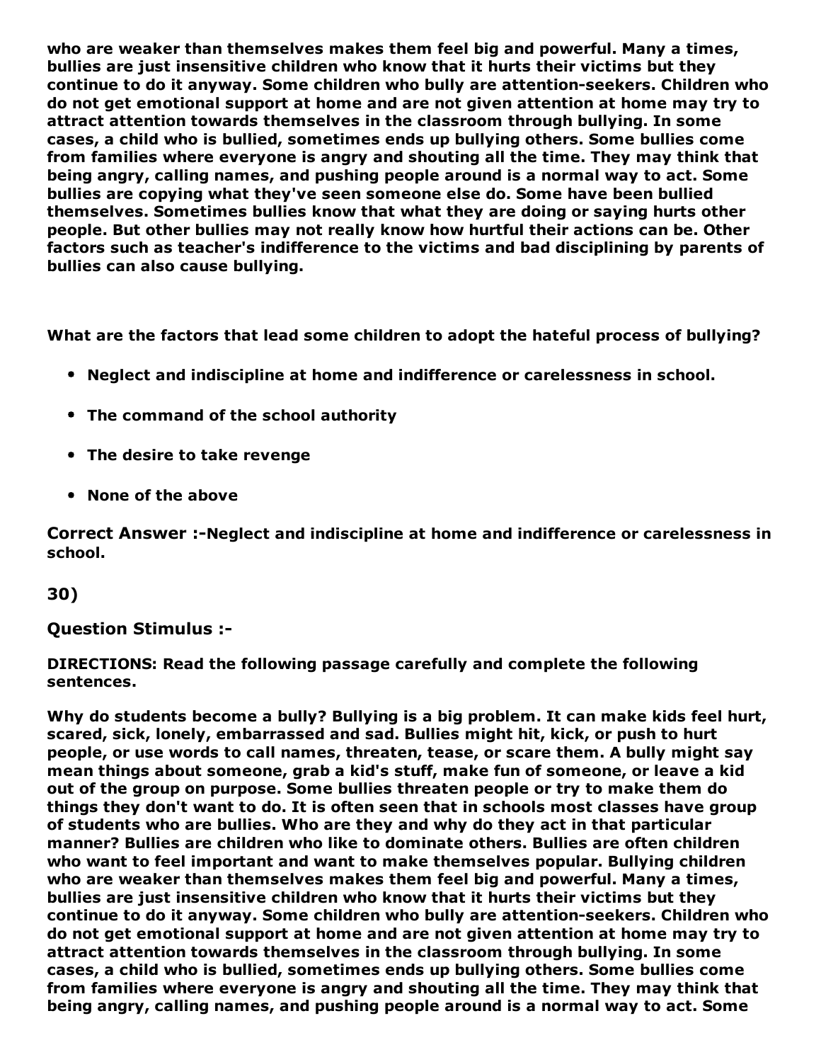**who are weaker than themselves makes them feel big and powerful. Many a times, bullies are just insensitive children who know that it hurts their victims but they continue to do it anyway. Some children who bully are attention-seekers. Children who do not get emotional support at home and are not given attention at home may try to attract attention towards themselves in the classroom through bullying. In some cases, a child who is bullied, sometimes ends up bullying others. Some bullies come from families where everyone is angry and shouting all the time. They may think that being angry, calling names, and pushing people around is a normal way to act. Some bullies are copying what they've seen someone else do. Some have been bullied themselves. Sometimes bullies know that what they are doing or saying hurts other people. But other bullies may not really know how hurtful their actions can be. Other factors such as teacher's indifference to the victims and bad disciplining by parents of bullies can also cause bullying.**

**What are the factors that lead some children to adopt the hateful process of bullying?**

- **Neglect and indiscipline at home and indifference or carelessness in school.**
- **The command of the school authority**
- **The desire to take revenge**
- **None of the above**

**Correct Answer :-Neglect and indiscipline at home and indifference or carelessness in school.**

**30)**

**Question Stimulus :-**

**DIRECTIONS: Read the following passage carefully and complete the following sentences.**

**Why do students become a bully? Bullying is a big problem. It can make kids feel hurt, scared, sick, lonely, embarrassed and sad. Bullies might hit, kick, or push to hurt people, or use words to call names, threaten, tease, or scare them. A bully might say mean things about someone, grab a kid's stuff, make fun of someone, or leave a kid out of the group on purpose. Some bullies threaten people or try to make them do things they don't want to do. It is often seen that in schools most classes have group of students who are bullies. Who are they and why do they act in that particular manner? Bullies are children who like to dominate others. Bullies are often children who want to feel important and want to make themselves popular. Bullying children who are weaker than themselves makes them feel big and powerful. Many a times, bullies are just insensitive children who know that it hurts their victims but they continue to do it anyway. Some children who bully are attention-seekers. Children who do not get emotional support at home and are not given attention at home may try to attract attention towards themselves in the classroom through bullying. In some cases, a child who is bullied, sometimes ends up bullying others. Some bullies come from families where everyone is angry and shouting all the time. They may think that being angry, calling names, and pushing people around is a normal way to act. Some**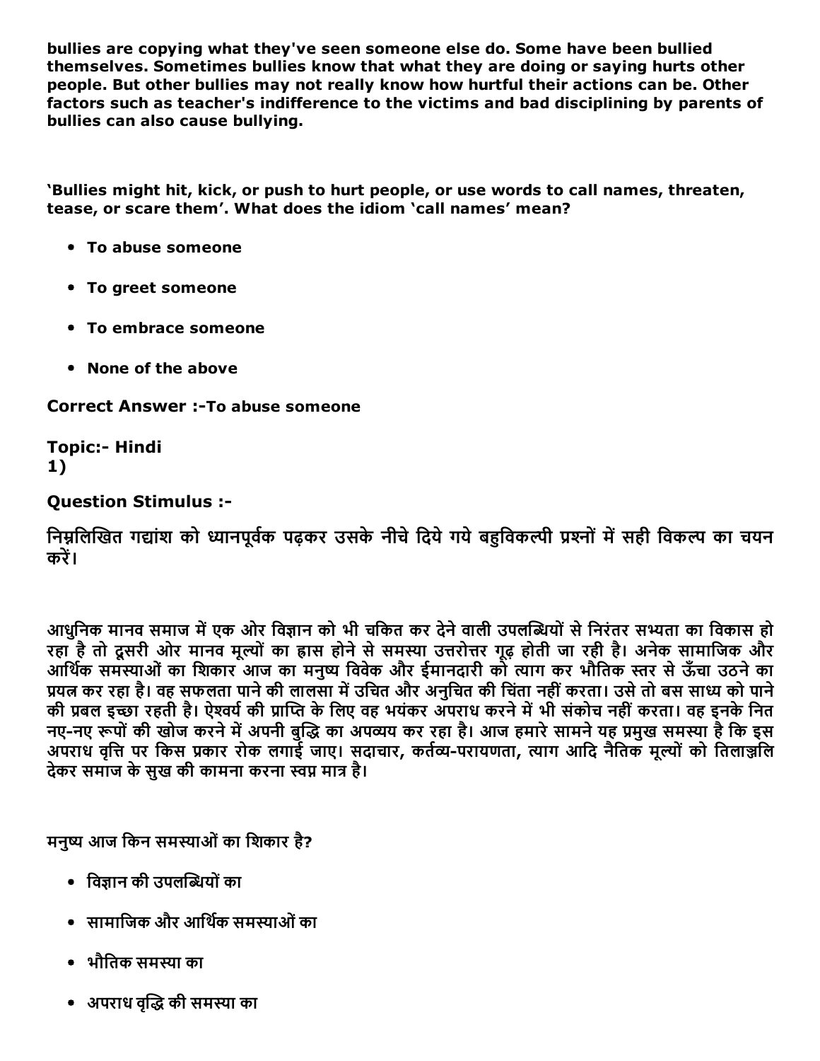**bullies are copying what they've seen someone else do. Some have been bullied themselves. Sometimes bullies know that what they are doing or saying hurts other people. But other bullies may not really know how hurtful their actions can be. Other factors such as teacher's indifference to the victims and bad disciplining by parents of bullies can also cause bullying.**

**'Bullies might hit, kick, or push to hurt people, or use words to call names, threaten, tease, or scare them'. What does the idiom 'call names' mean?**

- **To abuse someone**
- **To greet someone**
- **To embrace someone**
- **None of the above**

**Correct Answer :-To abuse someone**

**Topic:- Hindi**
**1)**

**Question Stimulus :-**

निम्नलिखित गद्यांश को ध्यानपूर्वक पढ़कर उसके नीचे दिये गये बहुविकल्पी प्रश्नों में सही विकल्प का चयन करें।

आधुनिक मानव समाज में एक ओर विज्ञान को भी चकित कर देने वाली उपलब्धियों से निरंतर सभ्यता का विकास हो रहा है तो दूसरी ओर मानव मूल्यों का ह्रास होने से समस्या उत्तरोत्तर गूढ़ होती जा रही है। अनेक सामाजिक और आर्थिक समस्याओं का शिकार आज का मनुष्य विवेक और ईमानदारी को त्याग कर भौतिक स्तर से ऊँचा उठने का प्रयत्न कर रहा है। वह सफलता पाने की लालसा में उचित और अनुचित की चिंता नहीं करता। उसे तो बस साध्य को पाने की प्रबल इच्छा रहती है। ऐश्वर्य की प्राप्ति के लिए वह भयंकर अपराध करने में भी संकोच नहीं करता। वह इनके नित नए-नए रूपों की खोज करने में अपनी बुद्धि का अपव्यय कर रहा है। आज हमारे सामने यह प्रमुख समस्या है कि इस अपराध वृत्ति पर किस प्रकार रोक लगाई जाए। सदाचार, कर्तव्य-परायणता, त्याग आदि नैतिक मूल्यों को तिलाञ्जलि देकर समाज के सुख की कामना करना स्वप्न मात्र है।

मनुष्य आज किन समस्याओं का शिकार है?

- विज्ञान की उपलब्धियों का
- सामाजिक और आर्थिक समस्याओं का
- भौतिक समस्या का
- अपराध वृद्धि की समस्या का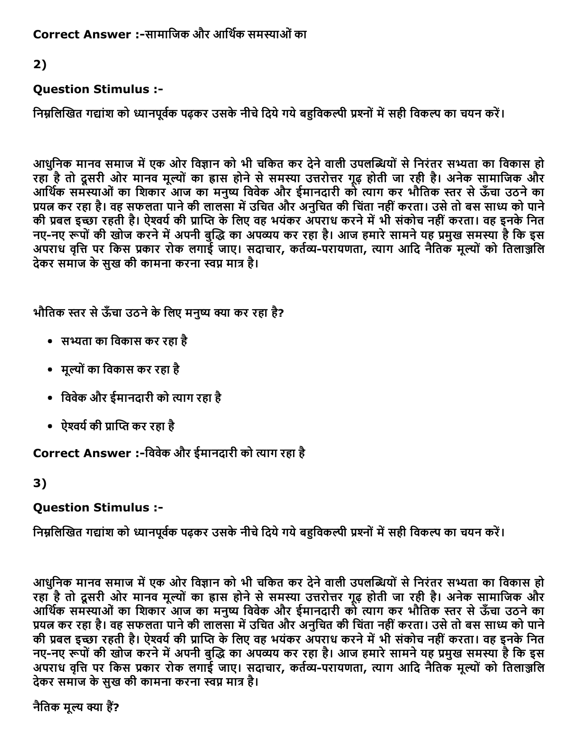**Correct Answer :-**सामाजिक और आर्थिक समस्याओं का

2)

**Question Stimulus :-**

निम्नलिखित गद्यांश को ध्यानपूर्वक पढ़कर उसके नीचे दिये गये बहुविकल्पी प्रश्नों में सही विकल्प का चयन करें।

आधुनिक मानव समाज में एक ओर विज्ञान को भी चकित कर देने वाली उपलब्धियों से निरंतर सभ्यता का विकास हो रहा है तो दूसरी ओर मानव मूल्यों का ह्रास होने से समस्या उत्तरोत्तर गूढ़ होती जा रही है। अनेक सामाजिक और आर्थिक समस्याओं का शिकार आज का मनुष्य विवेक और ईमानदारी को त्याग कर भौतिक स्तर से ऊँचा उठने का प्रयत्न कर रहा है। वह सफलता पाने की लालसा में उचित और अनुचित की चिंता नहीं करता। उसे तो बस साध्य को पाने की प्रबल इच्छा रहती है। ऐश्वर्य की प्राप्ति के लिए वह भयंकर अपराध करने में भी संकोच नहीं करता। वह इनके नित नए-नए रूपों की खोज करने में अपनी बुद्धि का अपव्यय कर रहा है। आज हमारे सामने यह प्रमुख समस्या है कि इस अपराध वृत्ति पर किस प्रकार रोक लगाई जाए। सदाचार, कर्तव्य-परायणता, त्याग आदि नैतिक मूल्यों को तिलाञ्जलि देकर समाज के सुख की कामना करना स्वप्न मात्र है।

भौतिक स्तर से ऊँचा उठने के लिए मनुष्य क्या कर रहा है?

- सभ्यता का विकास कर रहा है
- मूल्यों का विकास कर रहा है
- विवेक और ईमानदारी को त्याग रहा है
- ऐश्वर्य की प्राप्ति कर रहा है

**Correct Answer :-**विवेक और ईमानदारी को त्याग रहा है

3)

**Question Stimulus :-**

निम्नलिखित गद्यांश को ध्यानपूर्वक पढ़कर उसके नीचे दिये गये बहुविकल्पी प्रश्नों में सही विकल्प का चयन करें।

आधुनिक मानव समाज में एक ओर विज्ञान को भी चकित कर देने वाली उपलब्धियों से निरंतर सभ्यता का विकास हो रहा है तो दूसरी ओर मानव मूल्यों का ह्रास होने से समस्या उत्तरोत्तर गूढ़ होती जा रही है। अनेक सामाजिक और आर्थिक समस्याओं का शिकार आज का मनुष्य विवेक और ईमानदारी को त्याग कर भौतिक स्तर से ऊँचा उठने का प्रयत्न कर रहा है। वह सफलता पाने की लालसा में उचित और अनुचित की चिंता नहीं करता। उसे तो बस साध्य को पाने की प्रबल इच्छा रहती है। ऐश्वर्य की प्राप्ति के लिए वह भयंकर अपराध करने में भी संकोच नहीं करता। वह इनके नित नए-नए रूपों की खोज करने में अपनी बुद्धि का अपव्यय कर रहा है। आज हमारे सामने यह प्रमुख समस्या है कि इस अपराध वृत्ति पर किस प्रकार रोक लगाई जाए। सदाचार, कर्तव्य-परायणता, त्याग आदि नैतिक मूल्यों को तिलाञ्जलि देकर समाज के सुख की कामना करना स्वप्न मात्र है।

नैतिक मूल्य क्या हैं?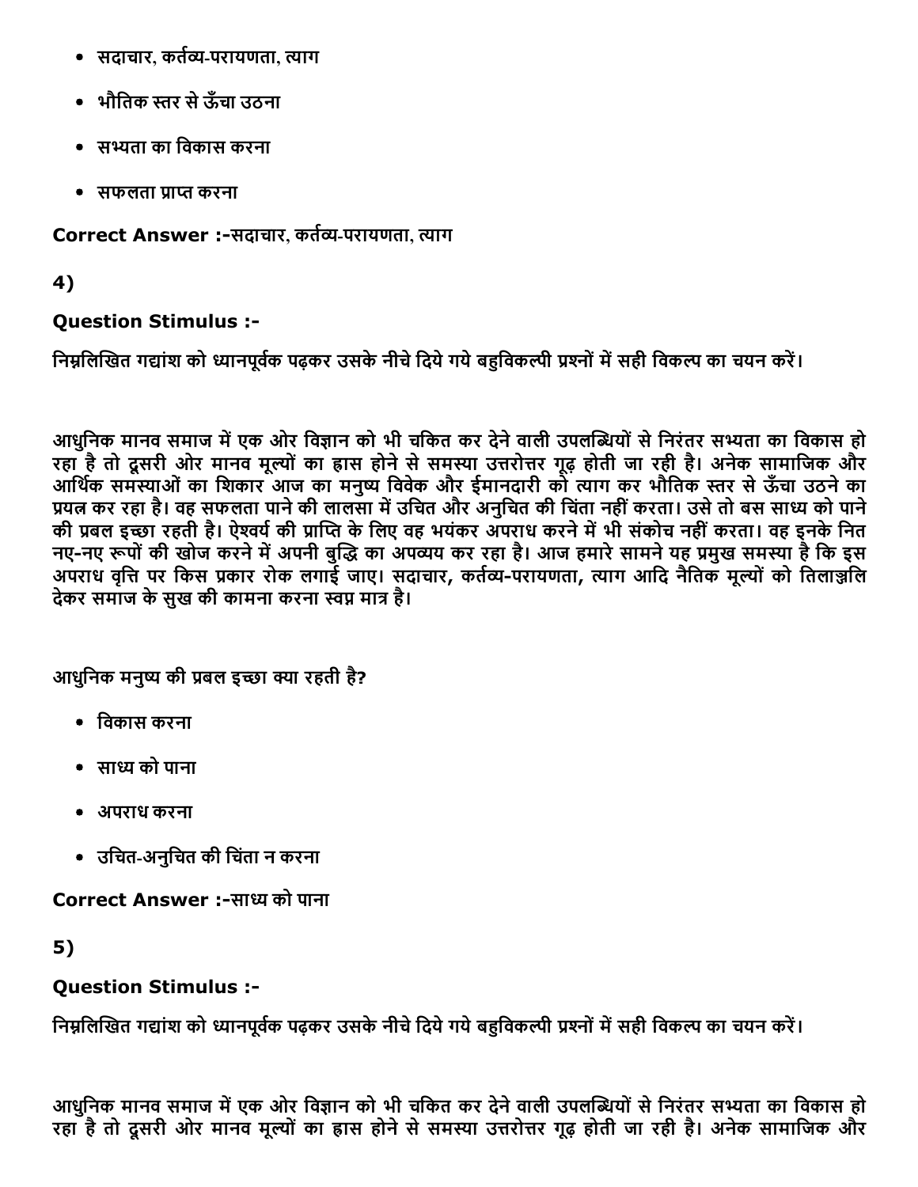- सदाचार, कर्तव्य-परायणता, त्याग
- भौतिक स्तर से ऊँचा उठना
- सभ्यता का विकास करना
- सफलता प्राप्त करना

**Correct Answer :-**सदाचार, कर्तव्य-परायणता, त्याग

**4)**

**Question Stimulus :-**

निम्नलिखित गद्यांश को ध्यानपूर्वक पढ़कर उसके नीचे दिये गये बहुविकल्पी प्रश्नों में सही विकल्प का चयन करें।

आधुनिक मानव समाज में एक ओर विज्ञान को भी चकित कर देने वाली उपलब्धियों से निरंतर सभ्यता का विकास हो रहा है तो दूसरी ओर मानव मूल्यों का ह्रास होने से समस्या उत्तरोत्तर गूढ़ होती जा रही है। अनेक सामाजिक और आर्थिक समस्याओं का शिकार आज का मनुष्य विवेक और ईमानदारी को त्याग कर भौतिक स्तर से ऊँचा उठने का प्रयत्न कर रहा है। वह सफलता पाने की लालसा में उचित और अनुचित की चिंता नहीं करता। उसे तो बस साध्य को पाने की प्रबल इच्छा रहती है। ऐश्वर्य की प्राप्ति के लिए वह भयंकर अपराध करने में भी संकोच नहीं करता। वह इनके नित नए-नए रूपों की खोज करने में अपनी बुद्धि का अपव्यय कर रहा है। आज हमारे सामने यह प्रमुख समस्या है कि इस अपराध वृत्ति पर किस प्रकार रोक लगाई जाए। सदाचार, कर्तव्य-परायणता, त्याग आदि नैतिक मूल्यों को तिलाञ्जलि देकर समाज के सुख की कामना करना स्वप्न मात्र है।

आधुनिक मनुष्य की प्रबल इच्छा क्या रहती है?

- विकास करना
- साध्य को पाना
- अपराध करना
- उचित-अनुचित की चिंता न करना

**Correct Answer :-**साध्य को पाना

**5)**

**Question Stimulus :-**

निम्नलिखित गद्यांश को ध्यानपूर्वक पढ़कर उसके नीचे दिये गये बहुविकल्पी प्रश्नों में सही विकल्प का चयन करें।

आधुनिक मानव समाज में एक ओर विज्ञान को भी चकित कर देने वाली उपलब्धियों से निरंतर सभ्यता का विकास हो रहा है तो दूसरी ओर मानव मूल्यों का ह्रास होने से समस्या उत्तरोत्तर गूढ़ होती जा रही है। अनेक सामाजिक और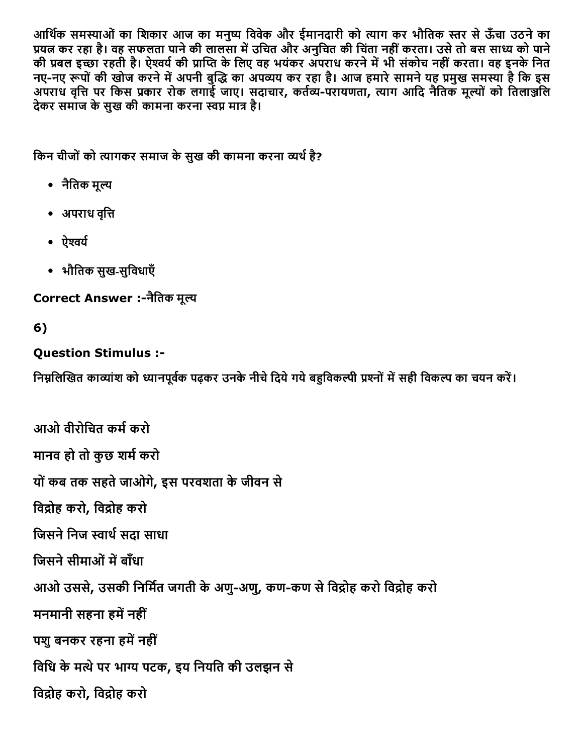आर्थिक समस्याओं का शिकार आज का मनुष्य विवेक और ईमानदारी को त्याग कर भौतिक स्तर से ऊँचा उठने का प्रयत्न कर रहा है। वह सफलता पाने की लालसा में उचित और अनुचित की चिंता नहीं करता। उसे तो बस साध्य को पाने की प्रबल इच्छा रहती है। ऐश्वर्य की प्राप्ति के लिए वह भयंकर अपराध करने में भी संकोच नहीं करता। वह इनके नित नए-नए रूपों की खोज करने में अपनी बुद्धि का अपव्यय कर रहा है। आज हमारे सामने यह प्रमुख समस्या है कि इस अपराध वृत्ति पर किस प्रकार रोक लगाई जाए। सदाचार, कर्तव्य-परायणता, त्याग आदि नैतिक मूल्यों को तिलाञ्जलि देकर समाज के सुख की कामना करना स्वप्न मात्र है।

किन चीजों को त्यागकर समाज के सुख की कामना करना व्यर्थ है?

- नैतिक मूल्य
- अपराध वृत्ति
- ऐश्वर्य
- भौतिक सुख-सुविधाएँ

**Correct Answer :-**नैतिक मूल्य

**6)**

**Question Stimulus :-**

निम्नलिखित काव्यांश को ध्यानपूर्वक पढ़कर उनके नीचे दिये गये बहुविकल्पी प्रश्नों में सही विकल्प का चयन करें।

आओ वीरोचित कर्म करो

मानव हो तो कुछ शर्म करो

यों कब तक सहते जाओगे, इस परवशता के जीवन से

विद्रोह करो, विद्रोह करो

जिसने निज स्वार्थ सदा साधा

जिसने सीमाओं में बाँधा

आओ उससे, उसकी निर्मित जगती के अणु-अणु, कण-कण से विद्रोह करो विद्रोह करो

मनमानी सहना हमें नहीं

पशु बनकर रहना हमें नहीं

विधि के मत्थे पर भाग्य पटक, इय नियति की उलझन से

विद्रोह करो, विद्रोह करो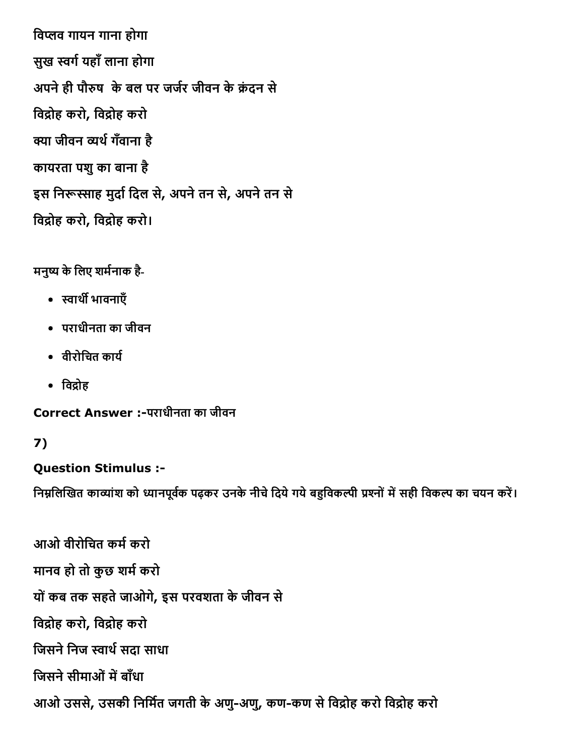विप्लव गायन गाना होगा

सुख स्वर्ग यहाँ लाना होगा

अपने ही पौरुष के बल पर जर्जर जीवन के क्रंदन से

विद्रोह करो, विद्रोह करो

क्या जीवन व्यर्थ गँवाना है

कायरता पशु का बाना है

इस निरूत्साह मुर्दा दिल से, अपने तन से, अपने तन से

विद्रोह करो, विद्रोह करो।

मनुष्य के लिए शर्मनाक है-

- स्वार्थी भावनाएँ
- पराधीनता का जीवन
- वीरोचित कार्य
- विद्रोह

**Correct Answer :-**पराधीनता का जीवन

**7)**

**Question Stimulus :-**

निम्नलिखित काव्यांश को ध्यानपूर्वक पढ़कर उनके नीचे दिये गये बहुविकल्पी प्रश्नों में सही विकल्प का चयन करें।

आओ वीरोचित कर्म करो

मानव हो तो कुछ शर्म करो

यों कब तक सहते जाओगे, इस परवशता के जीवन से

विद्रोह करो, विद्रोह करो

जिसने निज स्वार्थ सदा साधा

जिसने सीमाओं में बाँधा

आओ उससे, उसकी निर्मित जगती के अणु-अणु, कण-कण से विद्रोह करो विद्रोह करो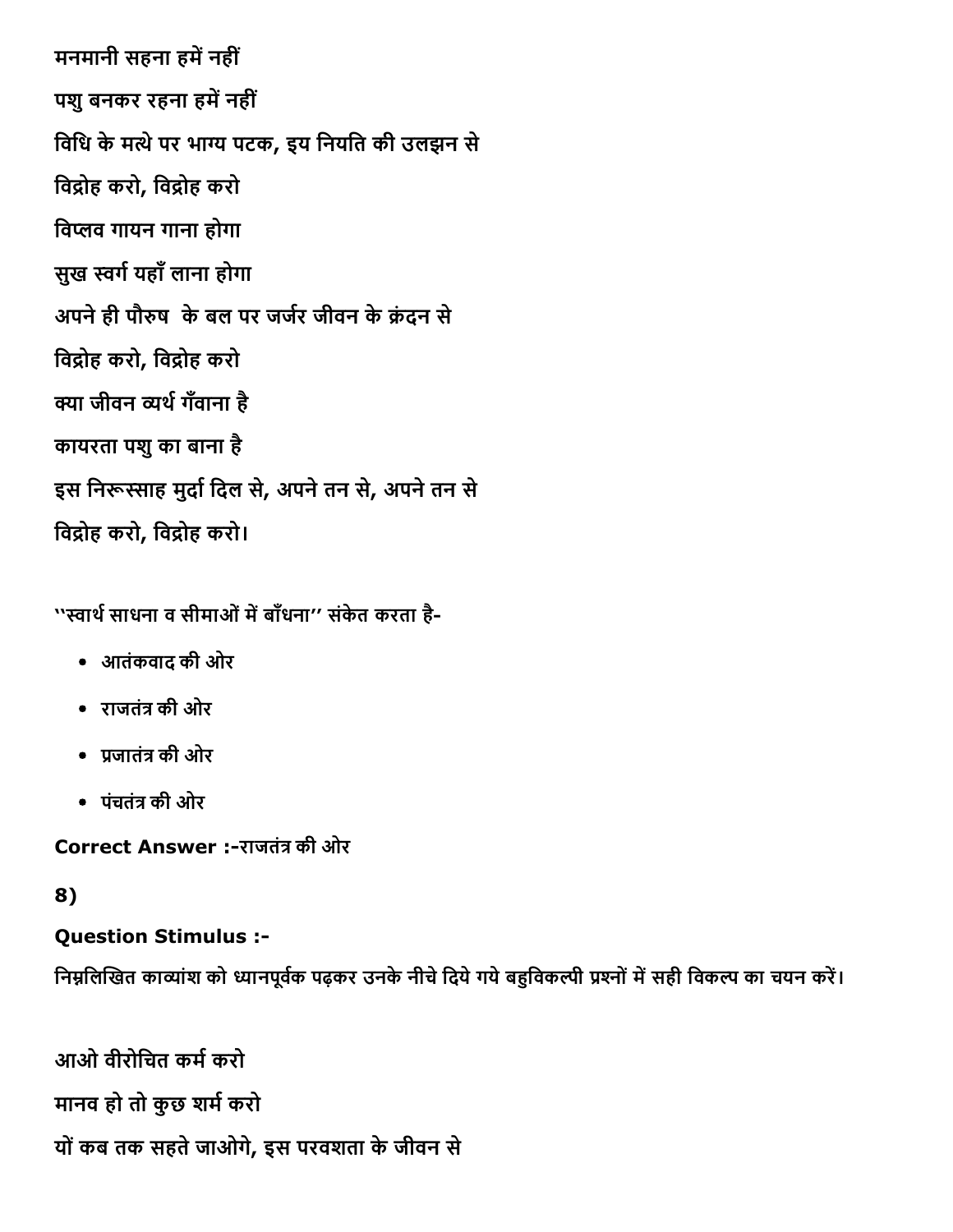मनमानी सहना हमें नहीं

पशु बनकर रहना हमें नहीं

विधि के मत्थे पर भाग्य पटक, इय नियति की उलझन से

विद्रोह करो, विद्रोह करो

विप्लव गायन गाना होगा

सुख स्वर्ग यहाँ लाना होगा

अपने ही पौरुष के बल पर जर्जर जीवन के क्रंदन से

विद्रोह करो, विद्रोह करो

क्या जीवन व्यर्थ गँवाना है

कायरता पशु का बाना है

इस निरूत्साह मुर्दा दिल से, अपने तन से, अपने तन से

विद्रोह करो, विद्रोह करो।

''स्वार्थ साधना व सीमाओं में बाँधना'' संकेत करता है-

- आतंकवाद की ओर
- राजतंत्र की ओर
- प्रजातंत्र की ओर
- पंचतंत्र की ओर

**Correct Answer :-**राजतंत्र की ओर

**8)**

**Question Stimulus :-**

निम्नलिखित काव्यांश को ध्यानपूर्वक पढ़कर उनके नीचे दिये गये बहुविकल्पी प्रश्नों में सही विकल्प का चयन करें।

आओ वीरोचित कर्म करो

मानव हो तो कुछ शर्म करो

यों कब तक सहते जाओगे, इस परवशता के जीवन से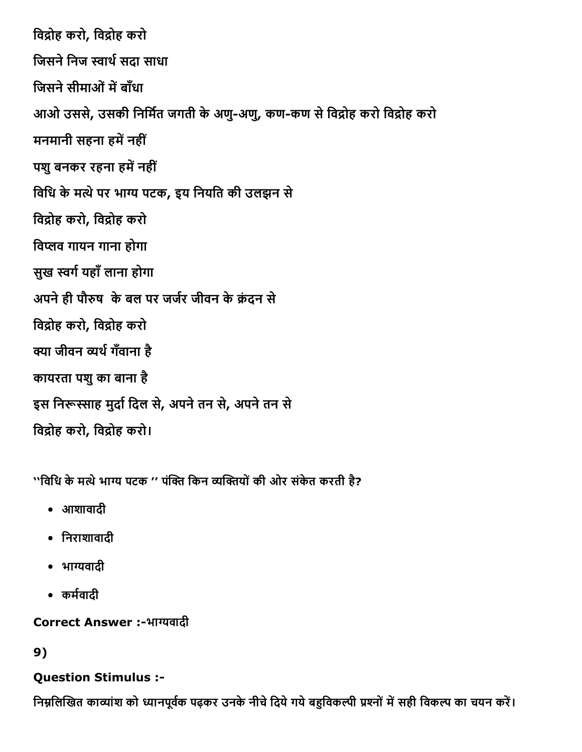विद्रोह करो, विद्रोह करो

जिसने निज स्वार्थ सदा साधा

जिसने सीमाओं में बाँधा

आओ उससे, उसकी निर्मित जगती के अणु-अणु, कण-कण से विद्रोह करो विद्रोह करो

मनमानी सहना हमें नहीं

पशु बनकर रहना हमें नहीं

विधि के मत्थे पर भाग्य पटक, इय नियति की उलझन से

विद्रोह करो, विद्रोह करो

विप्लव गायन गाना होगा

सुख स्वर्ग यहाँ लाना होगा

अपने ही पौरुष के बल पर जर्जर जीवन के क्रंदन से

विद्रोह करो, विद्रोह करो

क्या जीवन व्यर्थ गँवाना है

कायरता पशु का बाना है

इस निरूत्साह मुर्दा दिल से, अपने तन से, अपने तन से

विद्रोह करो, विद्रोह करो।

''विधि के मत्थे भाग्य पटक '' पंक्ति किन व्यक्तियों की ओर संकेत करती है?

- आशावादी
- निराशावादी
- भाग्यवादी
- कर्मवादी

**Correct Answer :-**भाग्यवादी

**9)**

**Question Stimulus :-**

निम्नलिखित काव्यांश को ध्यानपूर्वक पढ़कर उनके नीचे दिये गये बहुविकल्पी प्रश्नों में सही विकल्प का चयन करें।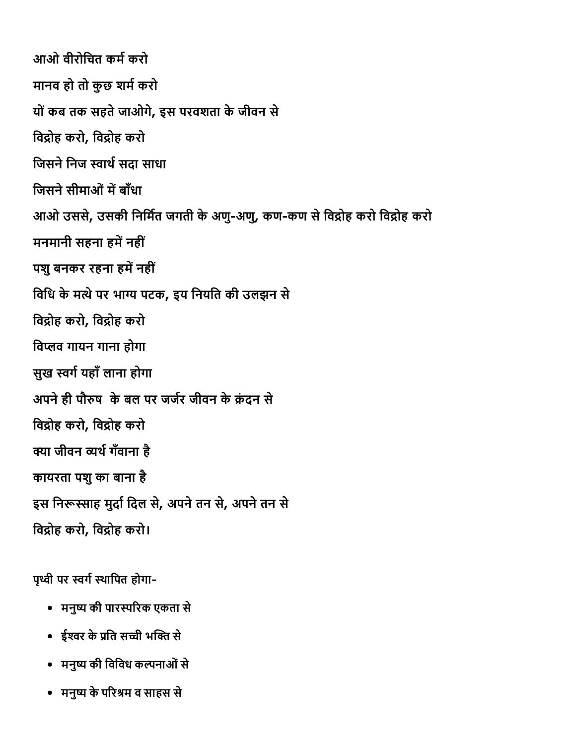**आओ वीरोचित कर्म करो**

**मानव हो तो कुछ शर्म करो**

**यों कब तक सहते जाओगे, इस परवशता के जीवन से**

**विद्रोह करो, विद्रोह करो**

**जिसने निज स्वार्थ सदा साधा**

**जिसने सीमाओं में बाँधा**

**आओ उससे, उसकी निर्मित जगती के अणु-अणु, कण-कण से विद्रोह करो विद्रोह करो**

**मनमानी सहना हमें नहीं**

**पशु बनकर रहना हमें नहीं**

**विधि के मत्थे पर भाग्य पटक, इय नियति की उलझन से**

**विद्रोह करो, विद्रोह करो**

**विप्लव गायन गाना होगा**

**सुख स्वर्ग यहाँ लाना होगा**

**अपने ही पौरुष के बल पर जर्जर जीवन के क्रंदन से**

**विद्रोह करो, विद्रोह करो**

**क्या जीवन व्यर्थ गँवाना है**

**कायरता पशु का बाना है**

**इस निरूत्साह मुर्दा दिल से, अपने तन से, अपने तन से**

**विद्रोह करो, विद्रोह करो।**

पृथ्वी पर स्वर्ग स्थापित होगा-

- मनुष्य की पारस्परिक एकता से
- ईश्वर के प्रति सच्ची भक्ति से
- मनुष्य की विविध कल्पनाओं से
- मनुष्य के परिश्रम व साहस से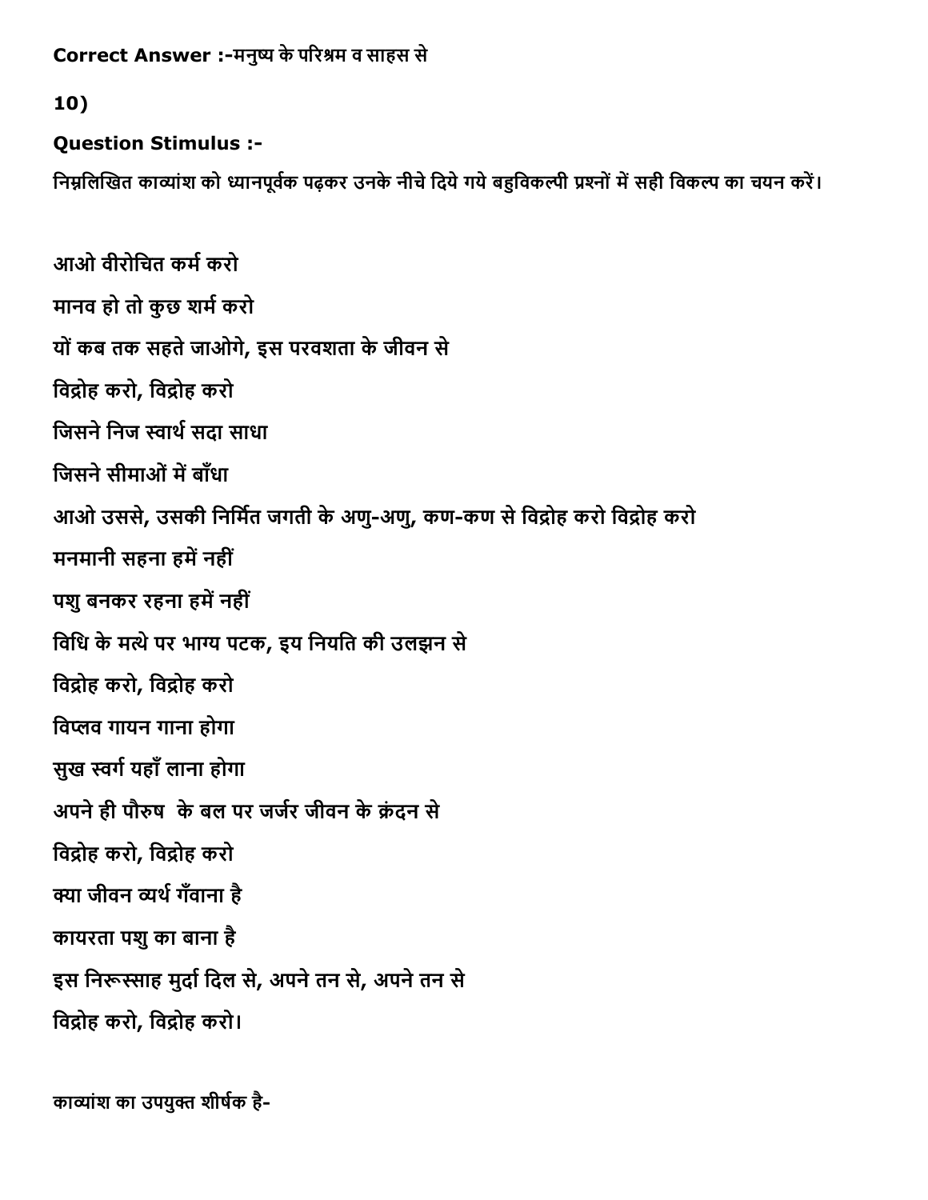**Correct Answer :-**मनुष्य के परिश्रम व साहस से

**10)**

**Question Stimulus :-**

निम्नलिखित काव्यांश को ध्यानपूर्वक पढ़कर उनके नीचे दिये गये बहुविकल्पी प्रश्नों में सही विकल्प का चयन करें।

आओ वीरोचित कर्म करो

मानव हो तो कुछ शर्म करो

यों कब तक सहते जाओगे, इस परवशता के जीवन से

विद्रोह करो, विद्रोह करो

जिसने निज स्वार्थ सदा साधा

जिसने सीमाओं में बाँधा

आओ उससे, उसकी निर्मित जगती के अणु-अणु, कण-कण से विद्रोह करो विद्रोह करो

मनमानी सहना हमें नहीं

पशु बनकर रहना हमें नहीं

विधि के मत्थे पर भाग्य पटक, इय नियति की उलझन से

विद्रोह करो, विद्रोह करो

विप्लव गायन गाना होगा

सुख स्वर्ग यहाँ लाना होगा

अपने ही पौरुष के बल पर जर्जर जीवन के क्रंदन से

विद्रोह करो, विद्रोह करो

क्या जीवन व्यर्थ गँवाना है

कायरता पशु का बाना है

इस निरूत्साह मुर्दा दिल से, अपने तन से, अपने तन से

विद्रोह करो, विद्रोह करो।

काव्यांश का उपयुक्त शीर्षक है-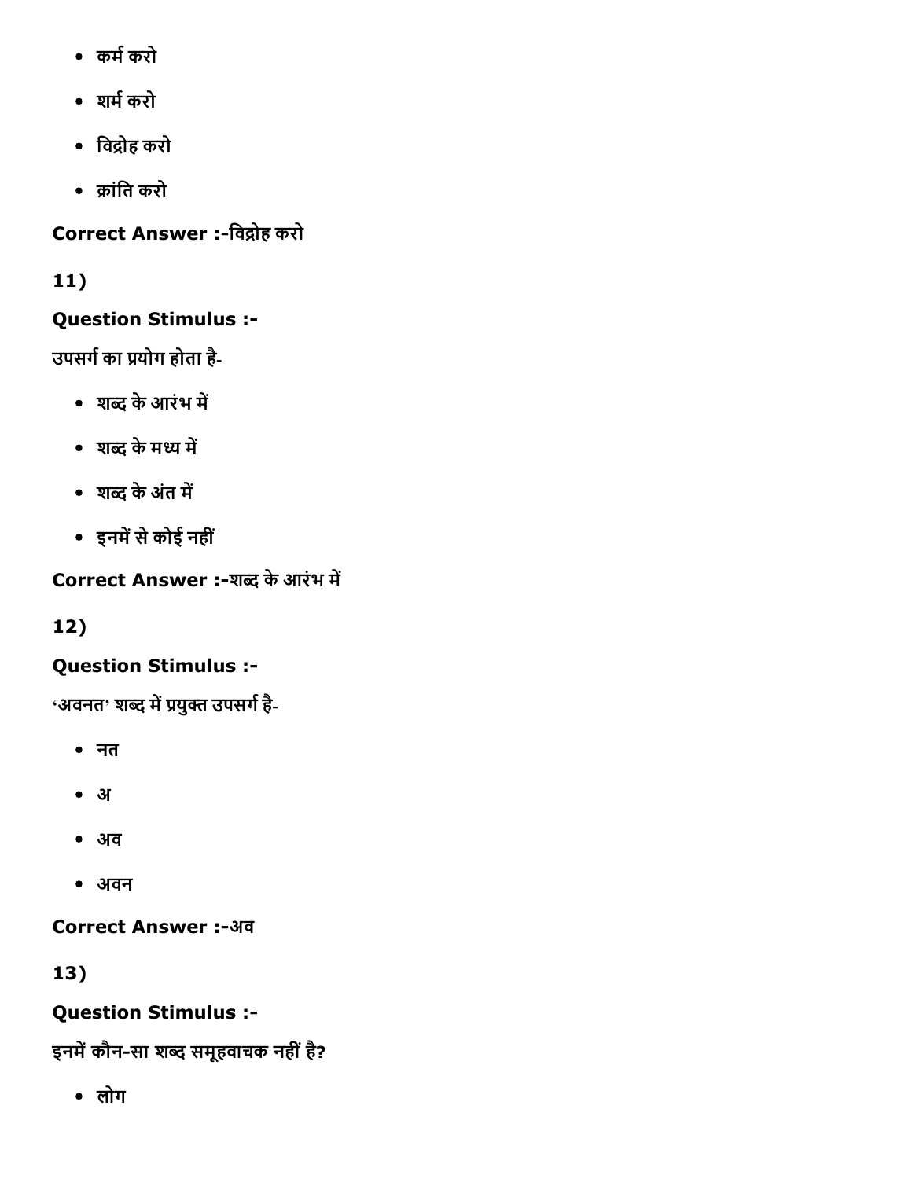- कर्म करो
- शर्म करो
- विद्रोह करो
- क्रांति करो

**Correct Answer :-**विद्रोह करो

**11)**

**Question Stimulus :-**

उपसर्ग का प्रयोग होता है-

- शब्द के आरंभ में
- शब्द के मध्य में
- शब्द के अंत में
- इनमें से कोई नहीं

**Correct Answer :-**शब्द के आरंभ में

**12)**

**Question Stimulus :-**

'अवनत' शब्द में प्रयुक्त उपसर्ग है-

- नत
- अ
- अव
- अवन

**Correct Answer :-**अव

**13)**

**Question Stimulus :-**

इनमें कौन-सा शब्द समूहवाचक नहीं है?

- लोग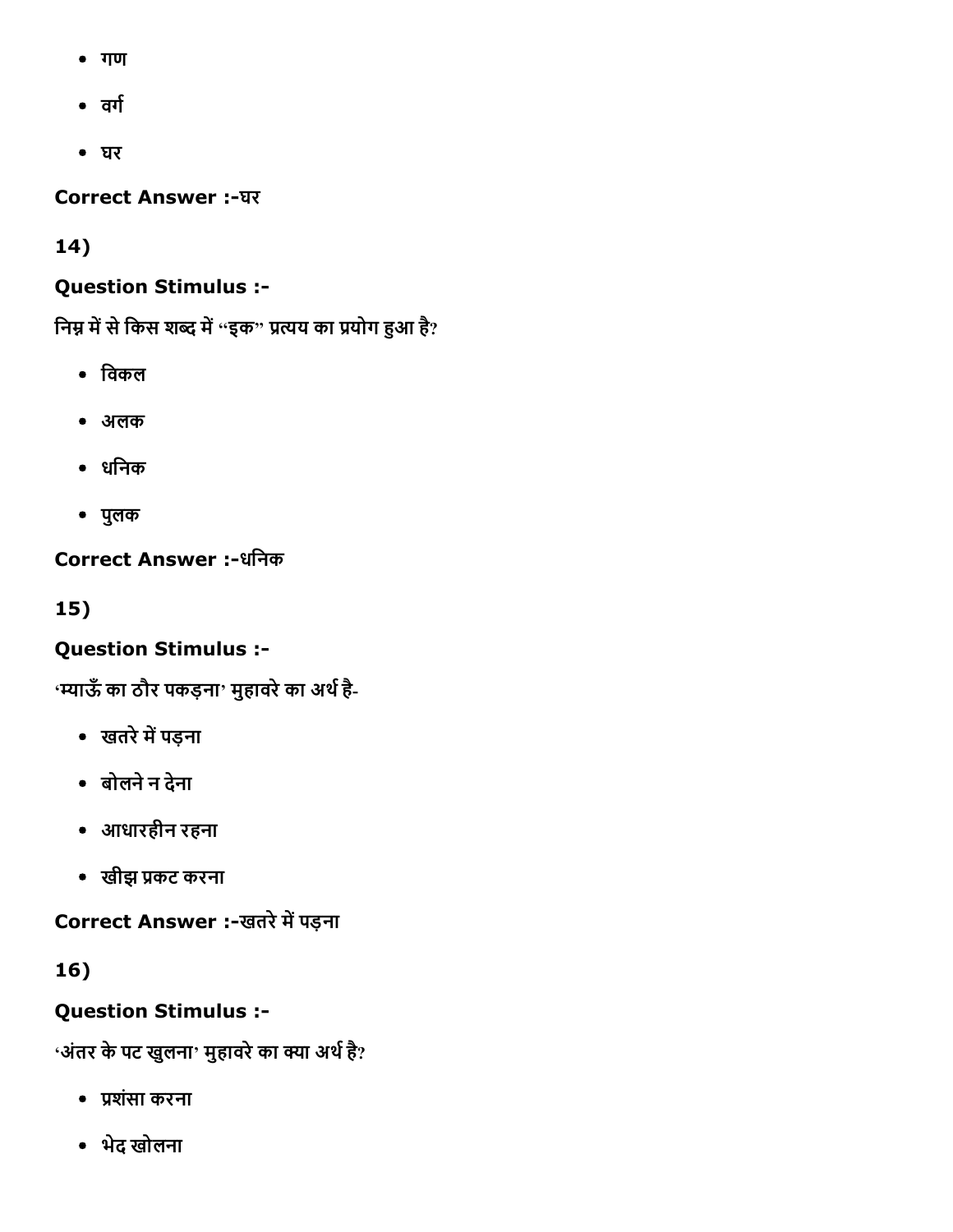- गण
- वर्ग
- घर

**Correct Answer :-**घर

**14)**

**Question Stimulus :-**

निम्न में से किस शब्द में "इक" प्रत्यय का प्रयोग हुआ है?

- विकल
- अलक
- धनिक
- पुलक

**Correct Answer :-**धनिक

**15)**

**Question Stimulus :-**

'म्याऊँ का ठौर पकड़ना' मुहावरे का अर्थ है-

- खतरे में पड़ना
- बोलने न देना
- आधारहीन रहना
- खीझ प्रकट करना

**Correct Answer :-**खतरे में पड़ना

**16)**

**Question Stimulus :-**

'अंतर के पट खुलना' मुहावरे का क्या अर्थ है?

- प्रशंसा करना
- भेद खोलना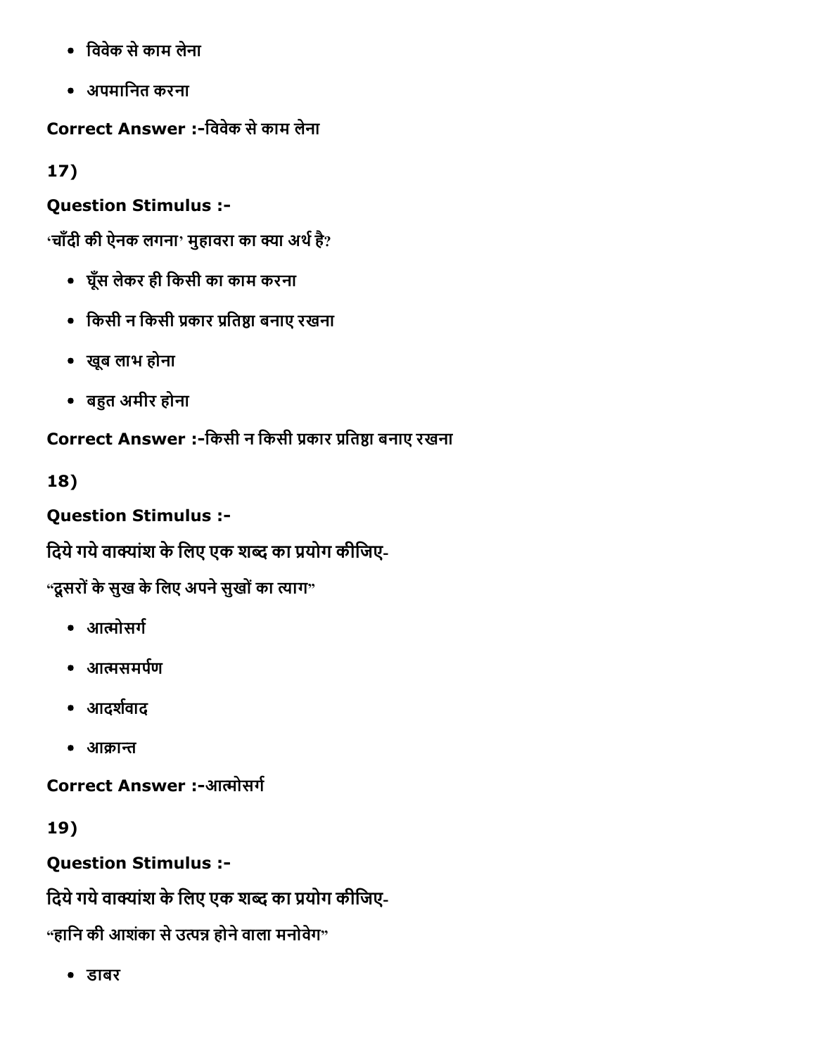- विवेक से काम लेना
- अपमानित करना

**Correct Answer :-**विवेक से काम लेना

**17)**

**Question Stimulus :-**

'चाँदी की ऐनक लगना' मुहावरा का क्या अर्थ है?

- घूँस लेकर ही किसी का काम करना
- किसी न किसी प्रकार प्रतिष्ठा बनाए रखना
- खूब लाभ होना
- बहुत अमीर होना

**Correct Answer :-**किसी न किसी प्रकार प्रतिष्ठा बनाए रखना

**18)**

**Question Stimulus :-**

दिये गये वाक्यांश के लिए एक शब्द का प्रयोग कीजिए-

"दूसरों के सुख के लिए अपने सुखों का त्याग"

- आत्मोसर्ग
- आत्मसमर्पण
- आदर्शवाद
- आक्रान्त

**Correct Answer :-**आत्मोसर्ग

**19)**

**Question Stimulus :-**

दिये गये वाक्यांश के लिए एक शब्द का प्रयोग कीजिए-

"हानि की आशंका से उत्पन्न होने वाला मनोवेग"

- डाबर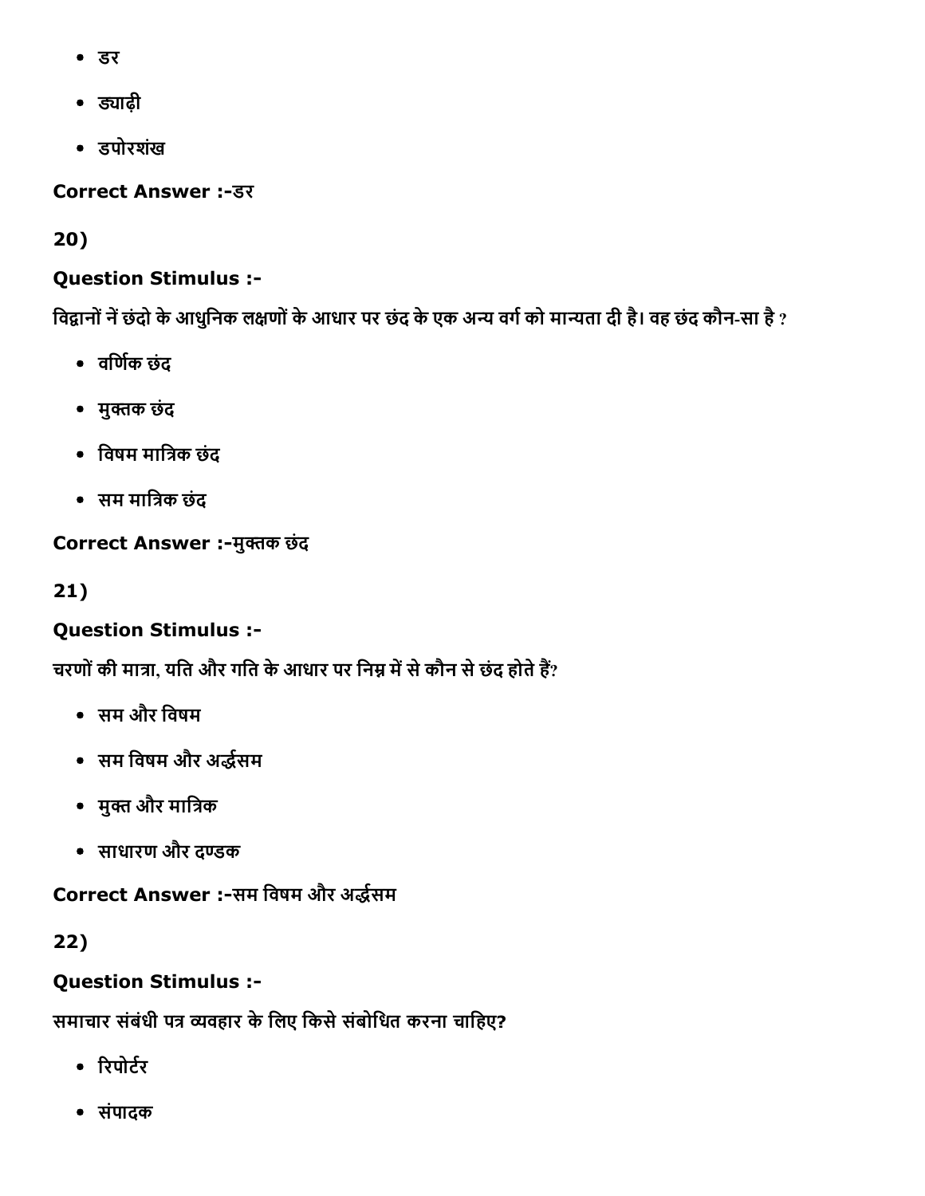- डर
- ड्याढ़ी
- डपोरशंख

**Correct Answer :-**डर

**20)**

**Question Stimulus :-**

विद्वानों नें छंदो के आधुनिक लक्षणों के आधार पर छंद के एक अन्य वर्ग को मान्यता दी है। वह छंद कौन-सा है ?

- वर्णिक छंद
- मुक्तक छंद
- विषम मात्रिक छंद
- सम मात्रिक छंद

**Correct Answer :-**मुक्तक छंद

**21)**

**Question Stimulus :-**

चरणों की मात्रा, यति और गति के आधार पर निम्न में से कौन से छंद होते हैं?

- सम और विषम
- सम विषम और अर्द्धसम
- मुक्त और मात्रिक
- साधारण और दण्डक

**Correct Answer :-**सम विषम और अर्द्धसम

**22)**

**Question Stimulus :-**

समाचार संबंधी पत्र व्यवहार के लिए किसे संबोधित करना चाहिए?

- रिपोर्टर
- संपादक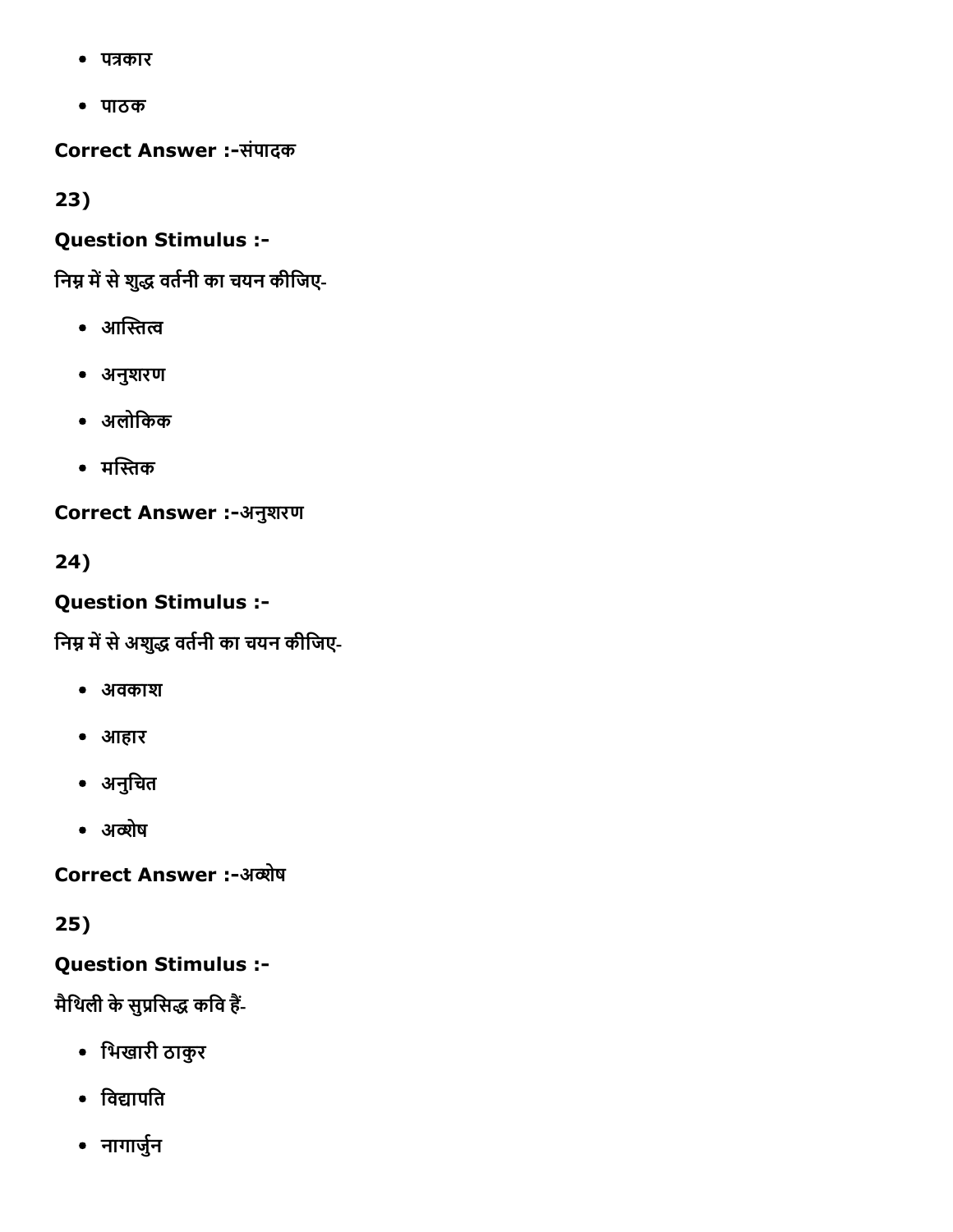- पत्रकार
- पाठक

**Correct Answer :-**संपादक

**23)**

**Question Stimulus :-**

निम्न में से शुद्ध वर्तनी का चयन कीजिए-

- आस्तित्व
- अनुशरण
- अलोकिक
- मस्तिक

**Correct Answer :-**अनुशरण

**24)**

**Question Stimulus :-**

निम्न में से अशुद्ध वर्तनी का चयन कीजिए-

- अवकाश
- आहार
- अनुचित
- अव्शेष

**Correct Answer :-**अव्शेष

**25)**

**Question Stimulus :-**

मैथिली के सुप्रसिद्ध कवि हैं-

- भिखारी ठाकुर
- विद्यापति
- नागार्जुन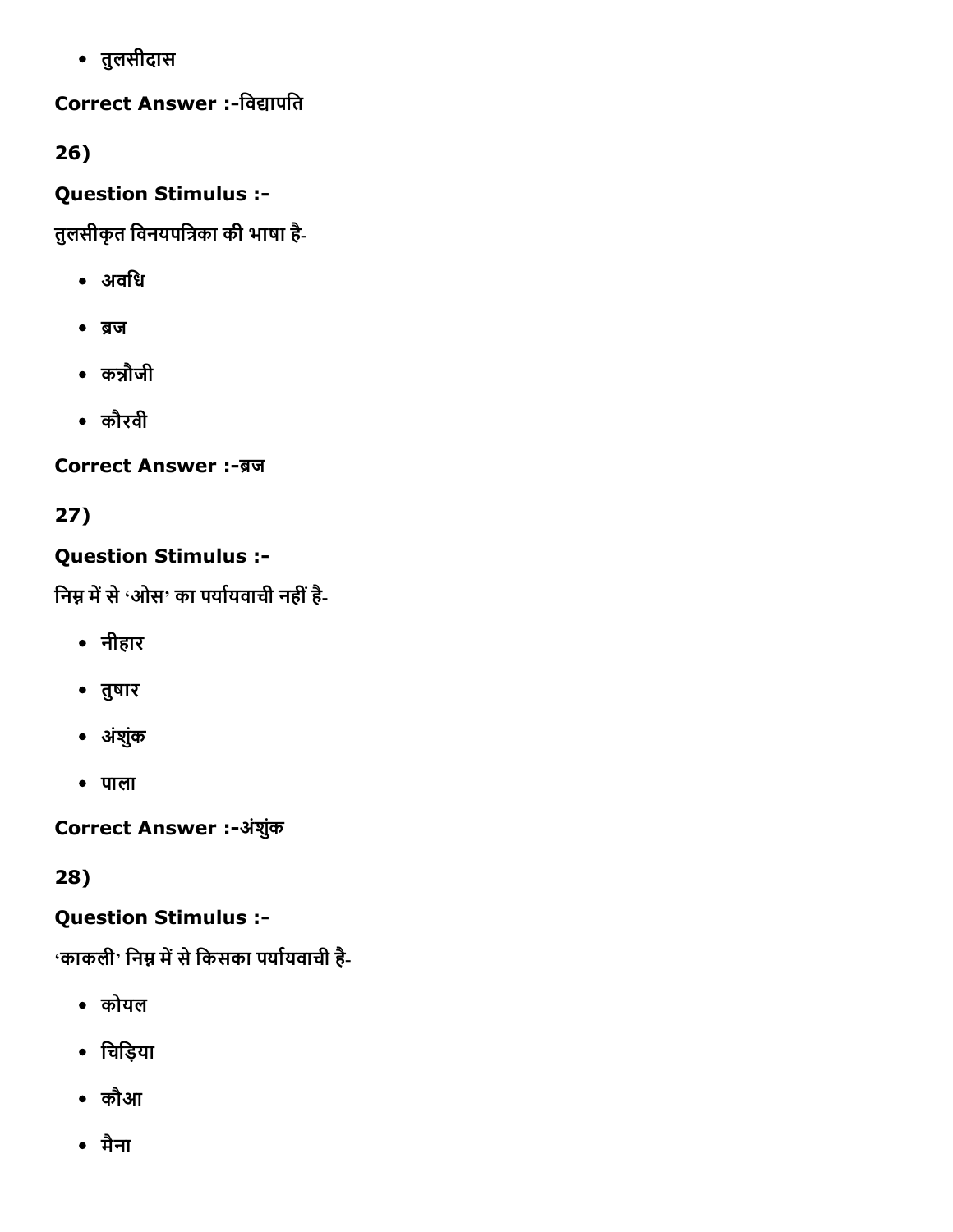- तुलसीदास

**Correct Answer :-**विद्यापति

**26)**

**Question Stimulus :-**

तुलसीकृत विनयपत्रिका की भाषा है-

- अवधि
- ब्रज
- कन्नौजी
- कौरवी

**Correct Answer :-**ब्रज

**27)**

**Question Stimulus :-**

निम्न में से 'ओस' का पर्यायवाची नहीं है-

- नीहार
- तुषार
- अंशुंक
- पाला

**Correct Answer :-**अंशुंक

**28)**

**Question Stimulus :-**

'काकली' निम्न में से किसका पर्यायवाची है-

- कोयल
- चिड़िया
- कौआ
- मैना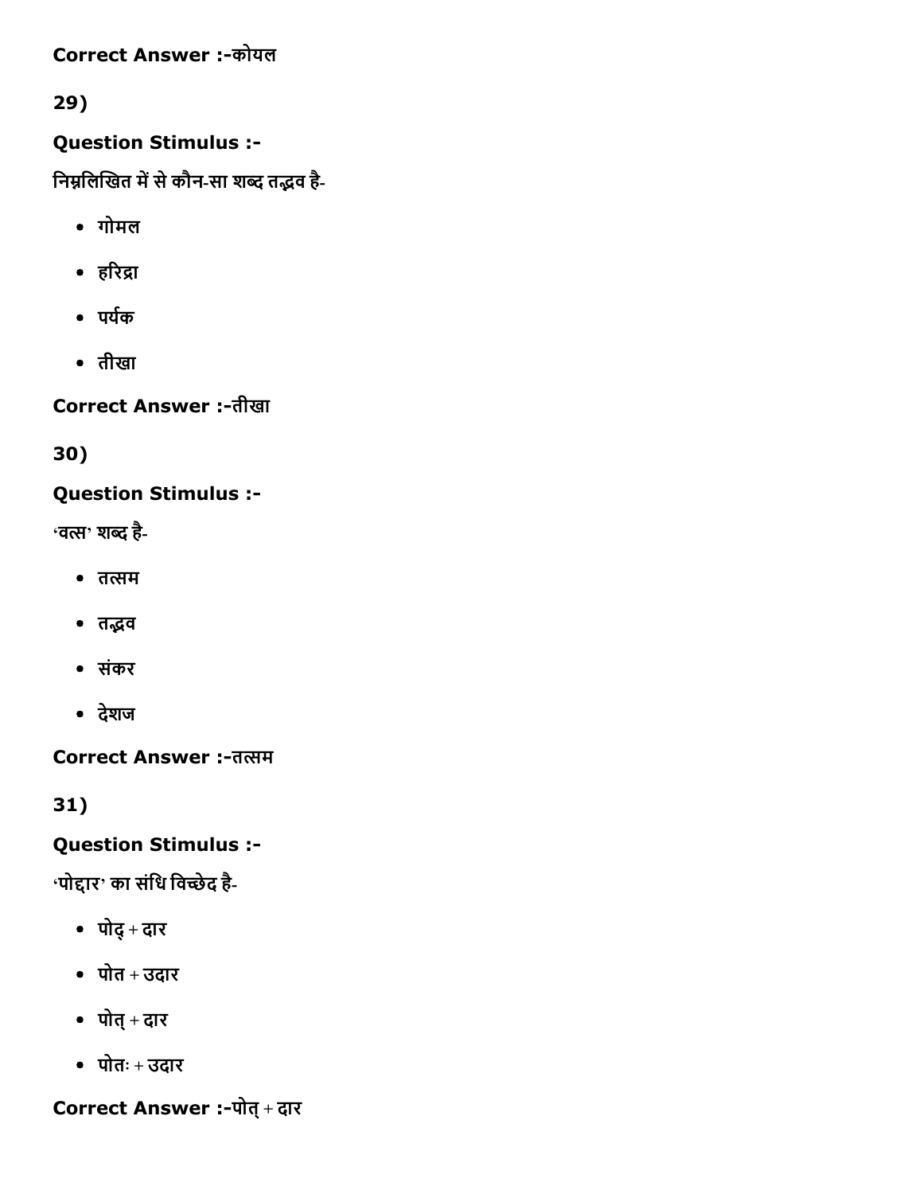Correct Answer :-कोयल

29)

**Question Stimulus :-**

निम्नलिखित में से कौन-सा शब्द तद्भव है-

- गोमल
- हरिद्रा
- पर्यक
- तीखा

**Correct Answer :-**तीखा

30)

**Question Stimulus :-**

'वत्स' शब्द है-

- तत्सम
- तद्भव
- संकर
- देशज

**Correct Answer :-**तत्सम

31)

**Question Stimulus :-**

'पोद्दार' का संधि विच्छेद है-

- पोद् + दार
- पोत + उदार
- पोत् + दार
- पोतः + उदार

**Correct Answer :-**पोत् + दार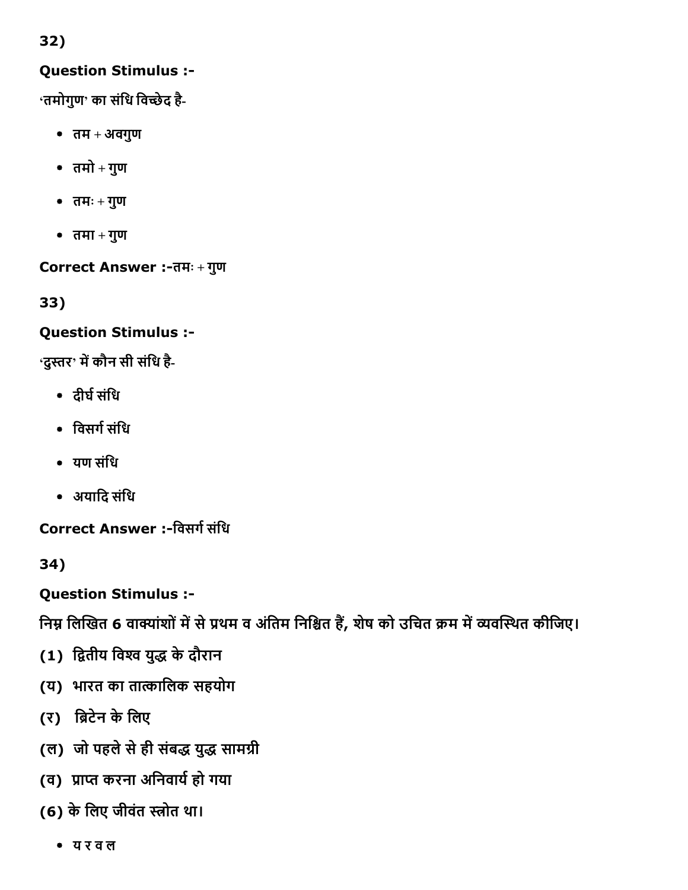32)

**Question Stimulus :-**

'तमोगुण' का संधि विच्छेद है-

- तम + अवगुण
- तमो + गुण
- तमः + गुण
- तमा + गुण

**Correct Answer :-**तमः + गुण

33)

**Question Stimulus :-**

'दुस्तर' में कौन सी संधि है-

- दीर्घ संधि
- विसर्ग संधि
- यण संधि
- अयादि संधि

**Correct Answer :-**विसर्ग संधि

34)

**Question Stimulus :-**

**निम्न लिखित 6 वाक्यांशों में से प्रथम व अंतिम निश्चित हैं, शेष को उचित क्रम में व्यवस्थित कीजिए।**

**(1) द्वितीय विश्व युद्ध के दौरान**

**(य) भारत का तात्कालिक सहयोग**

**(र) ब्रिटेन के लिए**

**(ल) जो पहले से ही संबद्ध युद्ध सामग्री**

**(व) प्राप्त करना अनिवार्य हो गया**

**(6) के लिए जीवंत स्त्रोत था।**

- य र व ल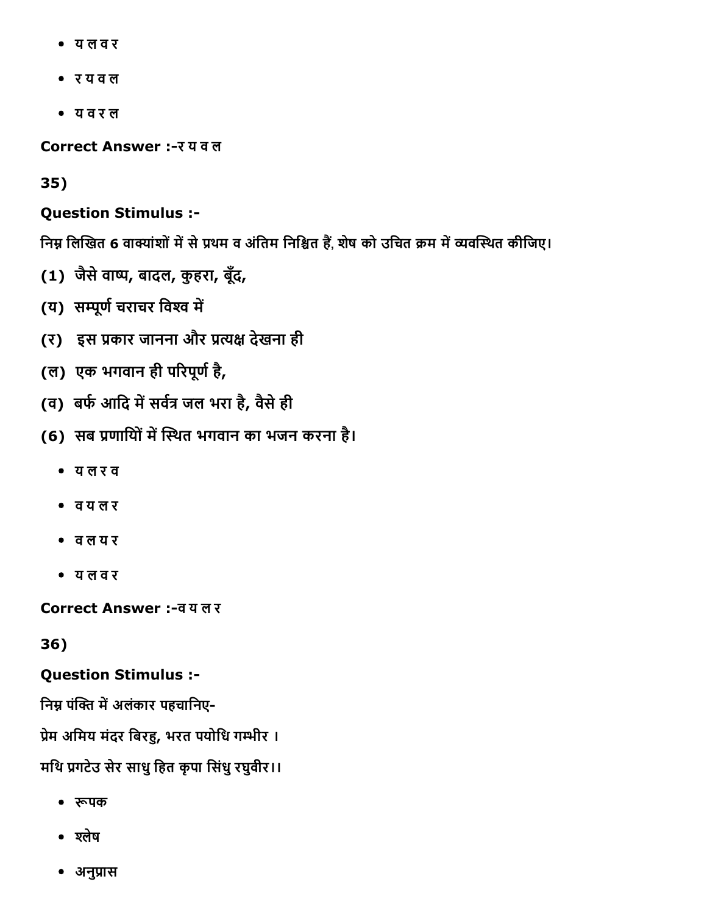- य ल व र
- र य व ल
- य व र ल

**Correct Answer :-**र य व ल

35)

**Question Stimulus :-**

निम्न लिखित 6 वाक्यांशों में से प्रथम व अंतिम निश्चित हैं, शेष को उचित क्रम में व्यवस्थित कीजिए।

(1) जैसे वाष्प, बादल, कुहरा, बूँद,

(य) सम्पूर्ण चराचर विश्व में

(र) इस प्रकार जानना और प्रत्यक्ष देखना ही

(ल) एक भगवान ही परिपूर्ण है,

(व) बर्फ आदि में सर्वत्र जल भरा है, वैसे ही

(6) सब प्रणायियों में स्थित भगवान का भजन करना है।

- य ल र व
- व य ल र
- व ल य र
- य ल व र

**Correct Answer :-**व य ल र

36)

**Question Stimulus :-**

निम्न पंक्ति में अलंकार पहचानिए-

प्रेम अमिय मंदर बिरहु, भरत पयोधि गम्भीर ।

मथि प्रगटेउ सेर साधु हित कृपा सिंधु रघुवीर।।

- रूपक
- श्लेष
- अनुप्रास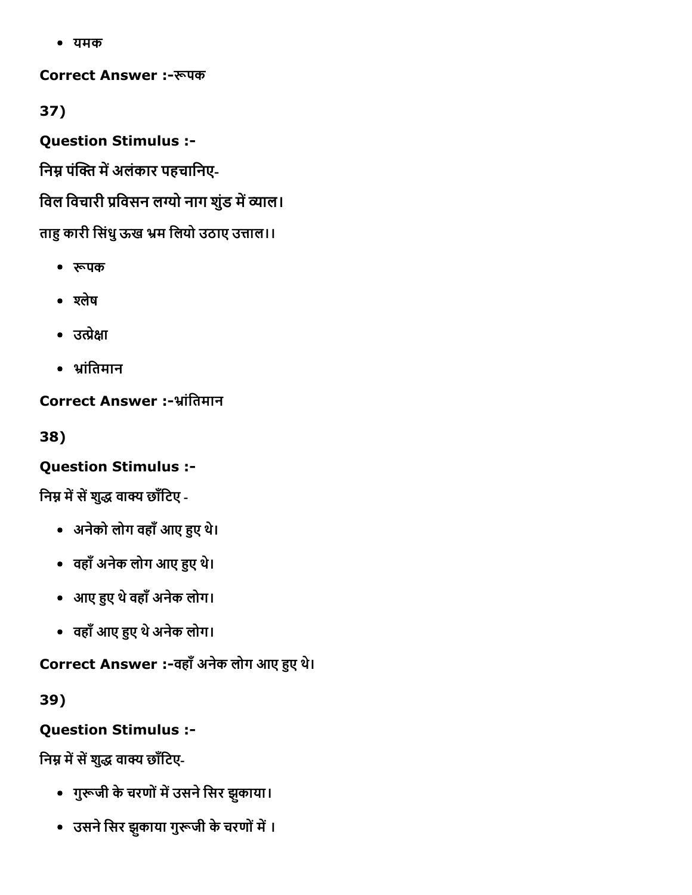- यमक

**Correct Answer :-**रूपक

**37)**

**Question Stimulus :-**

निम्न पंक्ति में अलंकार पहचानिए-

विल विचारी प्रविसन लग्यो नाग शुंड में व्याल।

ताहु कारी सिंधु ऊख भ्रम लियो उठाए उत्ताल।।

- रूपक
- श्लेष
- उत्प्रेक्षा
- भ्रांतिमान

**Correct Answer :-**भ्रांतिमान

**38)**

**Question Stimulus :-**

निम्न में सें शुद्ध वाक्य छाँटिए -

- अनेको लोग वहाँ आए हुए थे।
- वहाँ अनेक लोग आए हुए थे।
- आए हुए थे वहाँ अनेक लोग।
- वहाँ आए हुए थे अनेक लोग।

**Correct Answer :-**वहाँ अनेक लोग आए हुए थे।

**39)**

**Question Stimulus :-**

निम्न में सें शुद्ध वाक्य छाँटिए-

- गुरूजी के चरणों में उसने सिर झुकाया।
- उसने सिर झुकाया गुरूजी के चरणों में ।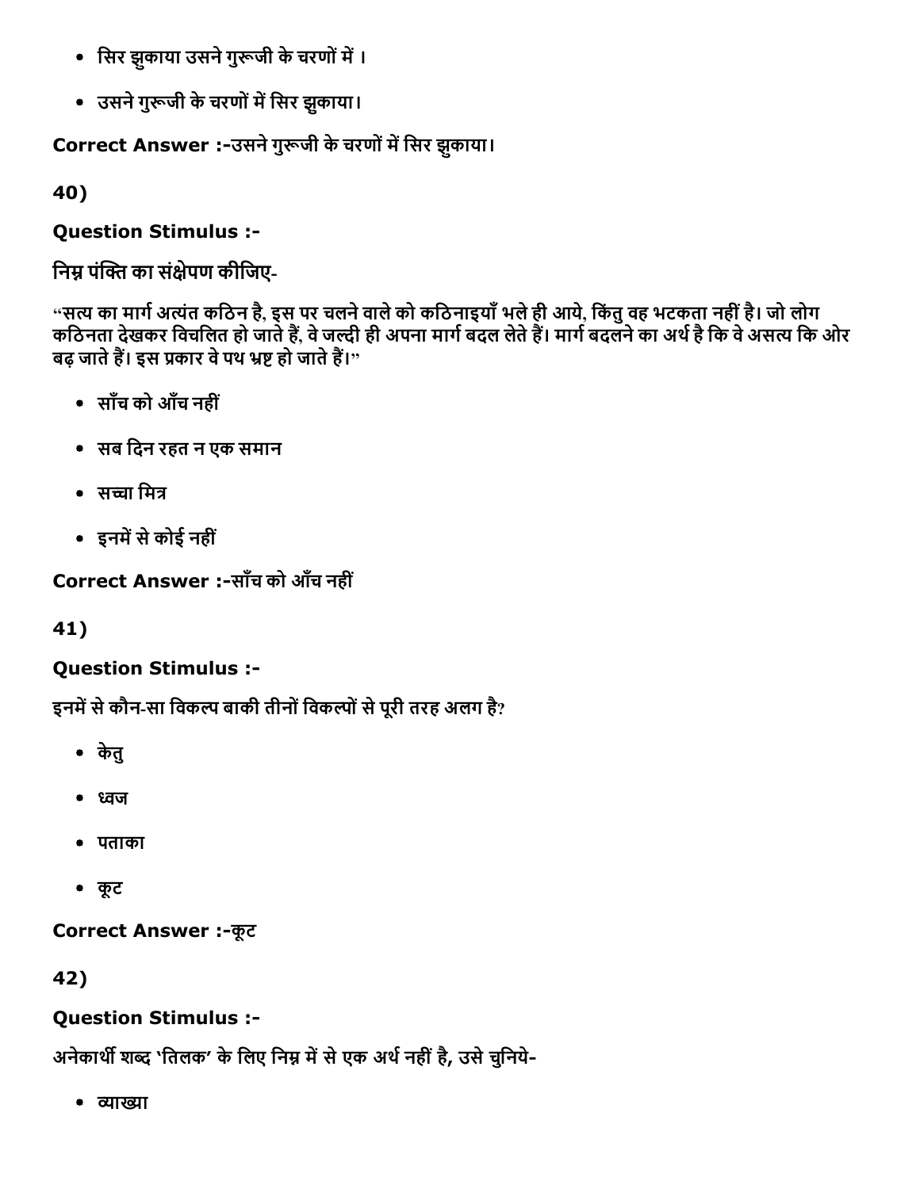- सिर झुकाया उसने गुरूजी के चरणों में ।
- उसने गुरूजी के चरणों में सिर झुकाया।

**Correct Answer :-**उसने गुरूजी के चरणों में सिर झुकाया।

**40)**

**Question Stimulus :-**

निम्न पंक्ति का संक्षेपण कीजिए-

“सत्य का मार्ग अत्यंत कठिन है, इस पर चलने वाले को कठिनाइयाँ भले ही आये, किंतु वह भटकता नहीं है। जो लोग कठिनता देखकर विचलित हो जाते हैं, वे जल्दी ही अपना मार्ग बदल लेते हैं। मार्ग बदलने का अर्थ है कि वे असत्य कि ओर बढ़ जाते हैं। इस प्रकार वे पथ भ्रष्ट हो जाते हैं।”

- साँच को आँच नहीं
- सब दिन रहत न एक समान
- सच्चा मित्र
- इनमें से कोई नहीं

**Correct Answer :-**साँच को आँच नहीं

**41)**

**Question Stimulus :-**

इनमें से कौन-सा विकल्प बाकी तीनों विकल्पों से पूरी तरह अलग है?

- केतु
- ध्वज
- पताका
- कूट

**Correct Answer :-**कूट

**42)**

**Question Stimulus :-**

अनेकार्थी शब्द 'तिलक' के लिए निम्न में से एक अर्थ नहीं है, उसे चुनिये-

- व्याख्या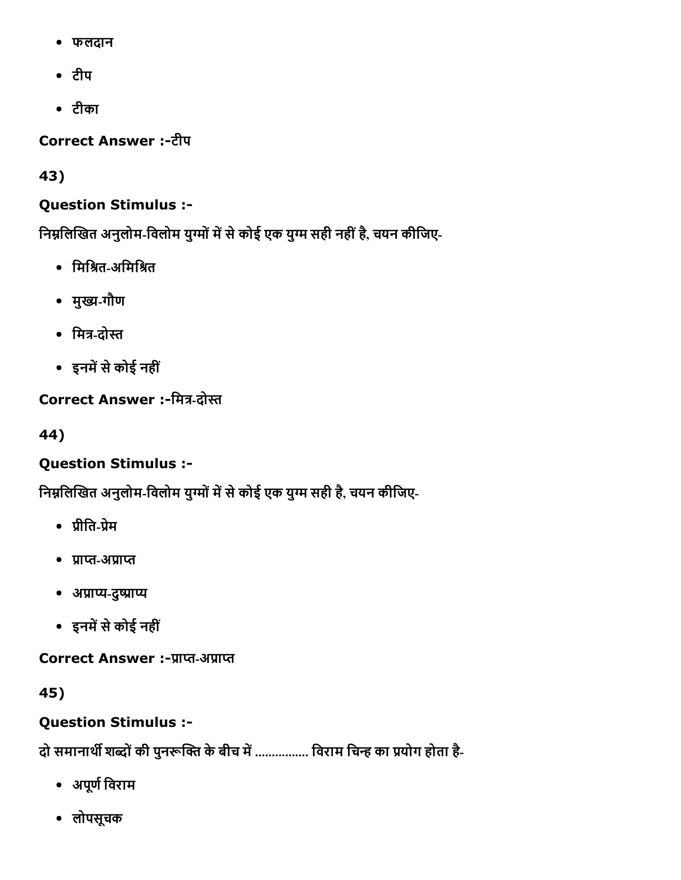- फलदान
- टीप
- टीका

**Correct Answer :-**टीप

**43)**

**Question Stimulus :-**

निम्नलिखित अनुलोम-विलोम युग्मों में से कोई एक युग्म सही नहीं है, चयन कीजिए-

- मिश्रित-अमिश्रित
- मुख्य-गौण
- मित्र-दोस्त
- इनमें से कोई नहीं

**Correct Answer :-**मित्र-दोस्त

**44)**

**Question Stimulus :-**

निम्नलिखित अनुलोम-विलोम युग्मों में से कोई एक युग्म सही है, चयन कीजिए-

- प्रीति-प्रेम
- प्राप्त-अप्राप्त
- अप्राप्य-दुष्प्राप्य
- इनमें से कोई नहीं

**Correct Answer :-**प्राप्त-अप्राप्त

**45)**

**Question Stimulus :-**

दो समानार्थी शब्दों की पुनरूक्ति के बीच में ................ विराम चिन्ह का प्रयोग होता है-

- अपूर्ण विराम
- लोपसूचक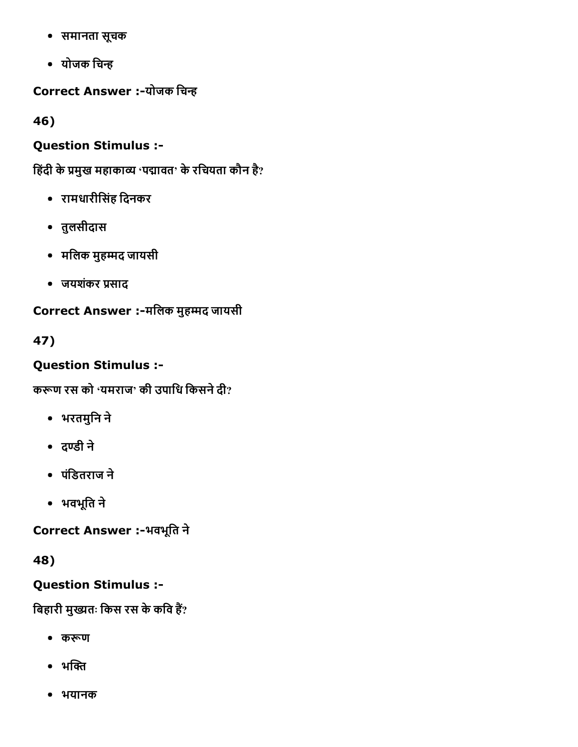- समानता सूचक
- योजक चिन्ह

**Correct Answer :-**योजक चिन्ह

**46)**

**Question Stimulus :-**

हिंदी के प्रमुख महाकाव्य 'पद्मावत' के रचियता कौन है?

- रामधारीसिंह दिनकर
- तुलसीदास
- मलिक मुहम्मद जायसी
- जयशंकर प्रसाद

**Correct Answer :-**मलिक मुहम्मद जायसी

**47)**

**Question Stimulus :-**

करूण रस को 'यमराज' की उपाधि किसने दी?

- भरतमुनि ने
- दण्डी ने
- पंडितराज ने
- भवभूति ने

**Correct Answer :-**भवभूति ने

**48)**

**Question Stimulus :-**

बिहारी मुख्यतः किस रस के कवि हैं?

- करूण
- भक्ति
- भयानक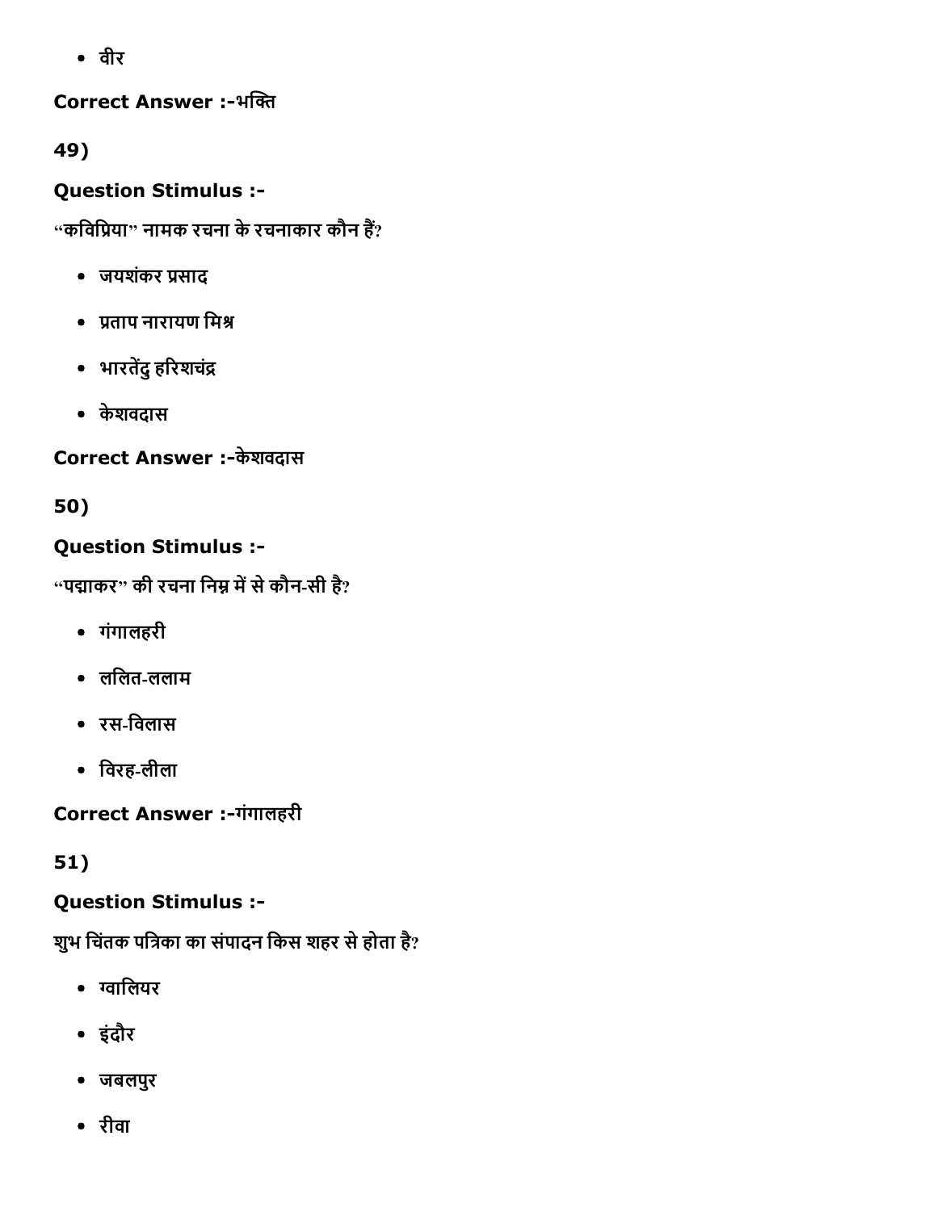- वीर

**Correct Answer :-**भक्ति

**49)**

**Question Stimulus :-**

"कविप्रिया" नामक रचना के रचनाकार कौन हैं?

- जयशंकर प्रसाद
- प्रताप नारायण मिश्र
- भारतेंदु हरिशचंद्र
- केशवदास

**Correct Answer :-**केशवदास

**50)**

**Question Stimulus :-**

"पद्माकर" की रचना निम्न में से कौन-सी है?

- गंगालहरी
- ललित-ललाम
- रस-विलास
- विरह-लीला

**Correct Answer :-**गंगालहरी

**51)**

**Question Stimulus :-**

शुभ चिंतक पत्रिका का संपादन किस शहर से होता है?

- ग्वालियर
- इंदौर
- जबलपुर
- रीवा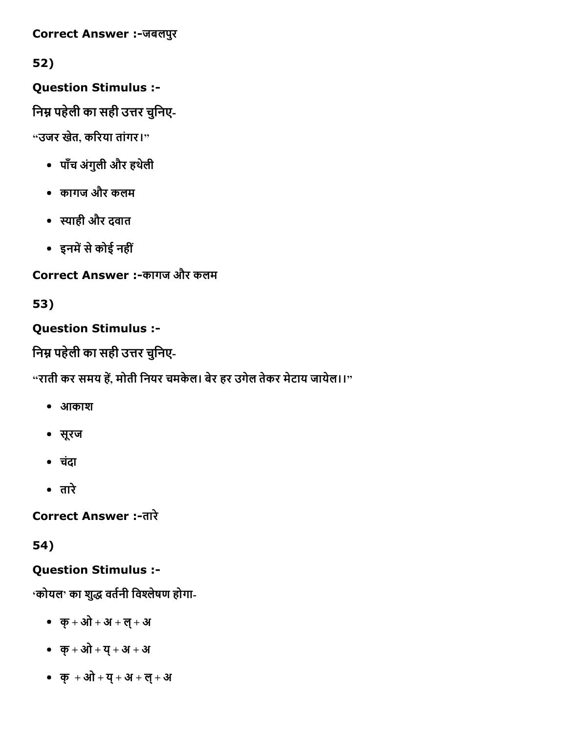Correct Answer :-जबलपुर

52)

**Question Stimulus :-**

निम्न पहेली का सही उत्तर चुनिए-

"उजर खेत, करिया तांगर।"

- पाँच अंगुली और हथेली
- कागज और कलम
- स्याही और दवात
- इनमें से कोई नहीं

**Correct Answer :-**कागज और कलम

53)

**Question Stimulus :-**

निम्न पहेली का सही उत्तर चुनिए-

"राती कर समय हें, मोती नियर चमकेल। बेर हर उगेल तेकर मेटाय जायेल।।"

- आकाश
- सूरज
- चंदा
- तारे

**Correct Answer :-**तारे

54)

**Question Stimulus :-**

'कोयल' का शुद्ध वर्तनी विश्लेषण होगा-

- क् + ओ + अ + ल् + अ
- क् + ओ + य् + अ + अ
- क् + ओ + य् + अ + ल् + अ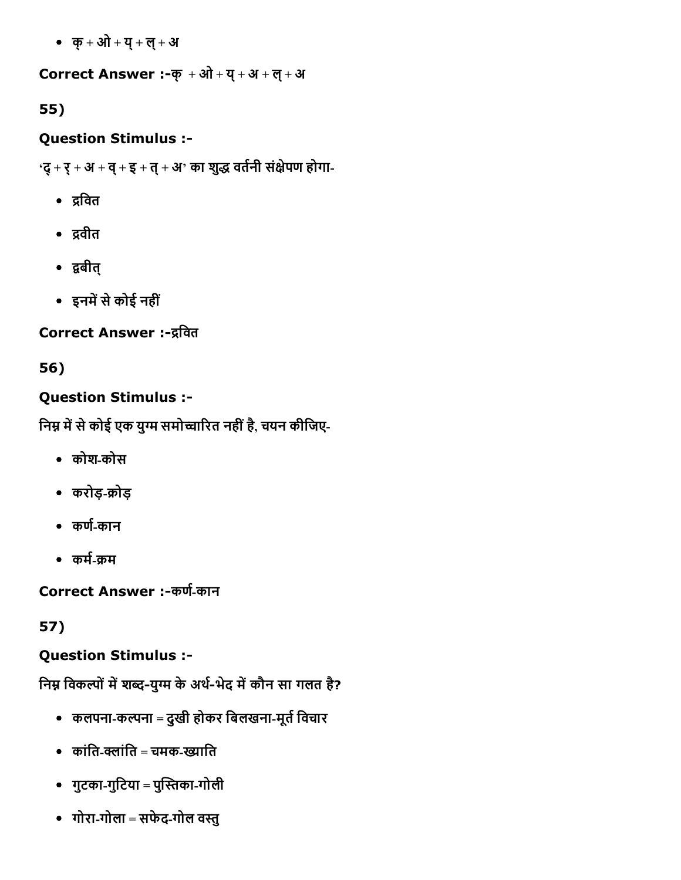- क् + ओ + य् + ल् + अ

**Correct Answer :-**क् + ओ + य् + अ + ल् + अ

**55)**

**Question Stimulus :-**

'द् + र् + अ + व् + इ + त् + अ' का शुद्ध वर्तनी संक्षेपण होगा-

- द्रवित
- द्रवीत
- द्रबीत्
- इनमें से कोई नहीं

**Correct Answer :-**द्रवित

**56)**

**Question Stimulus :-**

निम्न में से कोई एक युग्म समोच्चारित नहीं है, चयन कीजिए-

- कोश-कोस
- करोड़-क्रोड़
- कर्ण-कान
- कर्म-क्रम

**Correct Answer :-**कर्ण-कान

**57)**

**Question Stimulus :-**

निम्न विकल्पों में शब्द-युग्म के अर्थ-भेद में कौन सा गलत है?

- कलपना-कल्पना = दुखी होकर बिलखना-मूर्त विचार
- कांति-क्लांति = चमक-ख्याति
- गुटका-गुटिया = पुस्तिका-गोली
- गोरा-गोला = सफेद-गोल वस्तु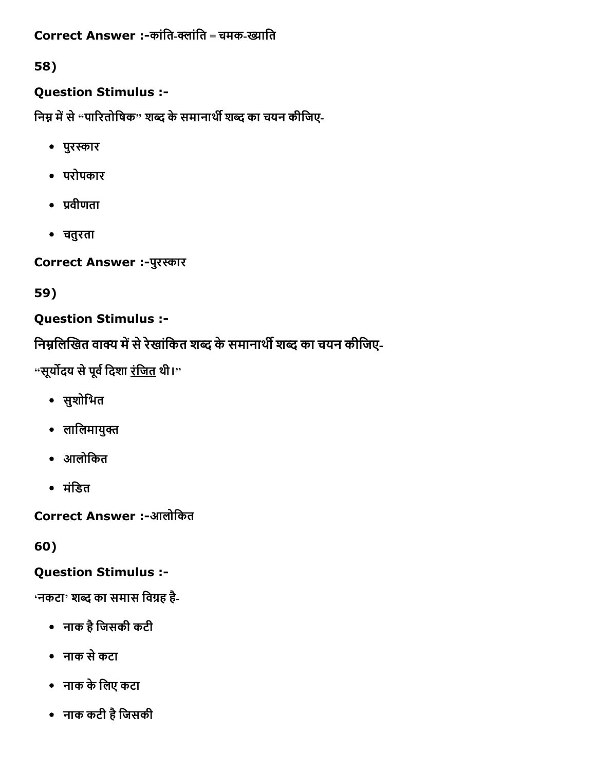**Correct Answer :-**कांति-क्लांति = चमक-ख्याति

58)

**Question Stimulus :-**

निम्न में से "पारितोषिक" शब्द के समानार्थी शब्द का चयन कीजिए-

- पुरस्कार
- परोपकार
- प्रवीणता
- चतुरता

**Correct Answer :-**पुरस्कार

59)

**Question Stimulus :-**

निम्नलिखित वाक्य में से रेखांकित शब्द के समानार्थी शब्द का चयन कीजिए-

"सूर्योदय से पूर्व दिशा <u>रंजित</u> थी।"

- सुशोभित
- लालिमायुक्त
- आलोकित
- मंडित

**Correct Answer :-**आलोकित

60)

**Question Stimulus :-**

'नकटा' शब्द का समास विग्रह है-

- नाक है जिसकी कटी
- नाक से कटा
- नाक के लिए कटा
- नाक कटी है जिसकी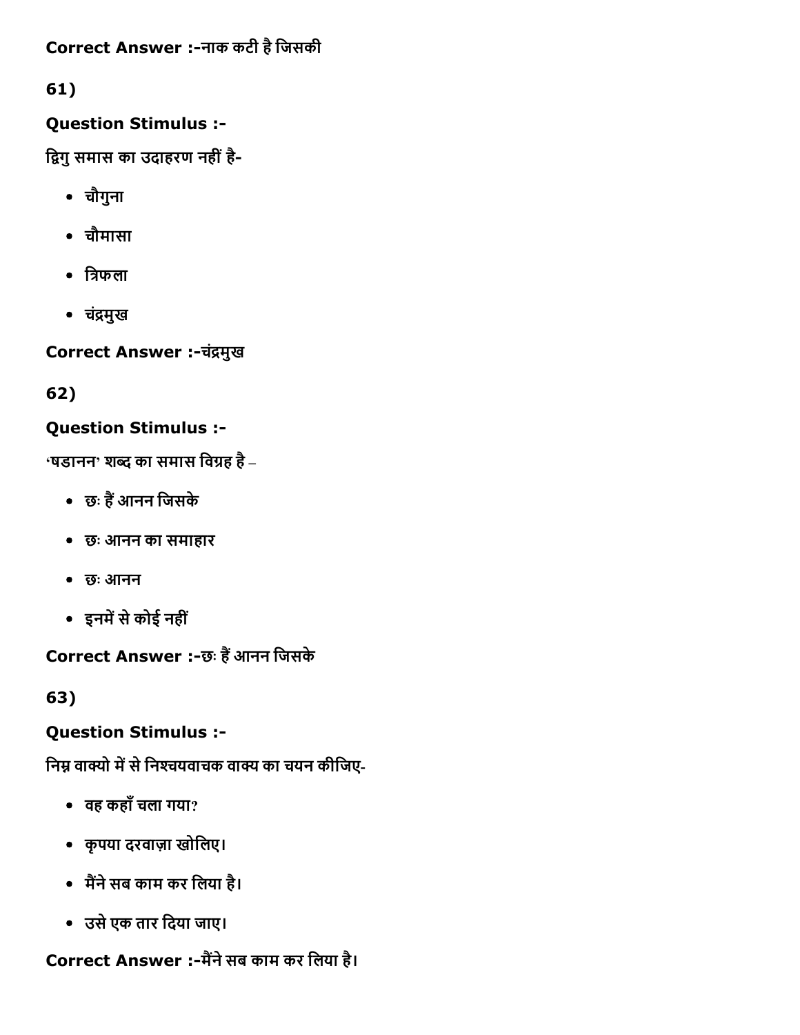**Correct Answer :-**नाक कटी है जिसकी

**61)**

**Question Stimulus :-**

द्विगु समास का उदाहरण नहीं है-

- चौगुना
- चौमासा
- त्रिफला
- चंद्रमुख

**Correct Answer :-**चंद्रमुख

**62)**

**Question Stimulus :-**

'षडानन' शब्द का समास विग्रह है –

- छः हैं आनन जिसके
- छः आनन का समाहार
- छः आनन
- इनमें से कोई नहीं

**Correct Answer :-**छः हैं आनन जिसके

**63)**

**Question Stimulus :-**

निम्न वाक्यो में से निश्चयवाचक वाक्य का चयन कीजिए-

- वह कहाँ चला गया?
- कृपया दरवाज़ा खोलिए।
- मैंने सब काम कर लिया है।
- उसे एक तार दिया जाए।

**Correct Answer :-**मैंने सब काम कर लिया है।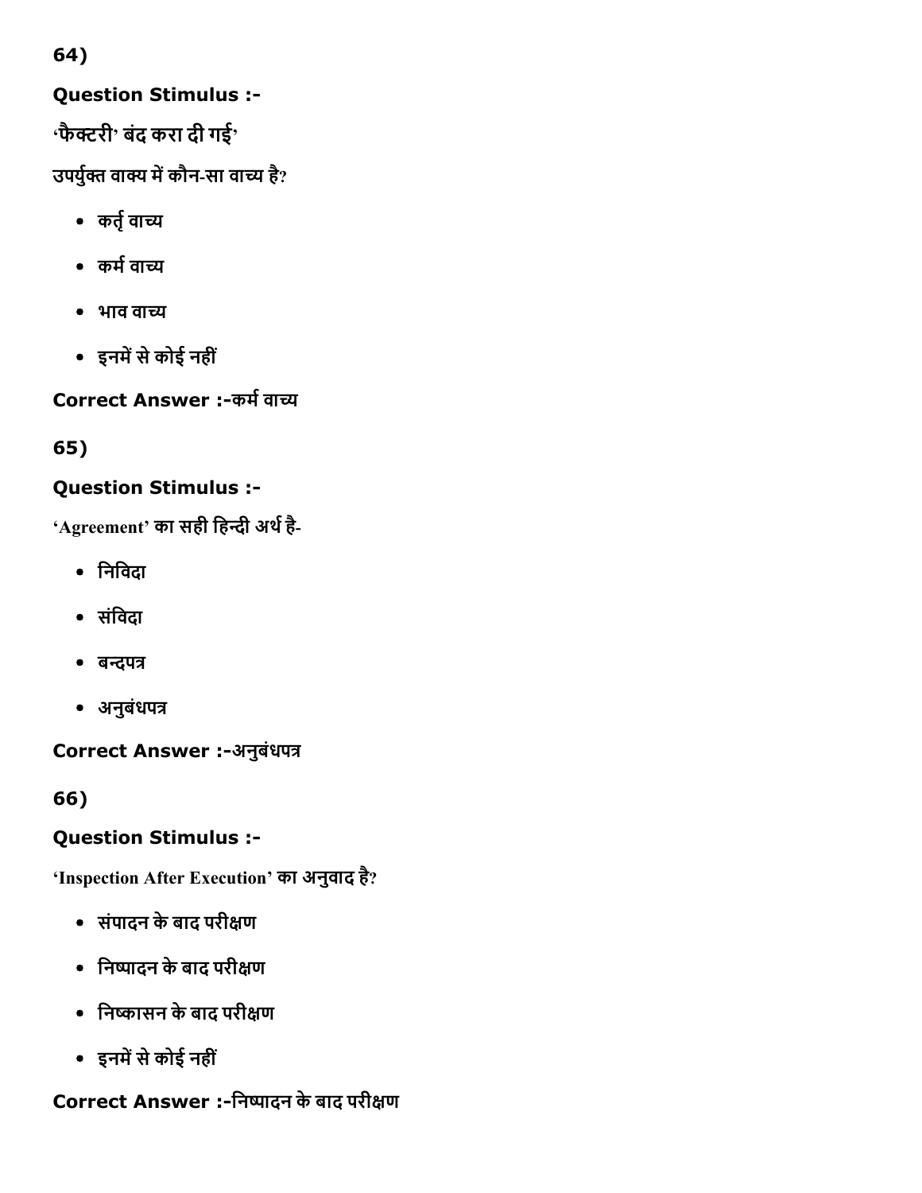64)

**Question Stimulus :-**

'फैक्टरी' बंद करा दी गई'

उपर्युक्त वाक्य में कौन-सा वाच्य है?

- कर्तृ वाच्य
- कर्म वाच्य
- भाव वाच्य
- इनमें से कोई नहीं

**Correct Answer :-**कर्म वाच्य

65)

**Question Stimulus :-**

'Agreement' का सही हिन्दी अर्थ है-

- निविदा
- संविदा
- बन्दपत्र
- अनुबंधपत्र

**Correct Answer :-**अनुबंधपत्र

66)

**Question Stimulus :-**

'Inspection After Execution' का अनुवाद है?

- संपादन के बाद परीक्षण
- निष्पादन के बाद परीक्षण
- निष्कासन के बाद परीक्षण
- इनमें से कोई नहीं

**Correct Answer :-**निष्पादन के बाद परीक्षण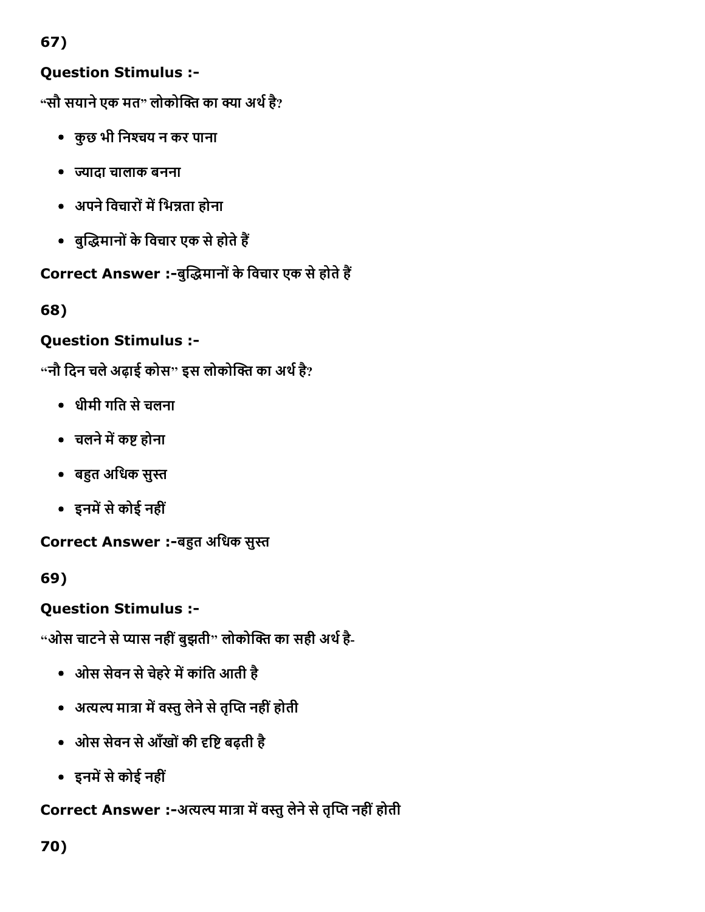67)

**Question Stimulus :-**

"सौ सयाने एक मत" लोकोक्ति का क्या अर्थ है?

- कुछ भी निश्चय न कर पाना
- ज्यादा चालाक बनना
- अपने विचारों में भिन्नता होना
- बुद्धिमानों के विचार एक से होते हैं

**Correct Answer :-**बुद्धिमानों के विचार एक से होते हैं

68)

**Question Stimulus :-**

"नौ दिन चले अढ़ाई कोस" इस लोकोक्ति का अर्थ है?

- धीमी गति से चलना
- चलने में कष्ट होना
- बहुत अधिक सुस्त
- इनमें से कोई नहीं

**Correct Answer :-**बहुत अधिक सुस्त

69)

**Question Stimulus :-**

"ओस चाटने से प्यास नहीं बुझती" लोकोक्ति का सही अर्थ है-

- ओस सेवन से चेहरे में कांति आती है
- अत्यल्प मात्रा में वस्तु लेने से तृप्ति नहीं होती
- ओस सेवन से आँखों की दृष्टि बढ़ती है
- इनमें से कोई नहीं

**Correct Answer :-**अत्यल्प मात्रा में वस्तु लेने से तृप्ति नहीं होती

70)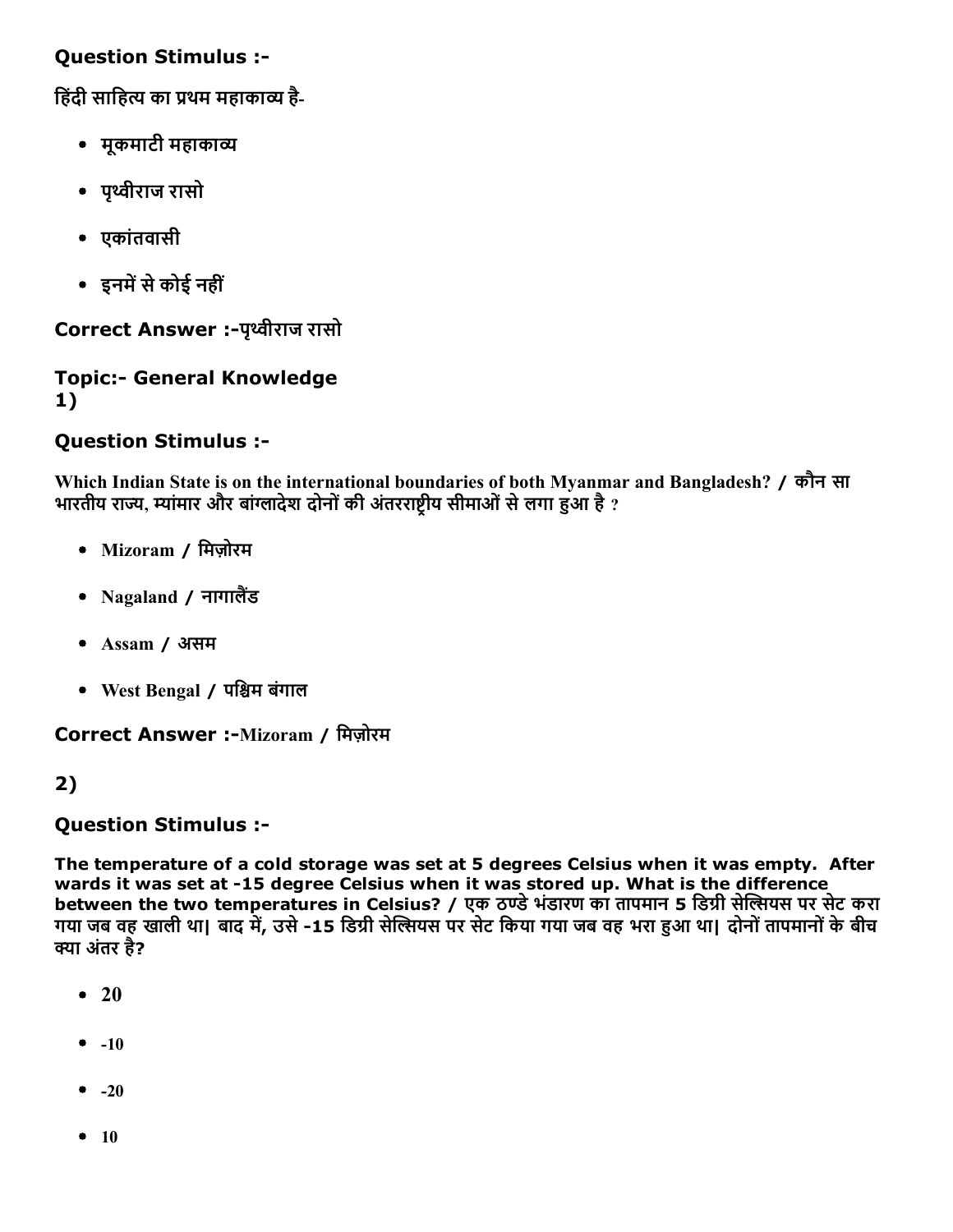## Question Stimulus :-

हिंदी साहित्य का प्रथम महाकाव्य है-

- मूकमाटी महाकाव्य
- पृथ्वीराज रासो
- एकांतवासी
- इनमें से कोई नहीं

**Correct Answer :-**पृथ्वीराज रासो

## Topic:- General Knowledge

**1)**

## Question Stimulus :-

**Which Indian State is on the international boundaries of both Myanmar and Bangladesh? / कौन सा भारतीय राज्य, म्यांमार और बांग्लादेश दोनों की अंतरराष्ट्रीय सीमाओं से लगा हुआ है ?**

- Mizoram / मिज़ोरम
- Nagaland / नागालैंड
- Assam / असम
- West Bengal / पश्चिम बंगाल

**Correct Answer :-**Mizoram / मिज़ोरम

**2)**

## Question Stimulus :-

**The temperature of a cold storage was set at 5 degrees Celsius when it was empty. After wards it was set at -15 degree Celsius when it was stored up. What is the difference between the two temperatures in Celsius? / एक ठण्डे भंडारण का तापमान 5 डिग्री सेल्सियस पर सेट करा गया जब वह खाली था| बाद में, उसे -15 डिग्री सेल्सियस पर सेट किया गया जब वह भरा हुआ था| दोनों तापमानों के बीच क्या अंतर है?**

- 20
- -10
- -20
- 10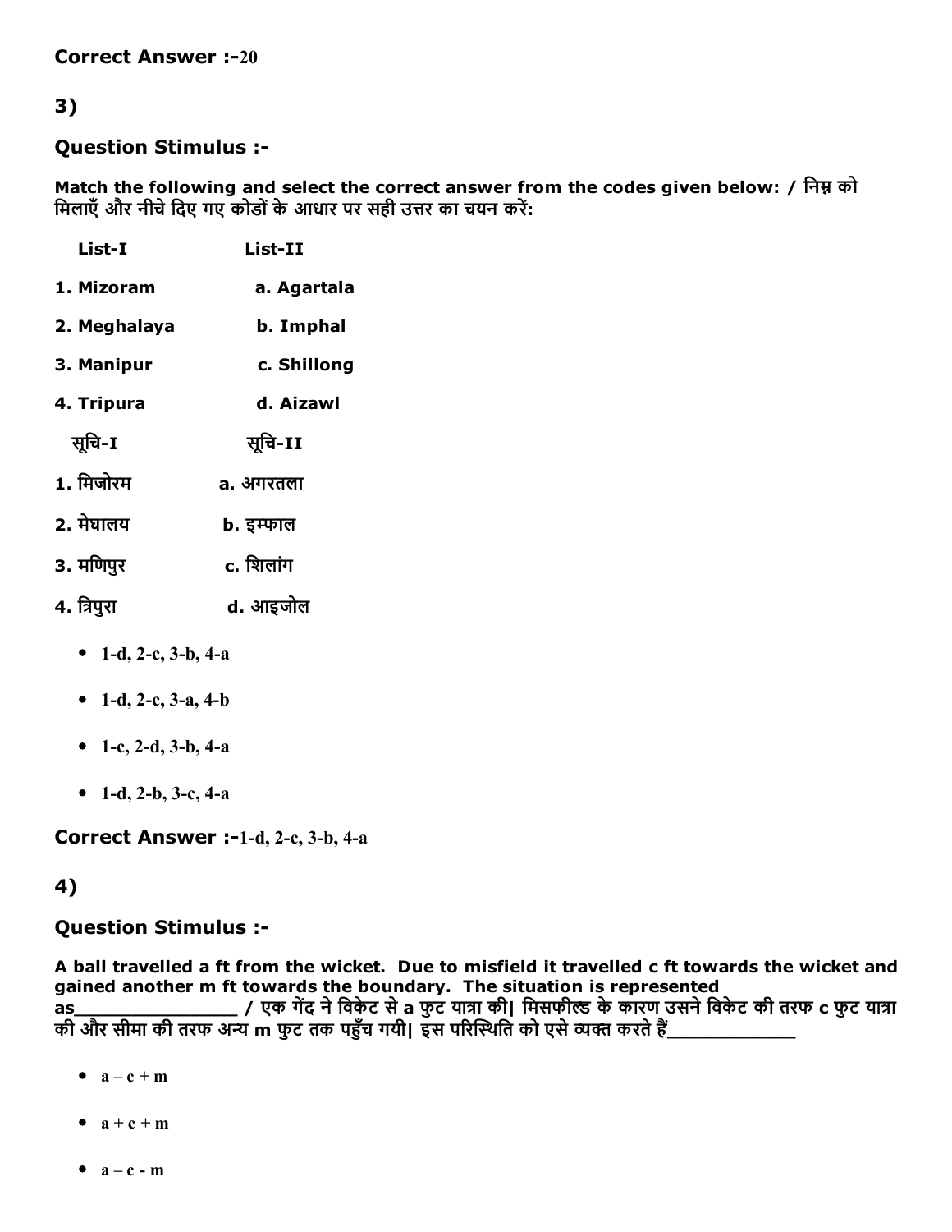**Correct Answer :-**20

## 3)

### Question Stimulus :-

**Match the following and select the correct answer from the codes given below: / निम्न को मिलाएँ और नीचे दिए गए कोडों के आधार पर सही उत्तर का चयन करें:**

| List-I | List-II |
|---|---|
| 1. Mizoram | a. Agartala |
| 2. Meghalaya | b. Imphal |
| 3. Manipur | c. Shillong |
| 4. Tripura | d. Aizawl |

| सूचि-I | सूचि-II |
|---|---|
| 1. मिजोरम | a. अगरतला |
| 2. मेघालय | b. इम्फाल |
| 3. मणिपुर | c. शिलांग |
| 4. त्रिपुरा | d. आइजोल |

- 1-d, 2-c, 3-b, 4-a
- 1-d, 2-c, 3-a, 4-b
- 1-c, 2-d, 3-b, 4-a
- 1-d, 2-b, 3-c, 4-a

**Correct Answer :-**1-d, 2-c, 3-b, 4-a

## 4)

### Question Stimulus :-

**A ball travelled a ft from the wicket. Due to misfield it travelled c ft towards the wicket and gained another m ft towards the boundary. The situation is represented as_______________ / एक गेंद ने विकेट से a फुट यात्रा की| मिसफील्ड के कारण उसने विकेट की तरफ c फुट यात्रा की और सीमा की तरफ अन्य m फुट तक पहुँच गयी| इस परिस्थिति को एसे व्यक्त करते हैं____________**

- $a - c + m$
- $a + c + m$
- $a - c - m$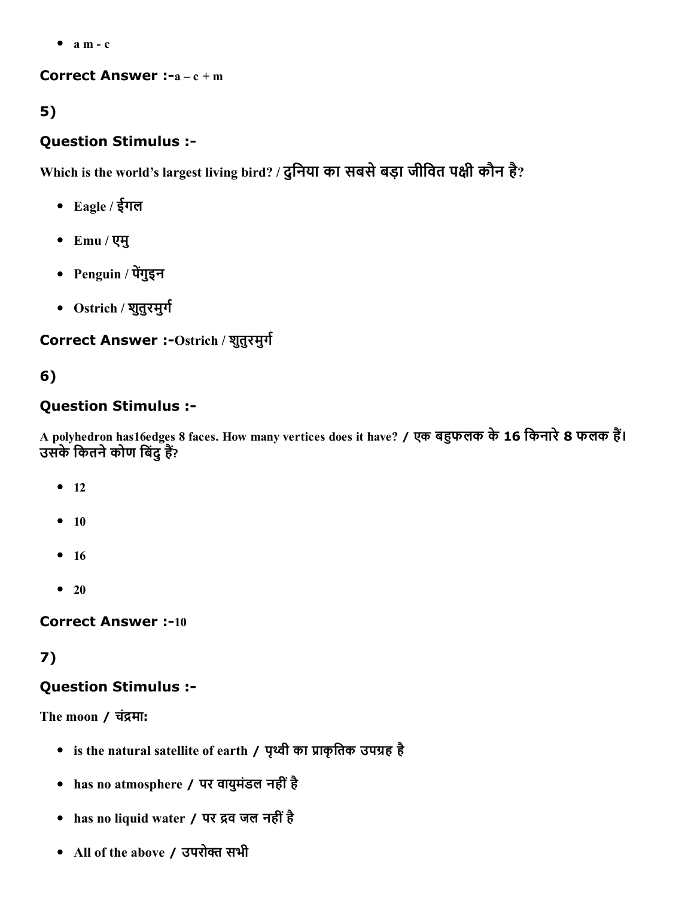- a m - c

**Correct Answer :-**a – c + m

## 5)

### Question Stimulus :-

Which is the world's largest living bird? / दुनिया का सबसे बड़ा जीवित पक्षी कौन है?

- Eagle / ईगल
- Emu / एमु
- Penguin / पेंगुइन
- Ostrich / शुतुरमुर्ग

**Correct Answer :-**Ostrich / शुतुरमुर्ग

## 6)

### Question Stimulus :-

A polyhedron has16edges 8 faces. How many vertices does it have? / एक बहुफलक के 16 किनारे 8 फलक हैं। उसके कितने कोण बिंदु हैं?

- 12
- 10
- 16
- 20

**Correct Answer :-**10

## 7)

### Question Stimulus :-

The moon / चंद्रमा:

- is the natural satellite of earth / पृथ्वी का प्राकृतिक उपग्रह है
- has no atmosphere / पर वायुमंडल नहीं है
- has no liquid water / पर द्रव जल नहीं है
- All of the above / उपरोक्त सभी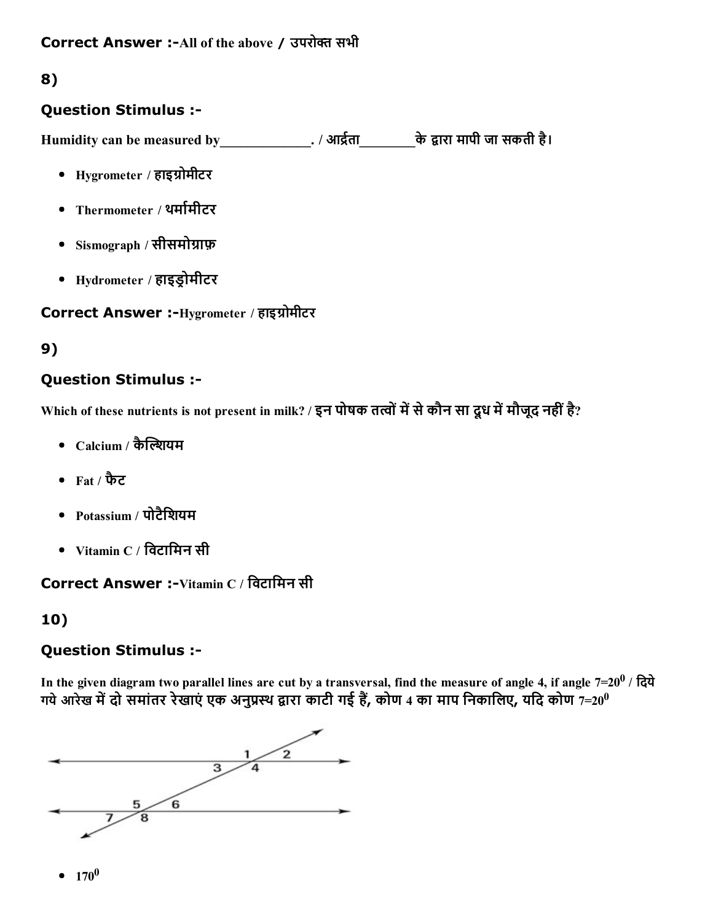**Correct Answer :-**All of the above / उपरोक्त सभी

## 8)

### Question Stimulus :-

Humidity can be measured by_____________. / आर्द्रता________के द्वारा मापी जा सकती है।

- Hygrometer / हाइग्रोमीटर
- Thermometer / थर्मामीटर
- Sismograph / सीसमोग्राफ़
- Hydrometer / हाइड्रोमीटर

**Correct Answer :-**Hygrometer / हाइग्रोमीटर

## 9)

### Question Stimulus :-

Which of these nutrients is not present in milk? / इन पोषक तत्वों में से कौन सा दूध में मौजूद नहीं है?

- Calcium / कैल्शियम
- Fat / फैट
- Potassium / पोटैशियम
- Vitamin C / विटामिन सी

**Correct Answer :-**Vitamin C / विटामिन सी

## 10)

### Question Stimulus :-

In the given diagram two parallel lines are cut by a transversal, find the measure of angle 4, if angle $7=20^0$ / दिये गये आरेख में दो समांतर रेखाएं एक अनुप्रस्थ द्वारा काटी गई हैं, कोण 4 का माप निकालिए, यदि कोण $7=20^0$

- $170^0$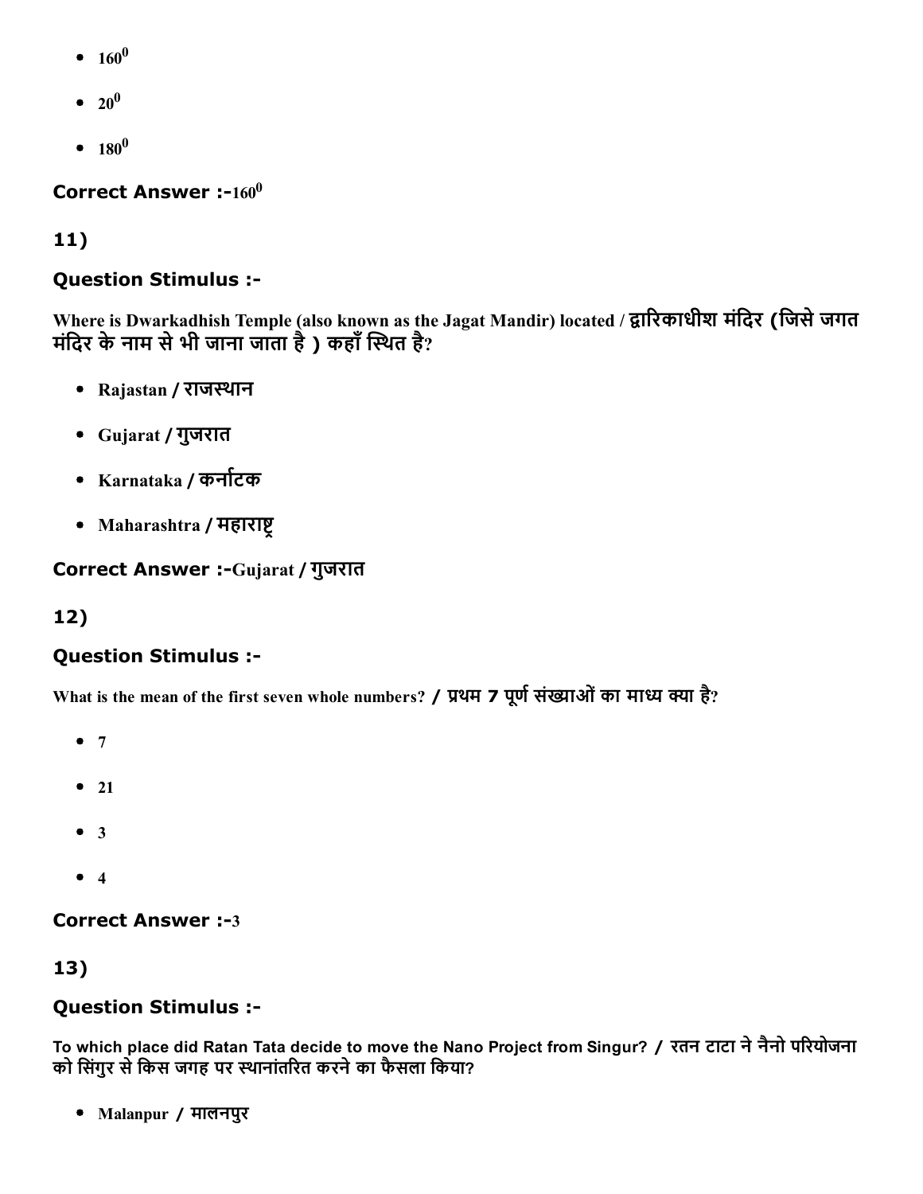- $160^0$
- $20^0$
- $180^0$

**Correct Answer :-**$160^0$

**11)**

**Question Stimulus :-**

**Where is Dwarkadhish Temple (also known as the Jagat Mandir) located / द्वारिकाधीश मंदिर (जिसे जगत मंदिर के नाम से भी जाना जाता है ) कहाँ स्थित है?**

- **Rajastan / राजस्थान**
- **Gujarat / गुजरात**
- **Karnataka / कर्नाटक**
- **Maharashtra / महाराष्ट्र**

**Correct Answer :-Gujarat / गुजरात**

**12)**

**Question Stimulus :-**

**What is the mean of the first seven whole numbers? / प्रथम 7 पूर्ण संख्याओं का माध्य क्या है?**

- 7
- 21
- 3
- 4

**Correct Answer :-3**

**13)**

**Question Stimulus :-**

**To which place did Ratan Tata decide to move the Nano Project from Singur? / रतन टाटा ने नैनो परियोजना को सिंगुर से किस जगह पर स्थानांतरित करने का फैसला किया?**

- **Malanpur / मालनपुर**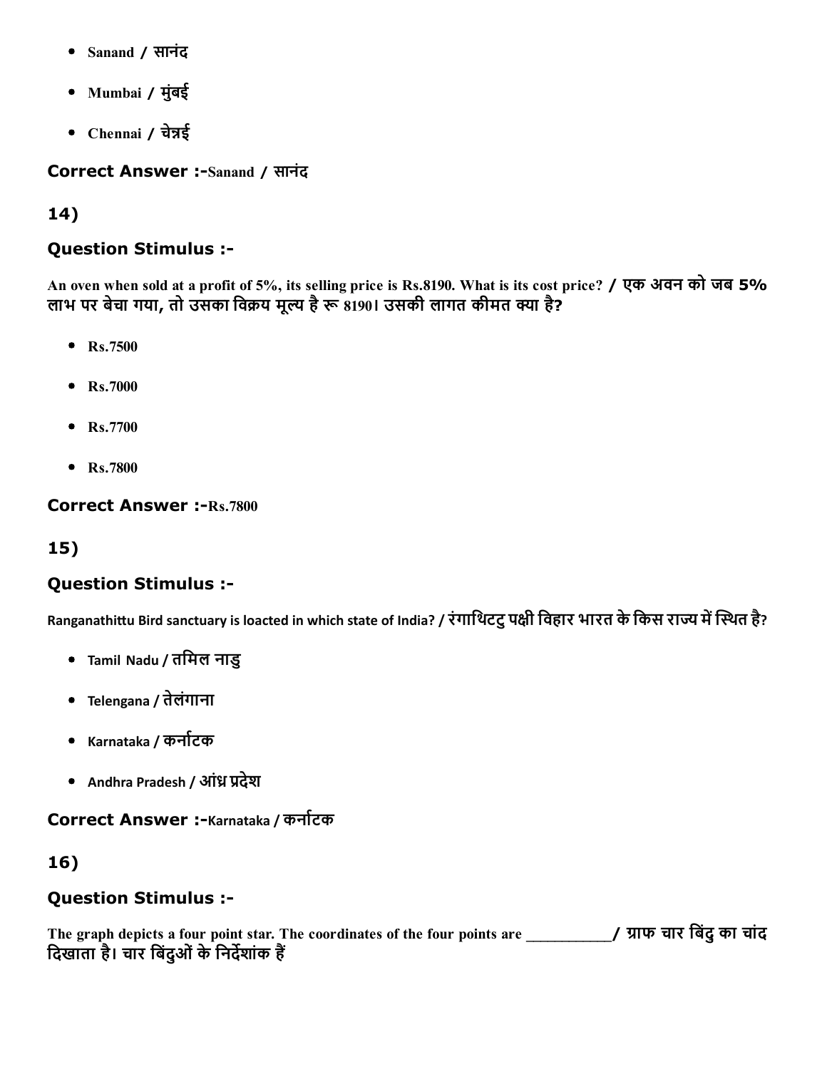- Sanand / सानंद
- Mumbai / मुंबई
- Chennai / चेन्नई

**Correct Answer :-**Sanand / सानंद

## 14)

### Question Stimulus :-

**An oven when sold at a profit of 5%, its selling price is Rs.8190. What is its cost price? / एक अवन को जब 5% लाभ पर बेचा गया, तो उसका विक्रय मूल्य है रू 8190। उसकी लागत कीमत क्या है?**

- Rs.7500
- Rs.7000
- Rs.7700
- Rs.7800

**Correct Answer :-**Rs.7800

## 15)

### Question Stimulus :-

**Ranganathittu Bird sanctuary is loacted in which state of India? / रंगाथिटटु पक्षी विहार भारत के किस राज्य में स्थित है?**

- Tamil Nadu / तमिल नाडु
- Telengana / तेलंगाना
- Karnataka / कर्नाटक
- Andhra Pradesh / आंध्र प्रदेश

**Correct Answer :-**Karnataka / कर्नाटक

## 16)

### Question Stimulus :-

**The graph depicts a four point star. The coordinates of the four points are ___________/ ग्राफ चार बिंदु का चांद दिखाता है। चार बिंदुओं के निर्देशांक हैं**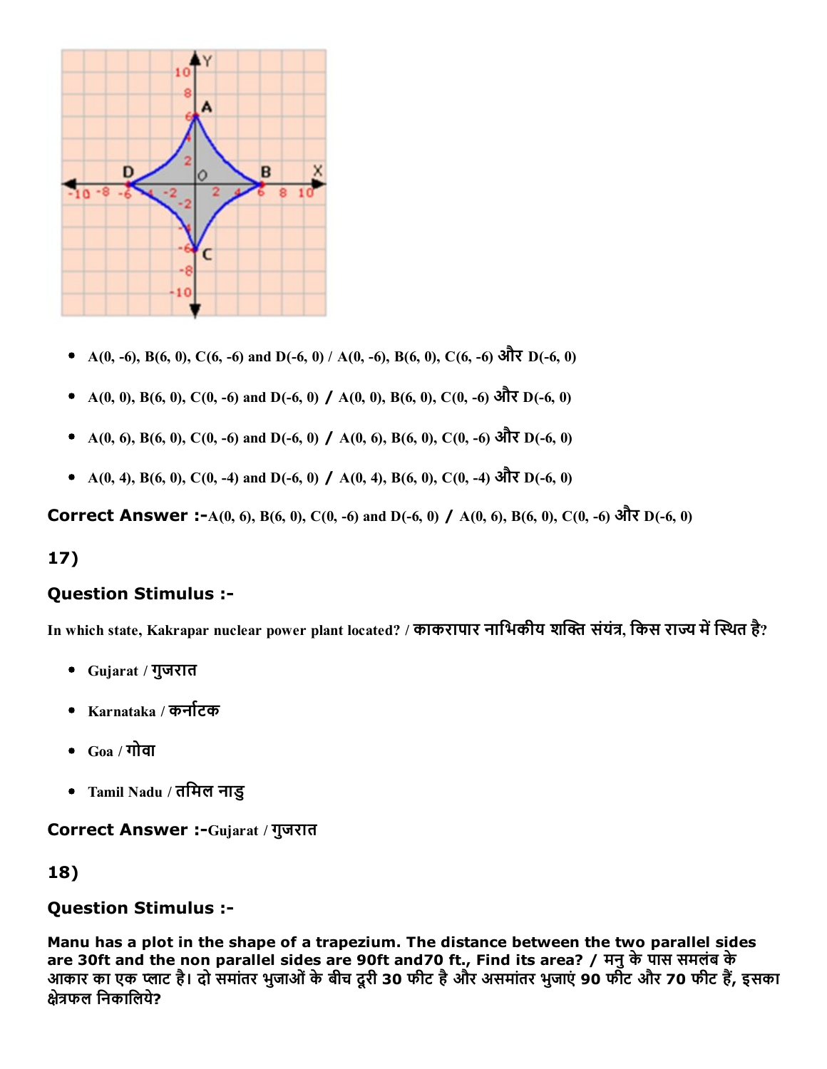- A(0, -6), B(6, 0), C(6, -6) and D(-6, 0) / A(0, -6), B(6, 0), C(6, -6) और D(-6, 0)
- A(0, 0), B(6, 0), C(0, -6) and D(-6, 0) / A(0, 0), B(6, 0), C(0, -6) और D(-6, 0)
- A(0, 6), B(6, 0), C(0, -6) and D(-6, 0) / A(0, 6), B(6, 0), C(0, -6) और D(-6, 0)
- A(0, 4), B(6, 0), C(0, -4) and D(-6, 0) / A(0, 4), B(6, 0), C(0, -4) और D(-6, 0)

**Correct Answer :-**A(0, 6), B(6, 0), C(0, -6) and D(-6, 0) / A(0, 6), B(6, 0), C(0, -6) और D(-6, 0)

## 17)

### Question Stimulus :-

In which state, Kakrapar nuclear power plant located? / काकरापार नाभिकीय शक्ति संयंत्र, किस राज्य में स्थित है?

- Gujarat / गुजरात
- Karnataka / कर्नाटक
- Goa / गोवा
- Tamil Nadu / तमिल नाडु

**Correct Answer :-**Gujarat / गुजरात

## 18)

### Question Stimulus :-

**Manu has a plot in the shape of a trapezium. The distance between the two parallel sides are 30ft and the non parallel sides are 90ft and70 ft., Find its area? / मनु के पास समलंब के आकार का एक प्लाट है। दो समांतर भुजाओं के बीच दूरी 30 फीट है और असमांतर भुजाएं 90 फीट और 70 फीट हैं, इसका क्षेत्रफल निकालिये?**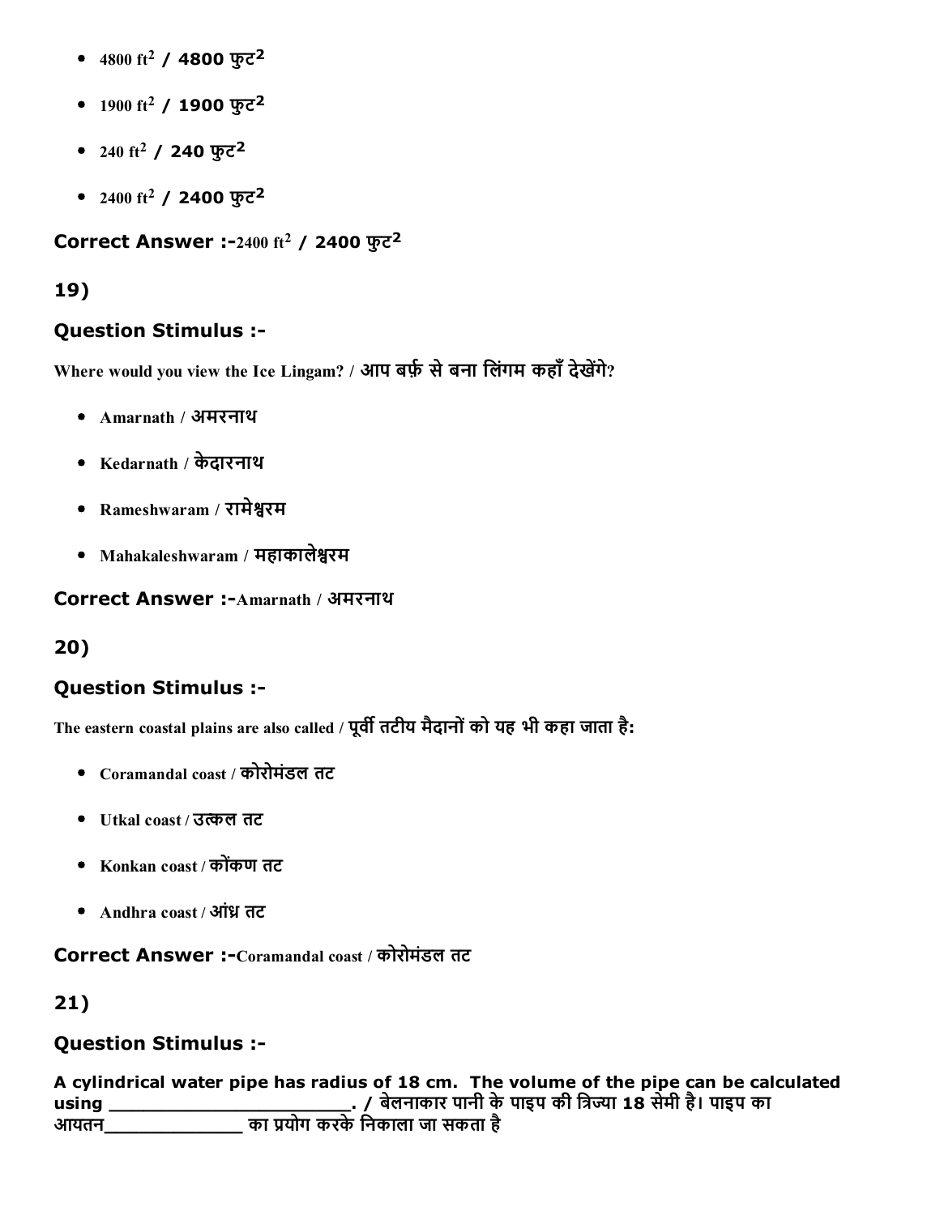- 4800 $ft^2$ / 4800 फुट$^2$
- 1900 $ft^2$ / 1900 फुट$^2$
- 240 $ft^2$ / 240 फुट$^2$
- 2400 $ft^2$ / 2400 फुट$^2$

**Correct Answer :-**2400 $ft^2$ / 2400 फुट$^2$

## 19)

### Question Stimulus :-

Where would you view the Ice Lingam? / आप बर्फ़ से बना लिंगम कहाँ देखेंगे?

- Amarnath / अमरनाथ
- Kedarnath / केदारनाथ
- Rameshwaram / रामेश्वरम
- Mahakaleshwaram / महाकालेश्वरम

**Correct Answer :-**Amarnath / अमरनाथ

## 20)

### Question Stimulus :-

The eastern coastal plains are also called / पूर्वी तटीय मैदानों को यह भी कहा जाता है:

- Coramandal coast / कोरोमंडल तट
- Utkal coast / उत्कल तट
- Konkan coast / कोंकण तट
- Andhra coast / आंध्र तट

**Correct Answer :-**Coramandal coast / कोरोमंडल तट

## 21)

### Question Stimulus :-

**A cylindrical water pipe has radius of 18 cm. The volume of the pipe can be calculated using ______________________. / बेलनाकार पानी के पाइप की त्रिज्या 18 सेमी है। पाइप का आयतन_____________ का प्रयोग करके निकाला जा सकता है**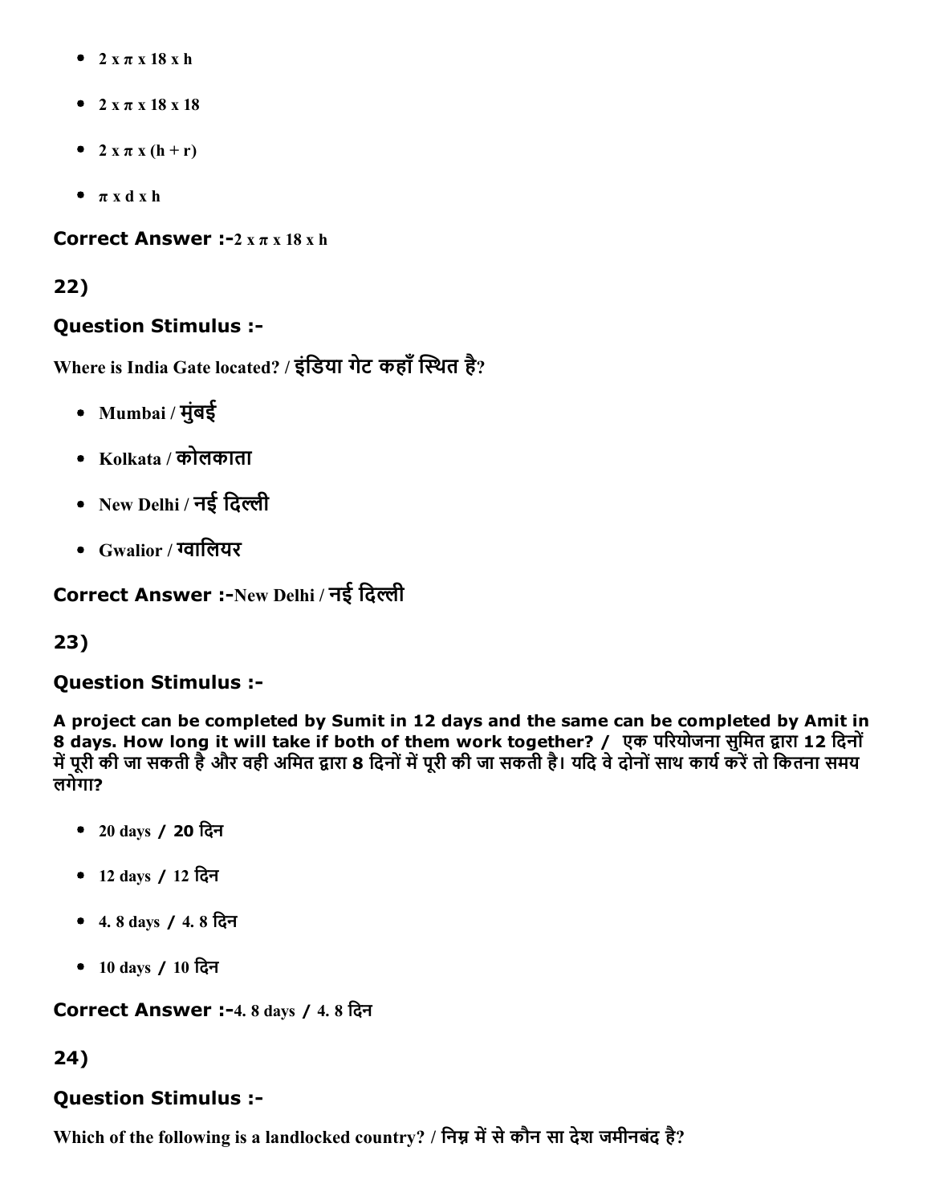- $2 \times \pi \times 18 \times h$
- $2 \times \pi \times 18 \times 18$
- $2 \times \pi \times (h + r)$
- $\pi \times d \times h$

**Correct Answer :-**$2 \times \pi \times 18 \times h$

**22)**

**Question Stimulus :-**

**Where is India Gate located? / इंडिया गेट कहाँ स्थित है?**

- **Mumbai / मुंबई**
- **Kolkata / कोलकाता**
- **New Delhi / नई दिल्ली**
- **Gwalior / ग्वालियर**

**Correct Answer :-**New Delhi / नई दिल्ली

**23)**

**Question Stimulus :-**

**A project can be completed by Sumit in 12 days and the same can be completed by Amit in 8 days. How long it will take if both of them work together? / एक परियोजना सुमित द्वारा 12 दिनों में पूरी की जा सकती है और वही अमित द्वारा 8 दिनों में पूरी की जा सकती है। यदि वे दोनों साथ कार्य करें तो कितना समय लगेगा?**

- 20 days / 20 दिन
- 12 days / 12 दिन
- 4. 8 days / 4. 8 दिन
- 10 days / 10 दिन

**Correct Answer :-**4. 8 days / 4. 8 दिन

**24)**

**Question Stimulus :-**

**Which of the following is a landlocked country? / निम्न में से कौन सा देश जमीनबंद है?**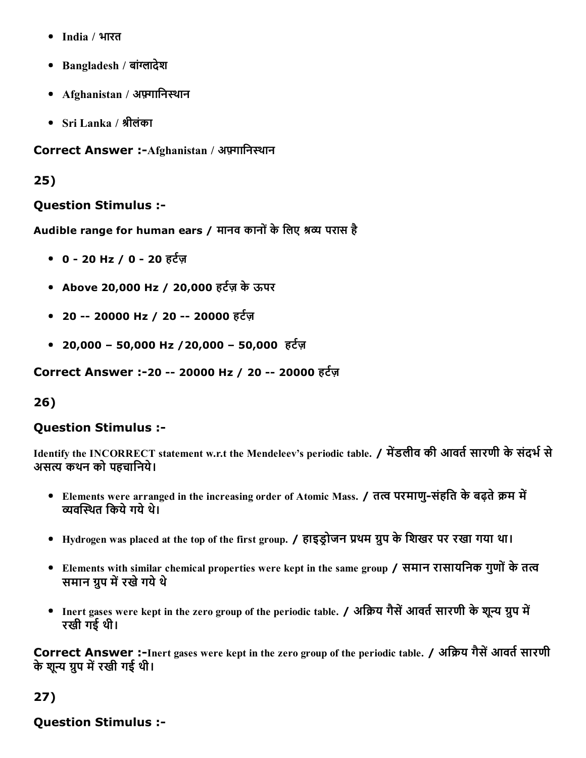- India / भारत
- Bangladesh / बांग्लादेश
- Afghanistan / अफ़्गानिस्थान
- Sri Lanka / श्रीलंका

**Correct Answer :-**Afghanistan / अफ़्गानिस्थान

**25)**

**Question Stimulus :-**

**Audible range for human ears / मानव कानों के लिए श्रव्य परास है**

- **0 - 20 Hz / 0 - 20 हर्टज़**
- **Above 20,000 Hz / 20,000 हर्टज़ के ऊपर**
- **20 -- 20000 Hz / 20 -- 20000 हर्टज़**
- **20,000 – 50,000 Hz /20,000 – 50,000 हर्टज़**

**Correct Answer :-20 -- 20000 Hz / 20 -- 20000 हर्टज़**

**26)**

**Question Stimulus :-**

Identify the INCORRECT statement w.r.t the Mendeleev's periodic table. / मेंडलीव की आवर्त सारणी के संदर्भ से असत्य कथन को पहचानिये।

- Elements were arranged in the increasing order of Atomic Mass. / तत्व परमाणु-संहति के बढ़ते क्रम में व्यवस्थित किये गये थे।
- Hydrogen was placed at the top of the first group. / हाइड्रोजन प्रथम ग्रुप के शिखर पर रखा गया था।
- Elements with similar chemical properties were kept in the same group / समान रासायनिक गुणों के तत्व समान ग्रुप में रखे गये थे
- Inert gases were kept in the zero group of the periodic table. / अक्रिय गैसें आवर्त सारणी के शून्य ग्रुप में रखी गई थी।

**Correct Answer :-**Inert gases were kept in the zero group of the periodic table. / अक्रिय गैसें आवर्त सारणी के शून्य ग्रुप में रखी गई थी।

**27)**

**Question Stimulus :-**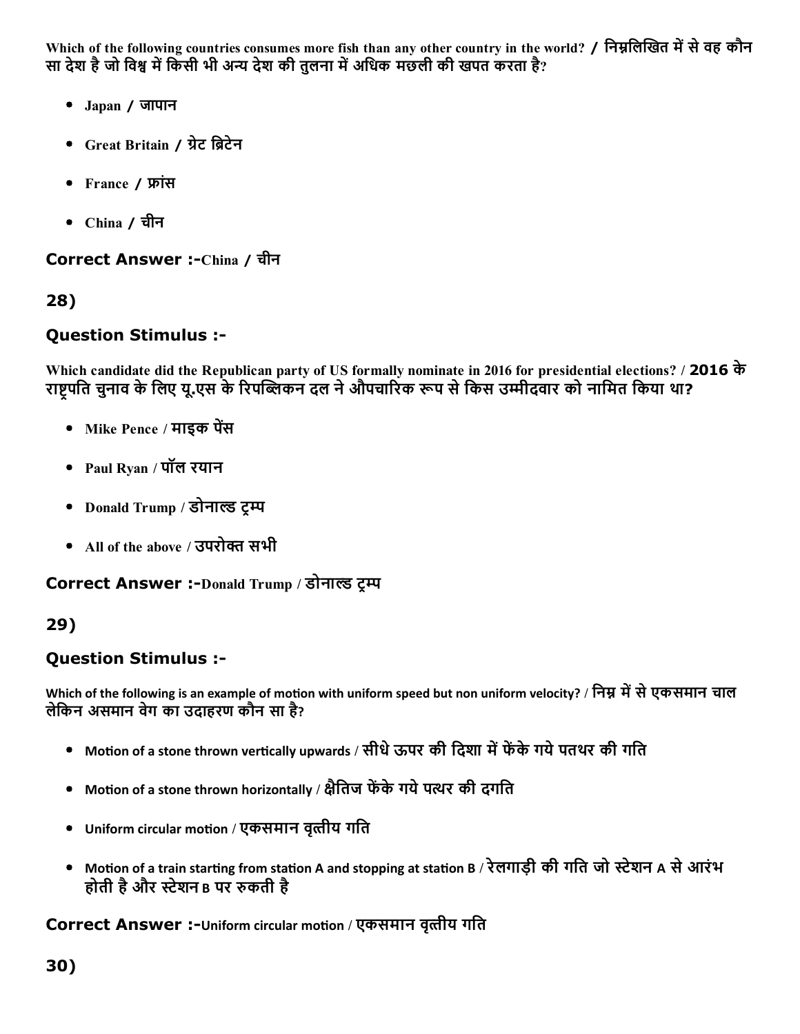Which of the following countries consumes more fish than any other country in the world? / निम्नलिखित में से वह कौन सा देश है जो विश्व में किसी भी अन्य देश की तुलना में अधिक मछली की खपत करता है?

- Japan / जापान
- Great Britain / ग्रेट ब्रिटेन
- France / फ्रांस
- China / चीन

**Correct Answer :-**China / चीन

**28)**

**Question Stimulus :-**

Which candidate did the Republican party of US formally nominate in 2016 for presidential elections? / 2016 के राष्ट्रपति चुनाव के लिए यू.एस के रिपब्लिकन दल ने औपचारिक रूप से किस उम्मीदवार को नामित किया था?

- Mike Pence / माइक पेंस
- Paul Ryan / पॉल रयान
- Donald Trump / डोनाल्ड ट्रम्प
- All of the above / उपरोक्त सभी

**Correct Answer :-**Donald Trump / डोनाल्ड ट्रम्प

**29)**

**Question Stimulus :-**

Which of the following is an example of motion with uniform speed but non uniform velocity? / निम्न में से एकसमान चाल लेकिन असमान वेग का उदाहरण कौन सा है?

- Motion of a stone thrown vertically upwards / सीधे ऊपर की दिशा में फेंके गये पतथर की गति
- Motion of a stone thrown horizontally / क्षैतिज फेंके गये पत्थर की दगति
- Uniform circular motion / एकसमान वृत्तीय गति
- Motion of a train starting from station A and stopping at station B / रेलगाड़ी की गति जो स्टेशन A से आरंभ होती है और स्टेशन B पर रुकती है

**Correct Answer :-**Uniform circular motion / एकसमान वृत्तीय गति

**30)**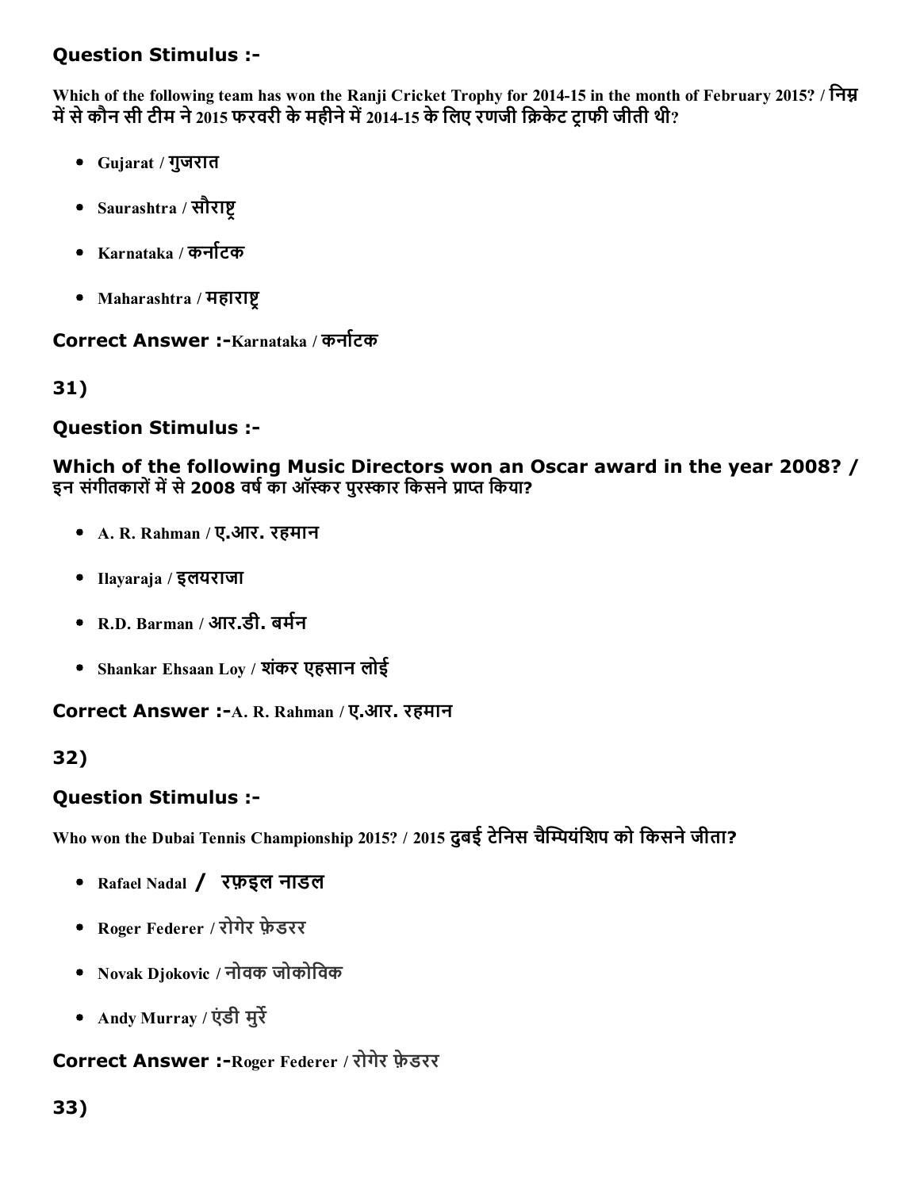**Question Stimulus :-**

Which of the following team has won the Ranji Cricket Trophy for 2014-15 in the month of February 2015? / निम्न में से कौन सी टीम ने 2015 फरवरी के महीने में 2014-15 के लिए रणजी क्रिकेट ट्राफी जीती थी?

- Gujarat / गुजरात
- Saurashtra / सौराष्ट्र
- Karnataka / कर्नाटक
- Maharashtra / महाराष्ट्र

**Correct Answer :-**Karnataka / कर्नाटक

**31)**

**Question Stimulus :-**

**Which of the following Music Directors won an Oscar award in the year 2008? / इन संगीतकारों में से 2008 वर्ष का ऑस्कर पुरस्कार किसने प्राप्त किया?**

- A. R. Rahman / ए.आर. रहमान
- Ilayaraja / इलयराजा
- R.D. Barman / आर.डी. बर्मन
- Shankar Ehsaan Loy / शंकर एहसान लोई

**Correct Answer :-**A. R. Rahman / ए.आर. रहमान

**32)**

**Question Stimulus :-**

Who won the Dubai Tennis Championship 2015? / 2015 दुबई टेनिस चैम्पियंशिप को किसने जीता?

- Rafael Nadal / रफ़इल नाडल
- Roger Federer / रोगेर फ़ेडरर
- Novak Djokovic / नोवक जोकोविक
- Andy Murray / एंडी मुर्रे

**Correct Answer :-**Roger Federer / रोगेर फ़ेडरर

**33)**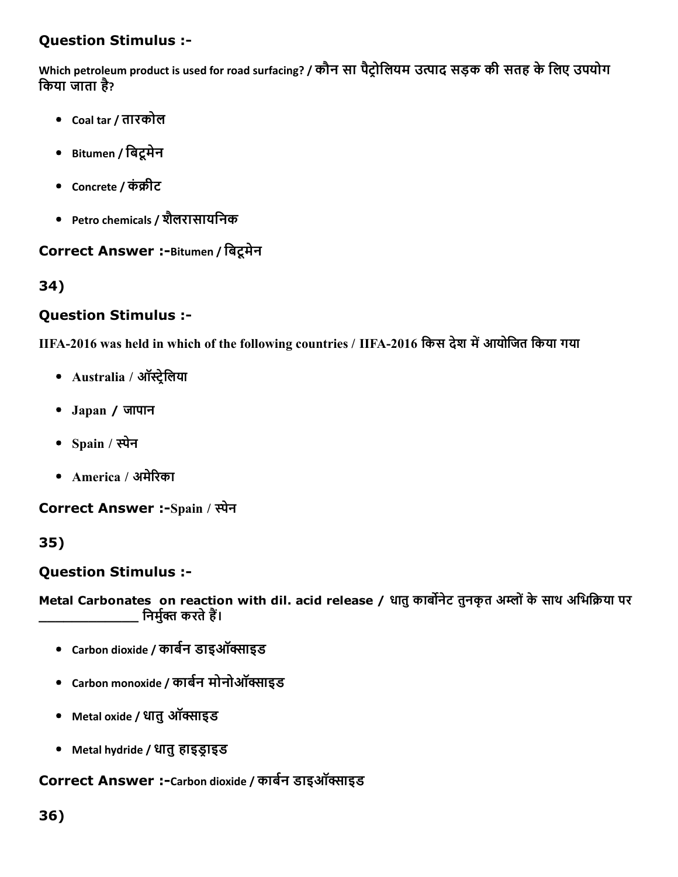### Question Stimulus :-

Which petroleum product is used for road surfacing? / कौन सा पैट्रोलियम उत्पाद सड़क की सतह के लिए उपयोग किया जाता है?

- Coal tar / तारकोल
- Bitumen / बिटूमेन
- Concrete / कंक्रीट
- Petro chemicals / शैलरासायनिक

### Correct Answer :-Bitumen / बिटूमेन

### 34)

### Question Stimulus :-

IIFA-2016 was held in which of the following countries / IIFA-2016 किस देश में आयोजित किया गया

- Australia / ऑस्ट्रेलिया
- Japan / जापान
- Spain / स्पेन
- America / अमेरिका

### Correct Answer :-Spain / स्पेन

### 35)

### Question Stimulus :-

Metal Carbonates on reaction with dil. acid release / धातु कार्बोनेट तुनकृत अम्लों के साथ अभिक्रिया पर _____________ निर्मुक्त करते हैं।

- Carbon dioxide / कार्बन डाइऑक्साइड
- Carbon monoxide / कार्बन मोनोऑक्साइड
- Metal oxide / धातु ऑक्साइड
- Metal hydride / धातु हाइड्राइड

### Correct Answer :-Carbon dioxide / कार्बन डाइऑक्साइड

### 36)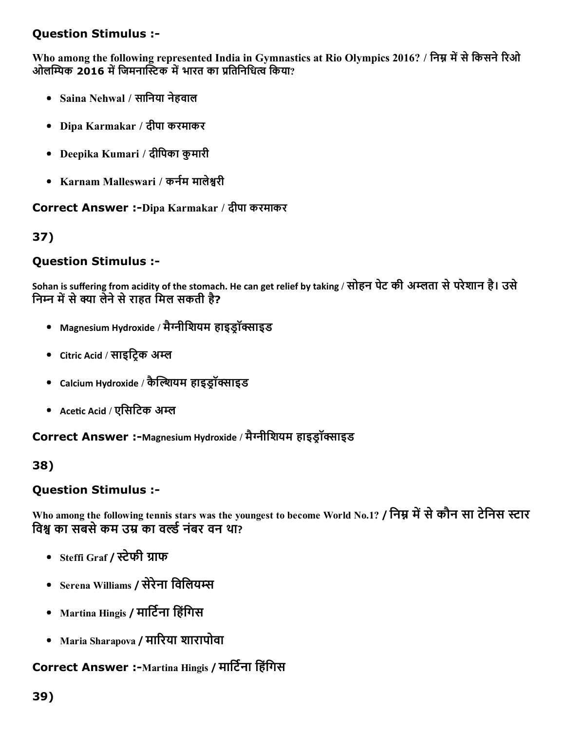### Question Stimulus :-

**Who among the following represented India in Gymnastics at Rio Olympics 2016? / निम्न में से किसने रिओ ओलम्पिक 2016 में जिमनास्टिक में भारत का प्रतिनिधित्व किया?**

- Saina Nehwal / सानिया नेहवाल
- Dipa Karmakar / दीपा करमाकर
- Deepika Kumari / दीपिका कुमारी
- Karnam Malleswari / कर्नम मालेश्वरी

**Correct Answer :-Dipa Karmakar / दीपा करमाकर**

### 37)

### Question Stimulus :-

**Sohan is suffering from acidity of the stomach. He can get relief by taking / सोहन पेट की अम्लता से परेशान है। उसे निम्न में से क्या लेने से राहत मिल सकती है?**

- Magnesium Hydroxide / मैग्नीशियम हाइड्रॉक्साइड
- Citric Acid / साइट्रिक अम्ल
- Calcium Hydroxide / कैल्शियम हाइड्रॉक्साइड
- Acetic Acid / एसिटिक अम्ल

**Correct Answer :-Magnesium Hydroxide / मैग्नीशियम हाइड्रॉक्साइड**

### 38)

### Question Stimulus :-

**Who among the following tennis stars was the youngest to become World No.1? / निम्न में से कौन सा टेनिस स्टार विश्व का सबसे कम उम्र का वर्ल्ड नंबर वन था?**

- Steffi Graf / स्टेफी ग्राफ
- Serena Williams / सेरेना विलियम्स
- Martina Hingis / मार्टिना हिंगिस
- Maria Sharapova / मारिया शारापोवा

**Correct Answer :-Martina Hingis / मार्टिना हिंगिस**

### 39)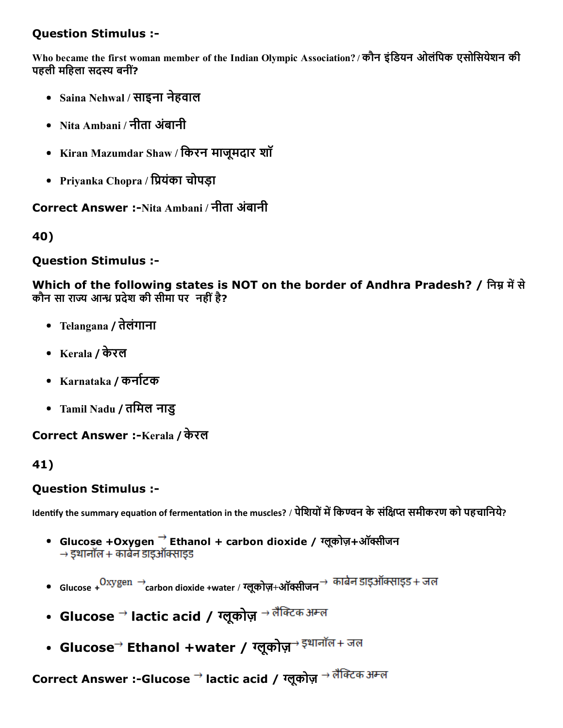**Question Stimulus :-**

Who became the first woman member of the Indian Olympic Association? / कौन इंडियन ओलंपिक एसोसियेशन की पहली महिला सदस्य बनीं?

- Saina Nehwal / साइना नेहवाल
- Nita Ambani / नीता अंबानी
- Kiran Mazumdar Shaw / किरन माजूमदार शॉ
- Priyanka Chopra / प्रियंका चोपड़ा

**Correct Answer :-**Nita Ambani / नीता अंबानी

**40)**

**Question Stimulus :-**

**Which of the following states is NOT on the border of Andhra Pradesh? / निम्न में से कौन सा राज्य आन्ध्र प्रदेश की सीमा पर नहीं है?**

- Telangana / तेलंगाना
- Kerala / केरल
- Karnataka / कर्नाटक
- Tamil Nadu / तमिल नाडु

**Correct Answer :-**Kerala / केरल

**41)**

**Question Stimulus :-**

Identify the summary equation of fermentation in the muscles? / पेशियों में किण्वन के संक्षिप्त समीकरण को पहचानिये?

- Glucose +Oxygen → Ethanol + carbon dioxide / ग्लूकोज़+ऑक्सीजन → इथानॉल + कार्बन डाइऑक्साइड
- Glucose +$^{\text{Oxygen}}$ →carbon dioxide +water / ग्लूकोज़+ऑक्सीजन → कार्बन डाइऑक्साइड + जल
- Glucose → lactic acid / ग्लूकोज़ → लैक्टिक अम्ल
- Glucose→ Ethanol +water / ग्लूकोज़→ इथानॉल + जल

**Correct Answer :-**Glucose → lactic acid / ग्लूकोज़ → लैक्टिक अम्ल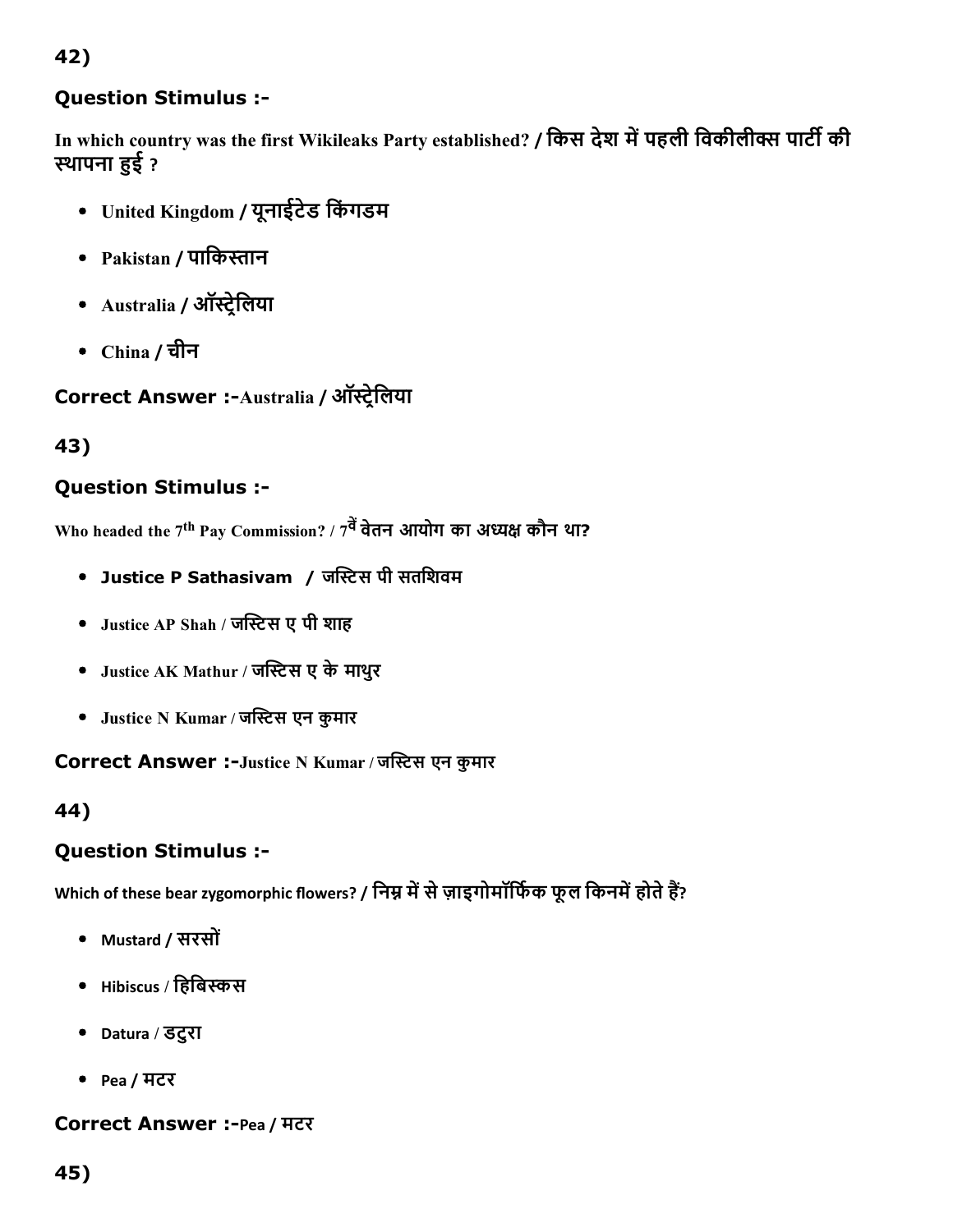42)

### Question Stimulus :-

In which country was the first Wikileaks Party established? / किस देश में पहली विकीलीक्स पार्टी की स्थापना हुई ?

- United Kingdom / यूनाईटेड किंगडम
- Pakistan / पाकिस्तान
- Australia / ऑस्ट्रेलिया
- China / चीन

**Correct Answer :-**Australia / ऑस्ट्रेलिया

43)

### Question Stimulus :-

Who headed the 7th Pay Commission? / 7वें वेतन आयोग का अध्यक्ष कौन था?

- Justice P Sathasivam / जस्टिस पी सतशिवम
- Justice AP Shah / जस्टिस ए पी शाह
- Justice AK Mathur / जस्टिस ए के माथुर
- Justice N Kumar / जस्टिस एन कुमार

**Correct Answer :-**Justice N Kumar / जस्टिस एन कुमार

44)

### Question Stimulus :-

Which of these bear zygomorphic flowers? / निम्न में से ज़ाइगोमॉर्फिक फूल किनमें होते हैं?

- Mustard / सरसों
- Hibiscus / हिबिस्कस
- Datura / डटुरा
- Pea / मटर

**Correct Answer :-**Pea / मटर

45)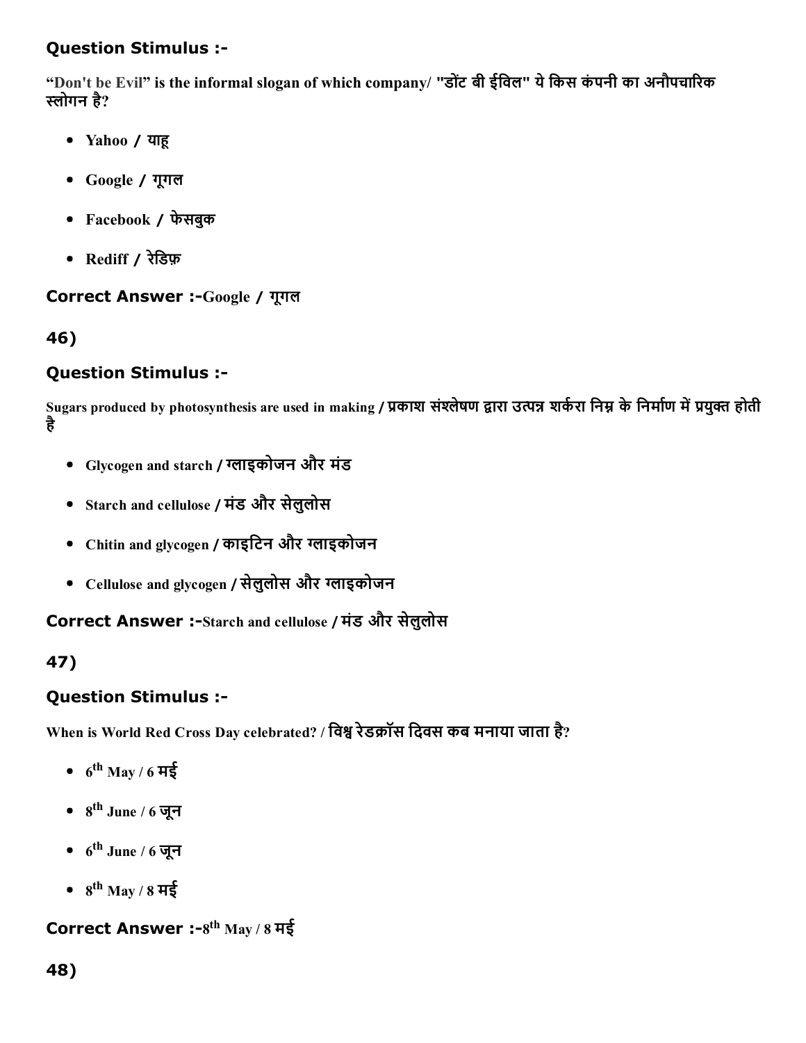### Question Stimulus :-

"Don't be Evil" is the informal slogan of which company/ "डोंट बी ईविल" ये किस कंपनी का अनौपचारिक स्लोगन है?

- Yahoo / याहू
- Google / गूगल
- Facebook / फेसबुक
- Rediff / रेडिफ़

**Correct Answer :-**Google / गूगल

46)

### Question Stimulus :-

Sugars produced by photosynthesis are used in making / प्रकाश संश्लेषण द्वारा उत्पन्न शर्करा निम्न के निर्माण में प्रयुक्त होती है

- Glycogen and starch / ग्लाइकोजन और मंड
- Starch and cellulose / मंड और सेलुलोस
- Chitin and glycogen / काइटिन और ग्लाइकोजन
- Cellulose and glycogen / सेलुलोस और ग्लाइकोजन

**Correct Answer :-**Starch and cellulose / मंड और सेलुलोस

47)

### Question Stimulus :-

When is World Red Cross Day celebrated? / विश्व रेडक्रॉस दिवस कब मनाया जाता है?

- $6^{th}$ May / 6 मई
- $8^{th}$ June / 6 जून
- $6^{th}$ June / 6 जून
- $8^{th}$ May / 8 मई

**Correct Answer :-**$8^{th}$ May / 8 मई

48)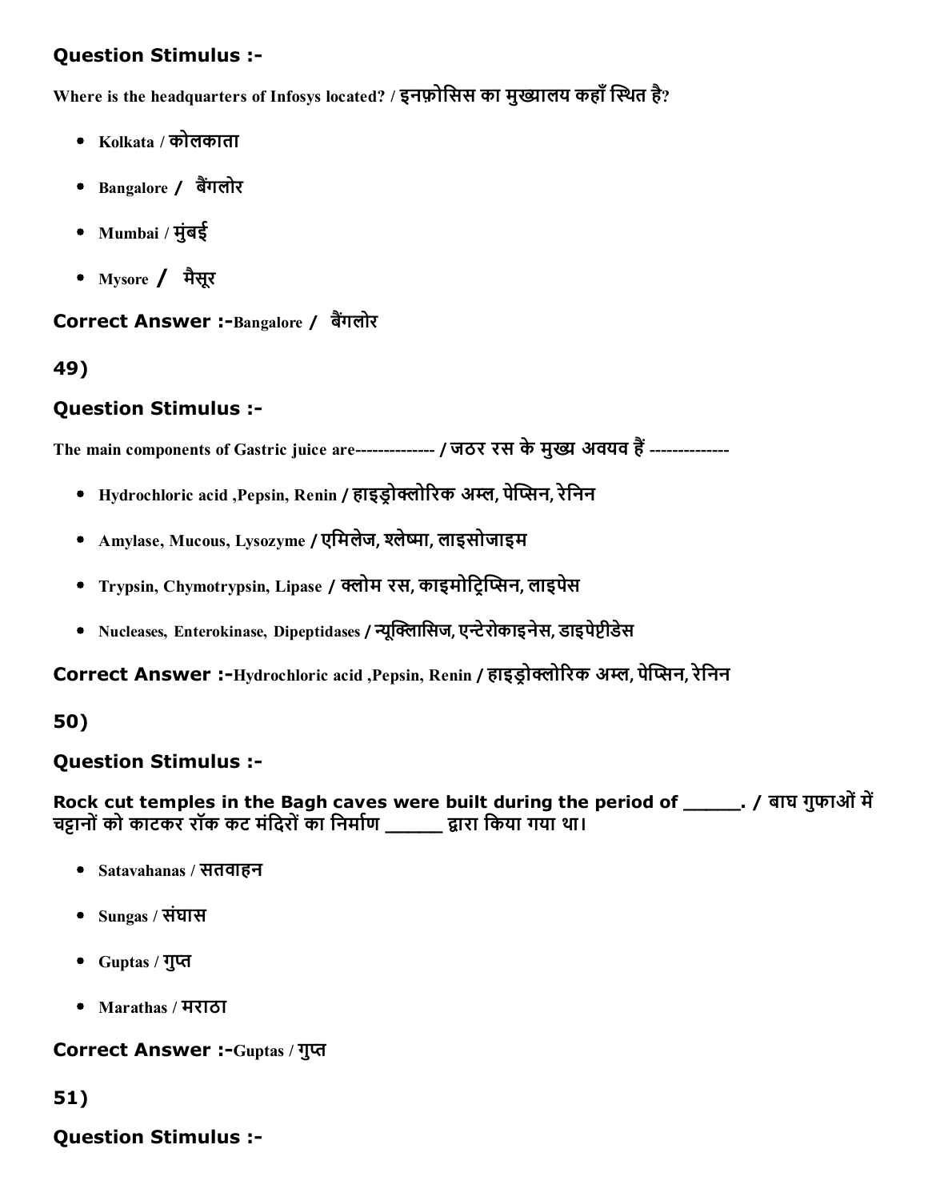### Question Stimulus :-

Where is the headquarters of Infosys located? / इनफ़ोसिस का मुख्यालय कहाँ स्थित है?

- Kolkata / कोलकाता
- Bangalore / बैंगलोर
- Mumbai / मुंबई
- Mysore / मैसूर

**Correct Answer :-**Bangalore / बैंगलोर

### 49)

### Question Stimulus :-

The main components of Gastric juice are-------------- / जठर रस के मुख्य अवयव हैं --------------

- Hydrochloric acid ,Pepsin, Renin / हाइड्रोक्लोरिक अम्ल, पेप्सिन, रेनिन
- Amylase, Mucous, Lysozyme / एमिलेज, श्लेष्मा, लाइसोजाइम
- Trypsin, Chymotrypsin, Lipase / क्लोम रस, काइमोट्रिप्सिन, लाइपेस
- Nucleases, Enterokinase, Dipeptidases / न्यूक्लिासिज, एन्टेरोकाइनेस, डाइपेप्टीडेस

**Correct Answer :-**Hydrochloric acid ,Pepsin, Renin / हाइड्रोक्लोरिक अम्ल, पेप्सिन, रेनिन

### 50)

### Question Stimulus :-

**Rock cut temples in the Bagh caves were built during the period of \_\_\_\_\_\_. / बाघ गुफाओं में चट्टानों को काटकर रॉक कट मंदिरों का निर्माण \_\_\_\_\_\_ द्वारा किया गया था।**

- Satavahanas / सतवाहन
- Sungas / संघास
- Guptas / गुप्त
- Marathas / मराठा

**Correct Answer :-**Guptas / गुप्त

### 51)

### Question Stimulus :-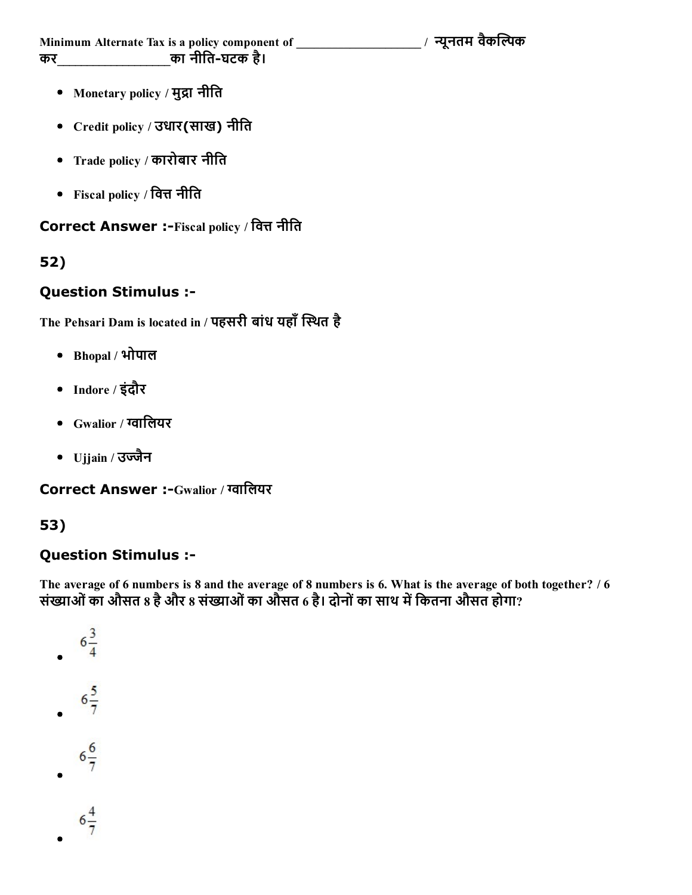Minimum Alternate Tax is a policy component of ___________________ / न्यूनतम वैकल्पिक कर________________का नीति-घटक है।

- Monetary policy / मुद्रा नीति
- Credit policy / उधार(साख) नीति
- Trade policy / कारोबार नीति
- Fiscal policy / वित्त नीति

**Correct Answer :-**Fiscal policy / वित्त नीति

## 52)

### Question Stimulus :-

The Pehsari Dam is located in / पहसरी बांध यहाँ स्थित है

- Bhopal / भोपाल
- Indore / इंदौर
- Gwalior / ग्वालियर
- Ujjain / उज्जैन

**Correct Answer :-**Gwalior / ग्वालियर

## 53)

### Question Stimulus :-

The average of 6 numbers is 8 and the average of 8 numbers is 6. What is the average of both together? / 6 संख्याओं का औसत 8 है और 8 संख्याओं का औसत 6 है। दोनों का साथ में कितना औसत होगा?

- $6\frac{3}{4}$
- $6\frac{5}{7}$
- $6\frac{6}{7}$
- $6\frac{4}{7}$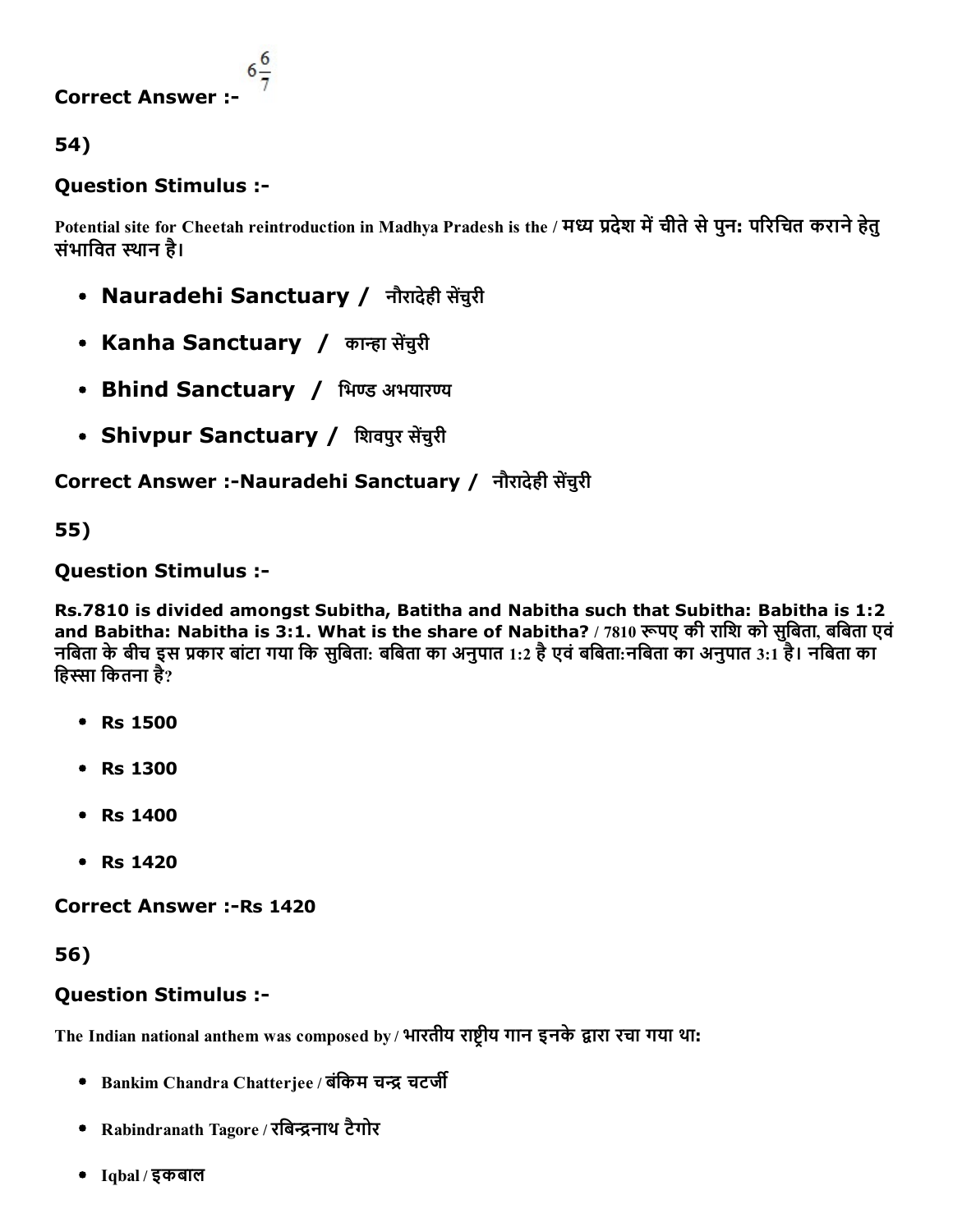**Correct Answer :-** $6\frac{6}{7}$

**54)**

**Question Stimulus :-**

Potential site for Cheetah reintroduction in Madhya Pradesh is the / मध्य प्रदेश में चीते से पुन: परिचित कराने हेतु संभावित स्थान है।

- **Nauradehi Sanctuary /** नौरादेही सेंचुरी
- **Kanha Sanctuary /** कान्हा सेंचुरी
- **Bhind Sanctuary /** भिण्ड अभयारण्य
- **Shivpur Sanctuary /** शिवपुर सेंचुरी

**Correct Answer :-Nauradehi Sanctuary /** नौरादेही सेंचुरी

**55)**

**Question Stimulus :-**

**Rs.7810 is divided amongst Subitha, Batitha and Nabitha such that Subitha: Babitha is 1:2 and Babitha: Nabitha is 3:1. What is the share of Nabitha?** / 7810 रूपए की राशि को सुबिता, बबिता एवं नबिता के बीच इस प्रकार बांटा गया कि सुबिता: बबिता का अनुपात 1:2 है एवं बबिता:नबिता का अनुपात 3:1 है। नबिता का हिस्सा कितना है?

- **Rs 1500**
- **Rs 1300**
- **Rs 1400**
- **Rs 1420**

**Correct Answer :-Rs 1420**

**56)**

**Question Stimulus :-**

The Indian national anthem was composed by / भारतीय राष्ट्रीय गान इनके द्वारा रचा गया था:

- Bankim Chandra Chatterjee / बंकिम चन्द्र चटर्जी
- Rabindranath Tagore / रबिन्द्रनाथ टैगोर
- Iqbal / इकबाल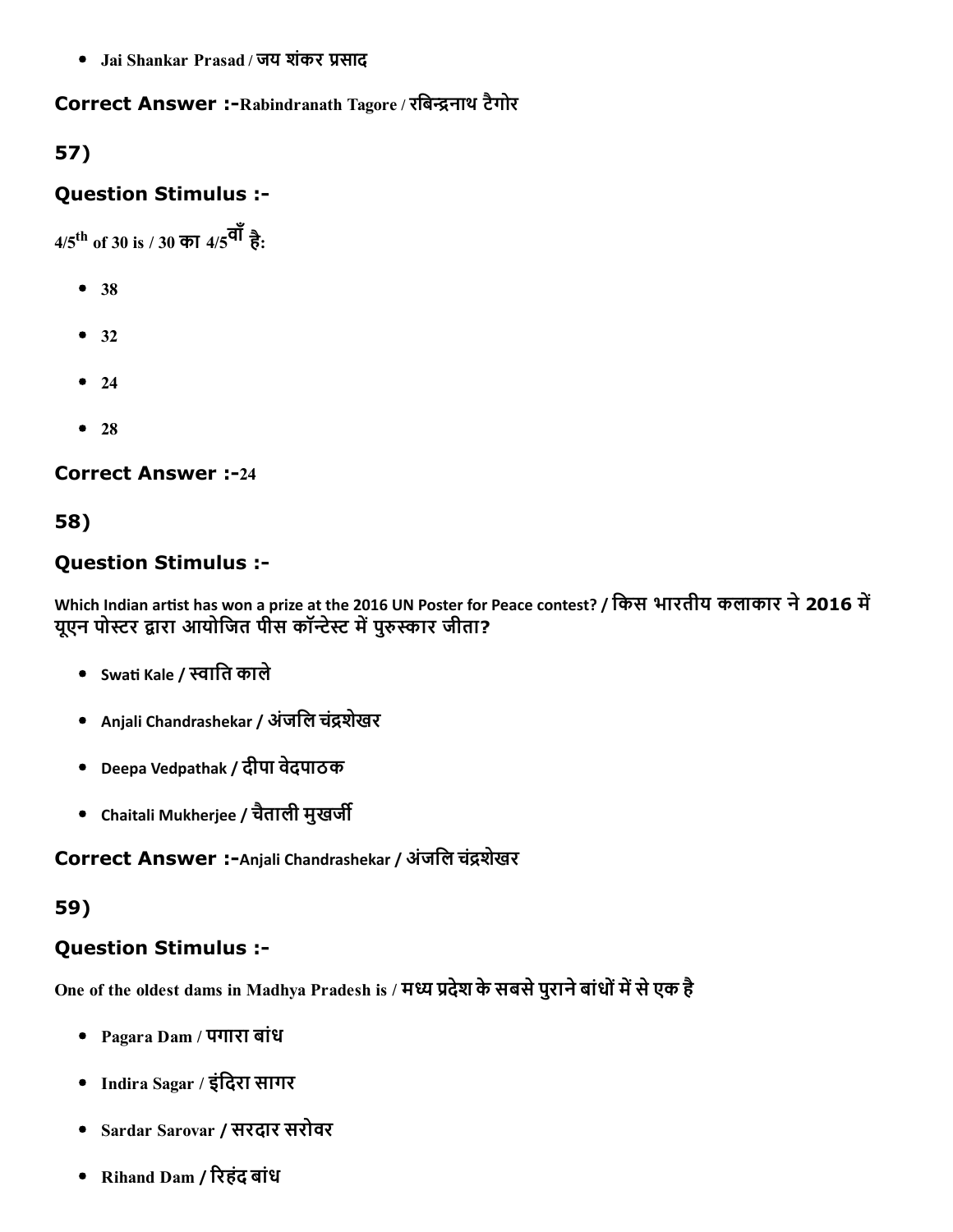- Jai Shankar Prasad / जय शंकर प्रसाद

**Correct Answer :-**Rabindranath Tagore / रबिन्द्रनाथ टैगोर

## 57)

### Question Stimulus :-

4/5$^{th}$ of 30 is / 30 का 4/5$^{वाँ}$ है:

- 38
- 32
- 24
- 28

**Correct Answer :-**24

## 58)

### Question Stimulus :-

Which Indian artist has won a prize at the 2016 UN Poster for Peace contest? / किस भारतीय कलाकार ने 2016 में यूएन पोस्टर द्वारा आयोजित पीस कॉन्टेस्ट में पुरुस्कार जीता?

- Swati Kale / स्वाति काले
- Anjali Chandrashekar / अंजलि चंद्रशेखर
- Deepa Vedpathak / दीपा वेदपाठक
- Chaitali Mukherjee / चैताली मुखर्जी

**Correct Answer :-**Anjali Chandrashekar / अंजलि चंद्रशेखर

## 59)

### Question Stimulus :-

One of the oldest dams in Madhya Pradesh is / मध्य प्रदेश के सबसे पुराने बांधों में से एक है

- Pagara Dam / पगारा बांध
- Indira Sagar / इंदिरा सागर
- Sardar Sarovar / सरदार सरोवर
- Rihand Dam / रिहंद बांध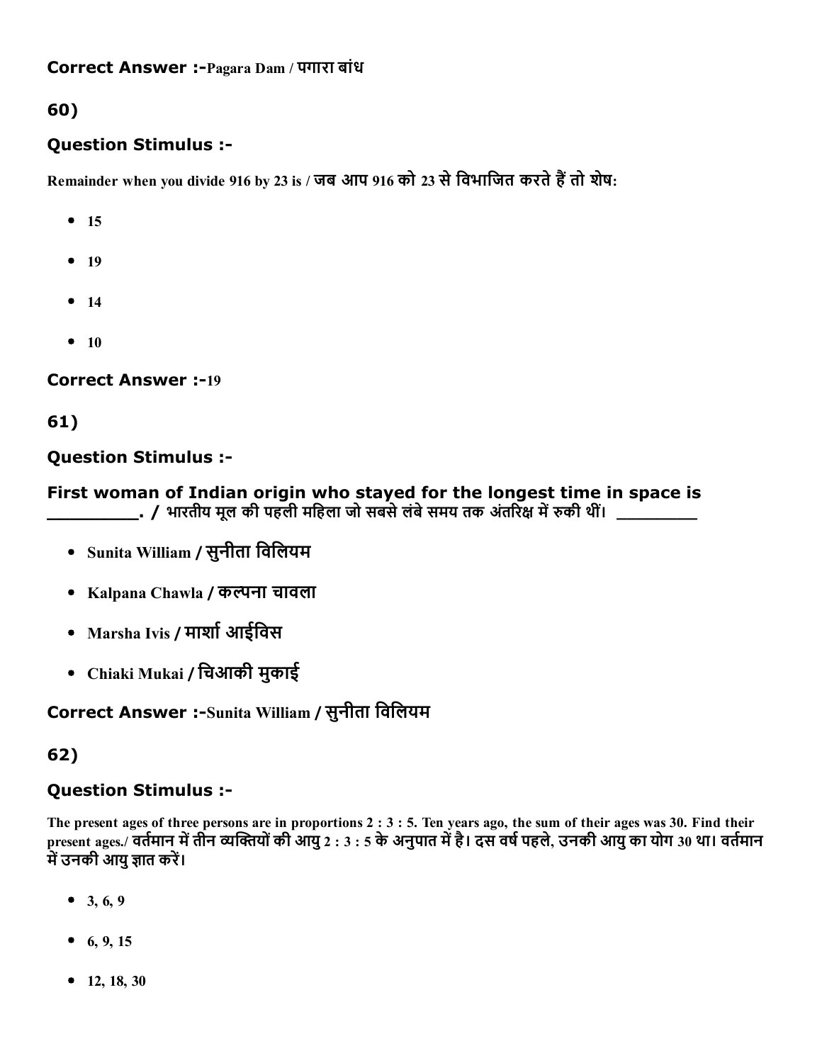**Correct Answer :-**Pagara Dam / पगारा बांध

## 60)

### Question Stimulus :-

Remainder when you divide 916 by 23 is / जब आप 916 को 23 से विभाजित करते हैं तो शेष:

- 15
- 19
- 14
- 10

**Correct Answer :-**19

## 61)

### Question Stimulus :-

**First woman of Indian origin who stayed for the longest time in space is _________. / भारतीय मूल की पहली महिला जो सबसे लंबे समय तक अंतरिक्ष में रुकी थीं। _________**

- Sunita William / सुनीता विलियम
- Kalpana Chawla / कल्पना चावला
- Marsha Ivis / मार्शा आईविस
- Chiaki Mukai / चिआकी मुकाई

**Correct Answer :-**Sunita William / सुनीता विलियम

## 62)

### Question Stimulus :-

The present ages of three persons are in proportions 2 : 3 : 5. Ten years ago, the sum of their ages was 30. Find their present ages./ वर्तमान में तीन व्यक्तियों की आयु 2 : 3 : 5 के अनुपात में है। दस वर्ष पहले, उनकी आयु का योग 30 था। वर्तमान में उनकी आयु ज्ञात करें।

- 3, 6, 9
- 6, 9, 15
- 12, 18, 30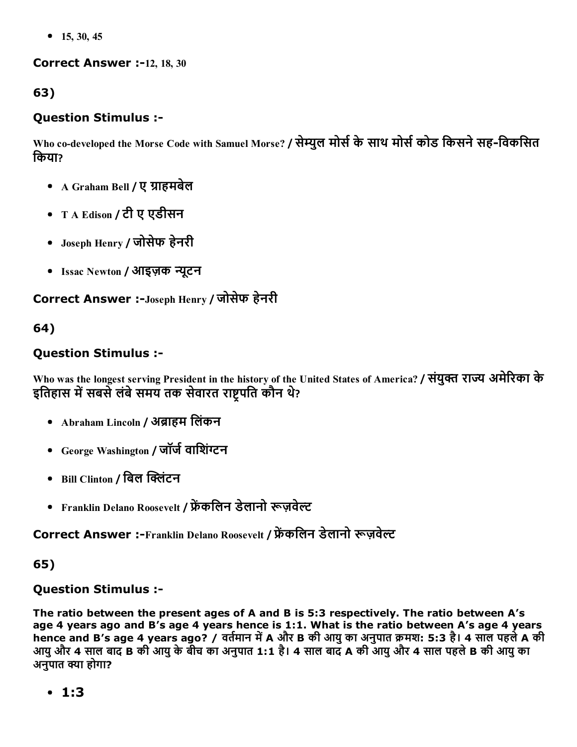- 15, 30, 45

**Correct Answer :-**12, 18, 30

**63)**

### Question Stimulus :-

Who co-developed the Morse Code with Samuel Morse? / सेम्युल मोर्स के साथ मोर्स कोड किसने सह-विकसित किया?

- A Graham Bell / ए ग्राहमबेल
- T A Edison / टी ए एडीसन
- Joseph Henry / जोसेफ हेनरी
- Issac Newton / आइज़क न्यूटन

**Correct Answer :-**Joseph Henry / जोसेफ हेनरी

**64)**

### Question Stimulus :-

Who was the longest serving President in the history of the United States of America? / संयुक्त राज्य अमेरिका के इतिहास में सबसे लंबे समय तक सेवारत राष्ट्रपति कौन थे?

- Abraham Lincoln / अब्राहम लिंकन
- George Washington / जॉर्ज वाशिंग्टन
- Bill Clinton / बिल क्लिंटन
- Franklin Delano Roosevelt / फ्रेंकलिन डेलानो रूज़वेल्ट

**Correct Answer :-**Franklin Delano Roosevelt / फ्रेंकलिन डेलानो रूज़वेल्ट

**65)**

### Question Stimulus :-

**The ratio between the present ages of A and B is 5:3 respectively. The ratio between A's age 4 years ago and B's age 4 years hence is 1:1. What is the ratio between A's age 4 years hence and B's age 4 years ago? / वर्तमान में A और B की आयु का अनुपात क्रमश: 5:3 है। 4 साल पहले A की आयु और 4 साल बाद B की आयु के बीच का अनुपात 1:1 है। 4 साल बाद A की आयु और 4 साल पहले B की आयु का अनुपात क्या होगा?**

- **1:3**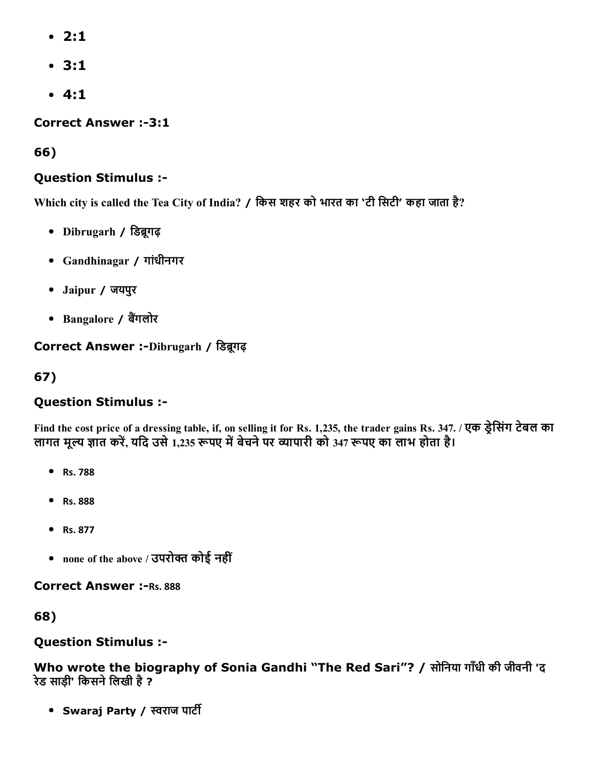- 2:1
- 3:1
- 4:1

**Correct Answer :-3:1**

**66)**

### Question Stimulus :-

**Which city is called the Tea City of India? / किस शहर को भारत का 'टी सिटी' कहा जाता है?**

- **Dibrugarh / डिब्रूगढ़**
- **Gandhinagar / गांधीनगर**
- **Jaipur / जयपुर**
- **Bangalore / बैंगलोर**

**Correct Answer :-Dibrugarh / डिब्रूगढ़**

**67)**

### Question Stimulus :-

**Find the cost price of a dressing table, if, on selling it for Rs. 1,235, the trader gains Rs. 347. / एक ड्रेसिंग टेबल का लागत मूल्य ज्ञात करें, यदि उसे 1,235 रूपए में बेचने पर व्यापारी को 347 रूपए का लाभ होता है।**

- **Rs. 788**
- **Rs. 888**
- **Rs. 877**
- **none of the above / उपरोक्त कोई नहीं**

**Correct Answer :-Rs. 888**

**68)**

### Question Stimulus :-

**Who wrote the biography of Sonia Gandhi "The Red Sari"? / सोनिया गाँधी की जीवनी 'द रेड साड़ी' किसने लिखी है ?**

- **Swaraj Party / स्वराज पार्टी**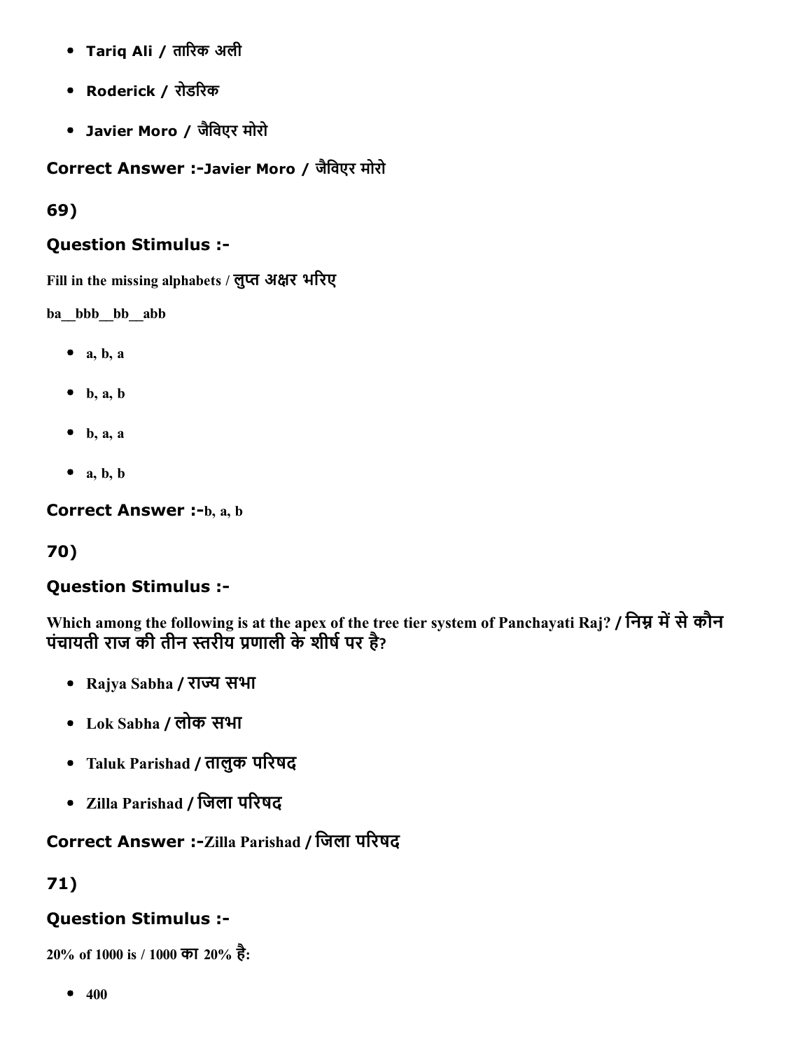- **Tariq Ali / तारिक अली**
- **Roderick / रोडरिक**
- **Javier Moro / जैविएर मोरो**

**Correct Answer :-Javier Moro / जैविएर मोरो**

**69)**

### Question Stimulus :-

**Fill in the missing alphabets / लुप्त अक्षर भरिए**

**ba__bbb__bb__abb**

- a, b, a
- b, a, b
- b, a, a
- a, b, b

**Correct Answer :-b, a, b**

**70)**

### Question Stimulus :-

**Which among the following is at the apex of the tree tier system of Panchayati Raj? / निम्न में से कौन पंचायती राज की तीन स्तरीय प्रणाली के शीर्ष पर है?**

- Rajya Sabha / राज्य सभा
- Lok Sabha / लोक सभा
- Taluk Parishad / तालुक परिषद
- Zilla Parishad / जिला परिषद

**Correct Answer :-Zilla Parishad / जिला परिषद**

**71)**

### Question Stimulus :-

**20% of 1000 is / 1000 का 20% है:**

- 400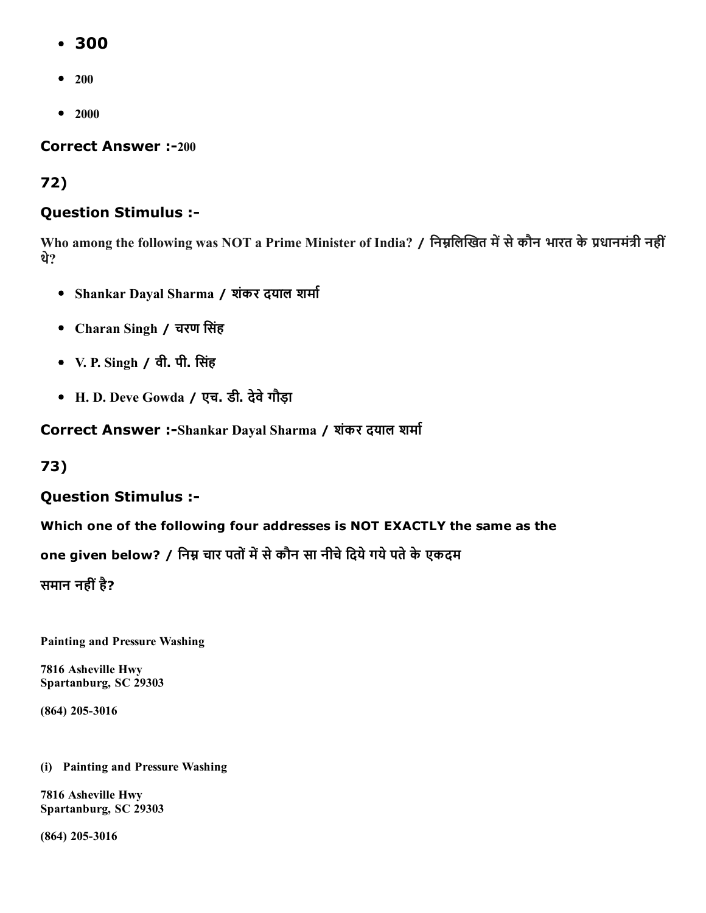- **300**
- 200
- 2000

**Correct Answer :-**200

**72)**

**Question Stimulus :-**

Who among the following was NOT a Prime Minister of India? / निम्नलिखित में से कौन भारत के प्रधानमंत्री नहीं थे?

- Shankar Dayal Sharma / शंकर दयाल शर्मा
- Charan Singh / चरण सिंह
- V. P. Singh / वी. पी. सिंह
- H. D. Deve Gowda / एच. डी. देवे गौड़ा

**Correct Answer :-**Shankar Dayal Sharma / शंकर दयाल शर्मा

**73)**

**Question Stimulus :-**

**Which one of the following four addresses is NOT EXACTLY the same as the one given below? / निम्न चार पतों में से कौन सा नीचे दिये गये पते के एकदम समान नहीं है?**

**Painting and Pressure Washing**

**7816 Asheville Hwy**
**Spartanburg, SC 29303**

**(864) 205-3016**

**(i) Painting and Pressure Washing**

**7816 Asheville Hwy**
**Spartanburg, SC 29303**

**(864) 205-3016**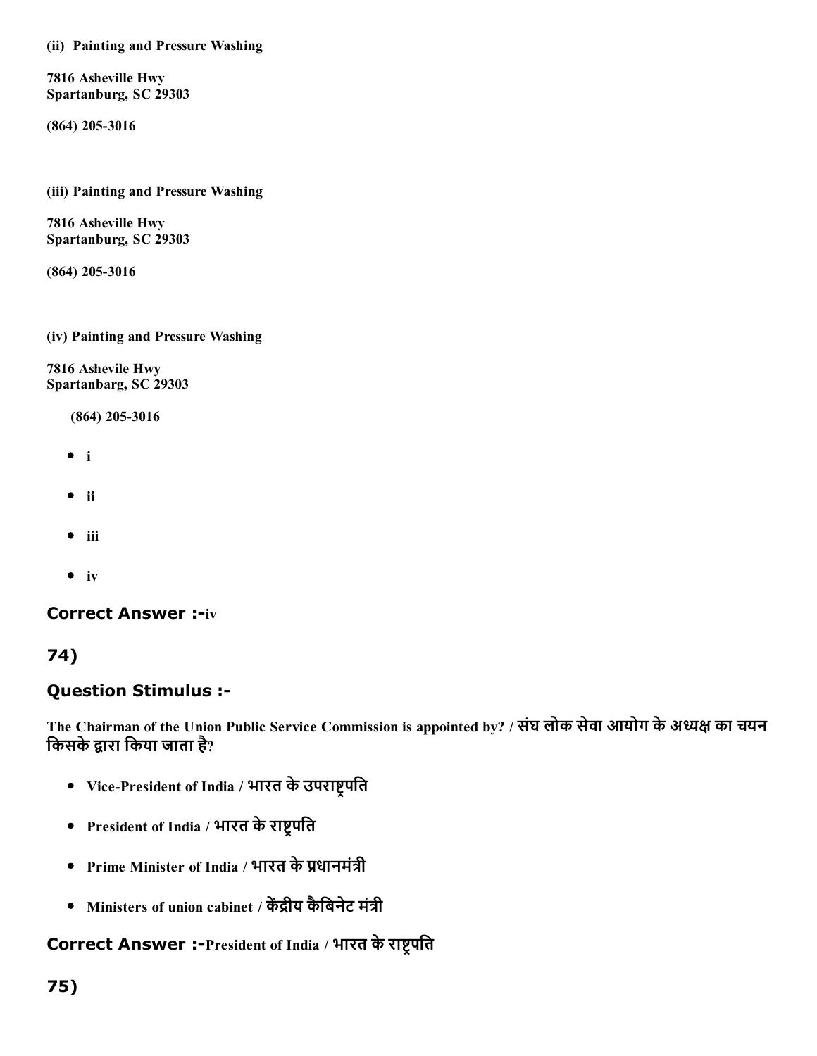**(ii) Painting and Pressure Washing**

**7816 Asheville Hwy**
**Spartanburg, SC 29303**

**(864) 205-3016**

**(iii) Painting and Pressure Washing**

**7816 Asheville Hwy**
**Spartanburg, SC 29303**

**(864) 205-3016**

**(iv) Painting and Pressure Washing**

**7816 Ashevile Hwy**
**Spartanbarg, SC 29303**

**(864) 205-3016**

- i
- ii
- iii
- iv

### Correct Answer :-iv

## 74)

### Question Stimulus :-

**The Chairman of the Union Public Service Commission is appointed by? / संघ लोक सेवा आयोग के अध्यक्ष का चयन किसके द्वारा किया जाता है?**

- Vice-President of India / भारत के उपराष्ट्रपति
- President of India / भारत के राष्ट्रपति
- Prime Minister of India / भारत के प्रधानमंत्री
- Ministers of union cabinet / केंद्रीय कैबिनेट मंत्री

### Correct Answer :-President of India / भारत के राष्ट्रपति

## 75)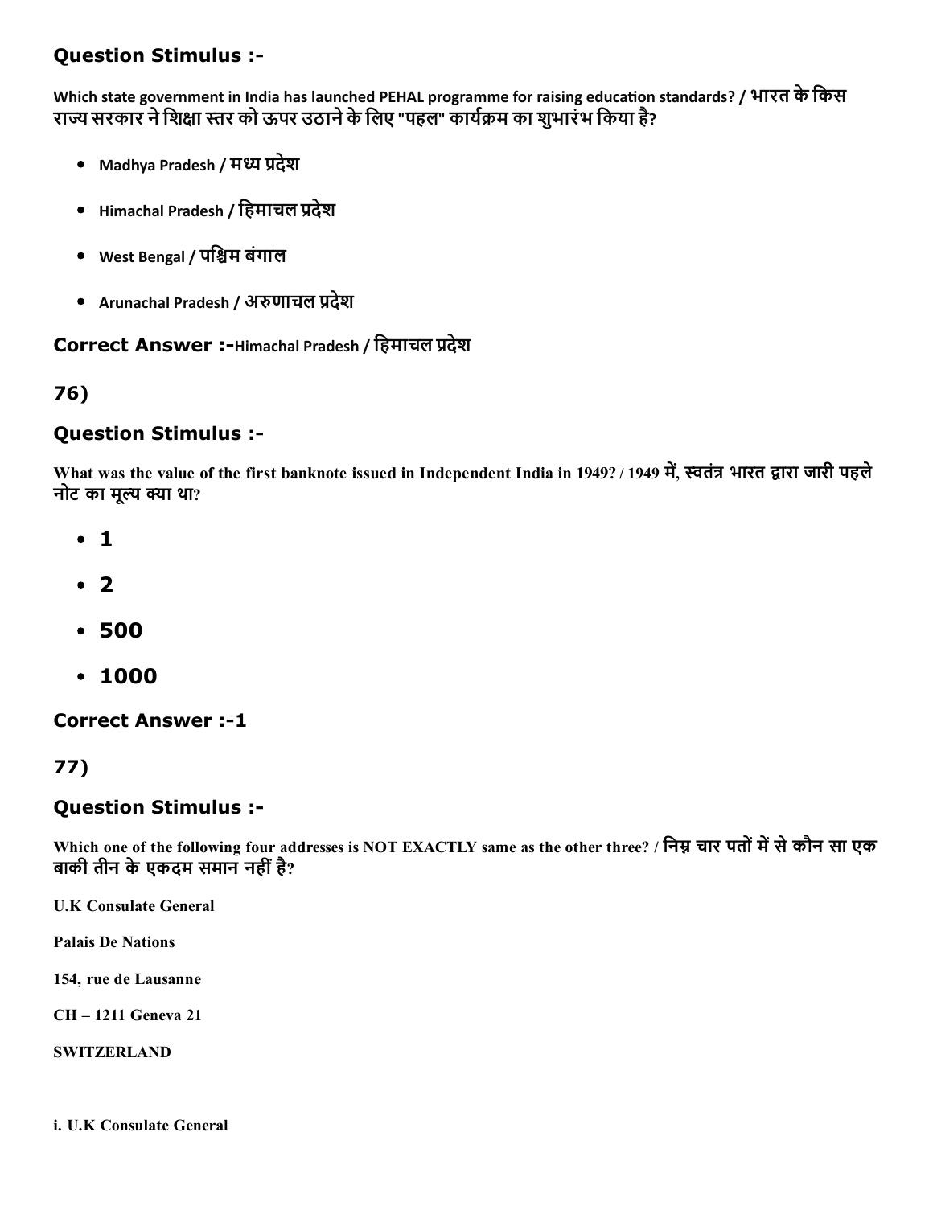## Question Stimulus :-

Which state government in India has launched PEHAL programme for raising education standards? / भारत के किस राज्य सरकार ने शिक्षा स्तर को ऊपर उठाने के लिए "पहल" कार्यक्रम का शुभारंभ किया है?

- Madhya Pradesh / मध्य प्रदेश
- Himachal Pradesh / हिमाचल प्रदेश
- West Bengal / पश्चिम बंगाल
- Arunachal Pradesh / अरुणाचल प्रदेश

**Correct Answer :-**Himachal Pradesh / हिमाचल प्रदेश

## 76)

## Question Stimulus :-

What was the value of the first banknote issued in Independent India in 1949? / 1949 में, स्वतंत्र भारत द्वारा जारी पहले नोट का मूल्य क्या था?

- 1
- 2
- 500
- 1000

**Correct Answer :-1**

## 77)

## Question Stimulus :-

Which one of the following four addresses is NOT EXACTLY same as the other three? / निम्न चार पतों में से कौन सा एक बाकी तीन के एकदम समान नहीं है?

**U.K Consulate General**

**Palais De Nations**

**154, rue de Lausanne**

**CH – 1211 Geneva 21**

**SWITZERLAND**

**i. U.K Consulate General**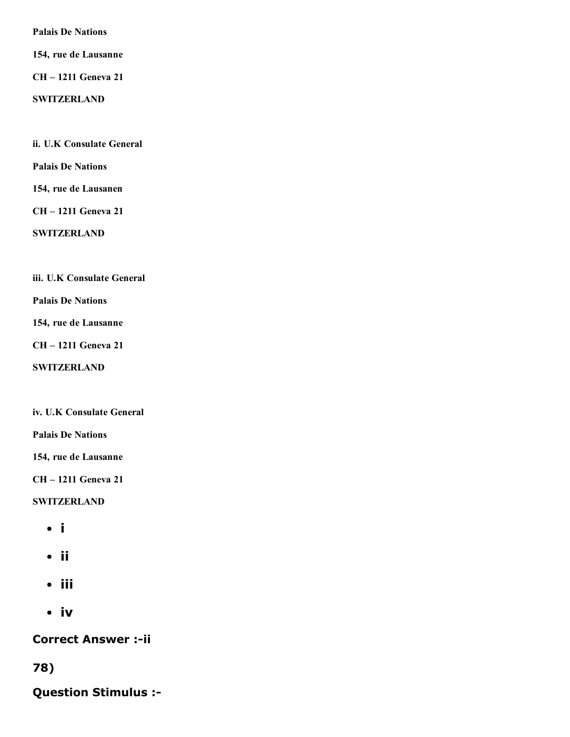**Palais De Nations**

**154, rue de Lausanne**

**CH – 1211 Geneva 21**

**SWITZERLAND**

**ii. U.K Consulate General**

**Palais De Nations**

**154, rue de Lausanen**

**CH – 1211 Geneva 21**

**SWITZERLAND**

**iii. U.K Consulate General**

**Palais De Nations**

**154, rue de Lausanne**

**CH – 1211 Geneva 21**

**SWITZERLAND**

**iv. U.K Consulate General**

**Palais De Nations**

**154, rue de Lausanne**

**CH – 1211 Geneva 21**

**SWITZERLAND**

- **i**
- **ii**
- **iii**
- **iv**

**Correct Answer :-ii**

**78)**

**Question Stimulus :-**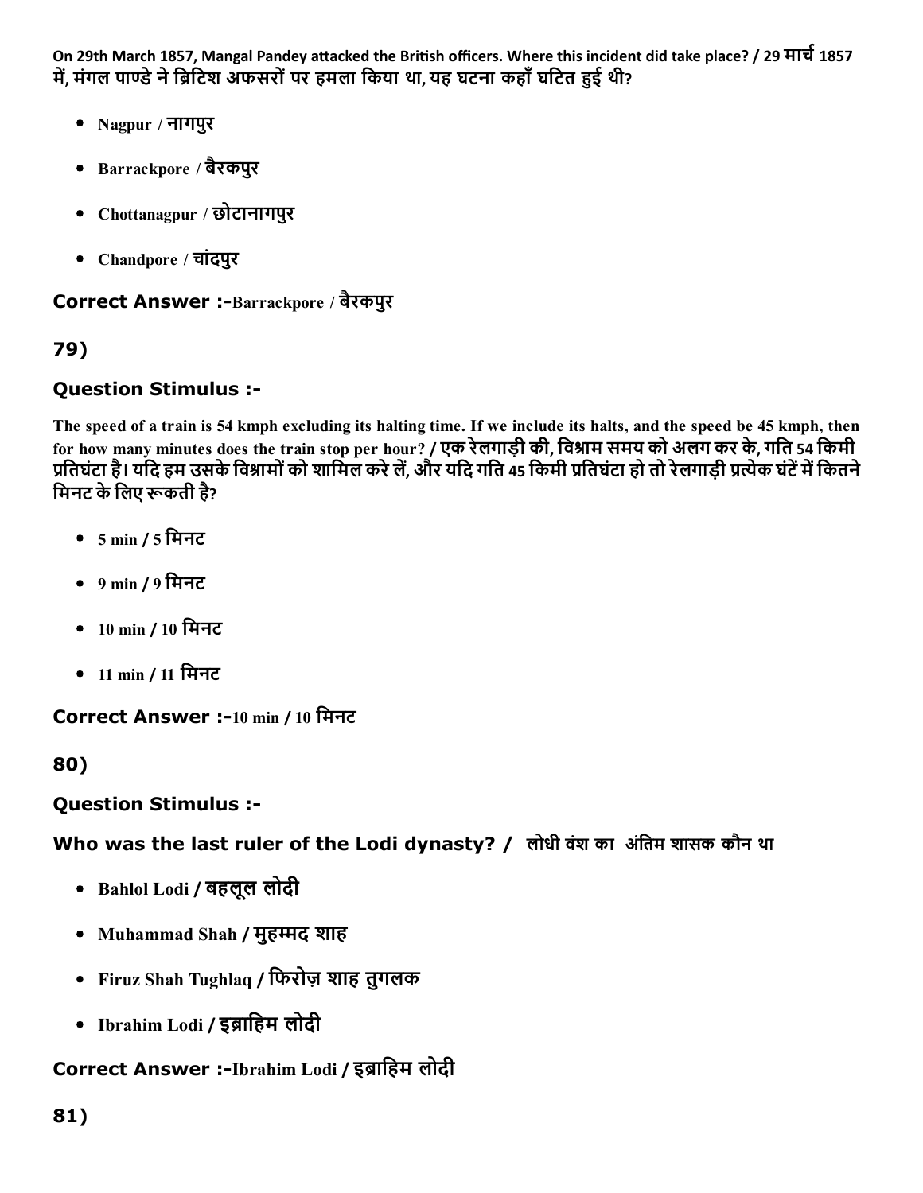On 29th March 1857, Mangal Pandey attacked the British officers. Where this incident did take place? / 29 मार्च 1857 में, मंगल पाण्डे ने ब्रिटिश अफसरों पर हमला किया था, यह घटना कहाँ घटित हुई थी?

- Nagpur / नागपुर
- Barrackpore / बैरकपुर
- Chottanagpur / छोटानागपुर
- Chandpore / चांदपुर

**Correct Answer :-**Barrackpore / बैरकपुर

**79)**

**Question Stimulus :-**

The speed of a train is 54 kmph excluding its halting time. If we include its halts, and the speed be 45 kmph, then for how many minutes does the train stop per hour? / एक रेलगाड़ी की, विश्राम समय को अलग कर के, गति 54 किमी प्रतिघंटा है। यदि हम उसके विश्रामों को शामिल करे लें, और यदि गति 45 किमी प्रतिघंटा हो तो रेलगाड़ी प्रत्येक घंटें में कितने मिनट के लिए रूकती है?

- 5 min / 5 मिनट
- 9 min / 9 मिनट
- 10 min / 10 मिनट
- 11 min / 11 मिनट

**Correct Answer :-**10 min / 10 मिनट

**80)**

**Question Stimulus :-**

**Who was the last ruler of the Lodi dynasty? / लोधी वंश का अंतिम शासक कौन था**

- Bahlol Lodi / बहलूल लोदी
- Muhammad Shah / मुहम्मद शाह
- Firuz Shah Tughlaq / फिरोज़ शाह तुगलक
- Ibrahim Lodi / इब्राहिम लोदी

**Correct Answer :-**Ibrahim Lodi / इब्राहिम लोदी

**81)**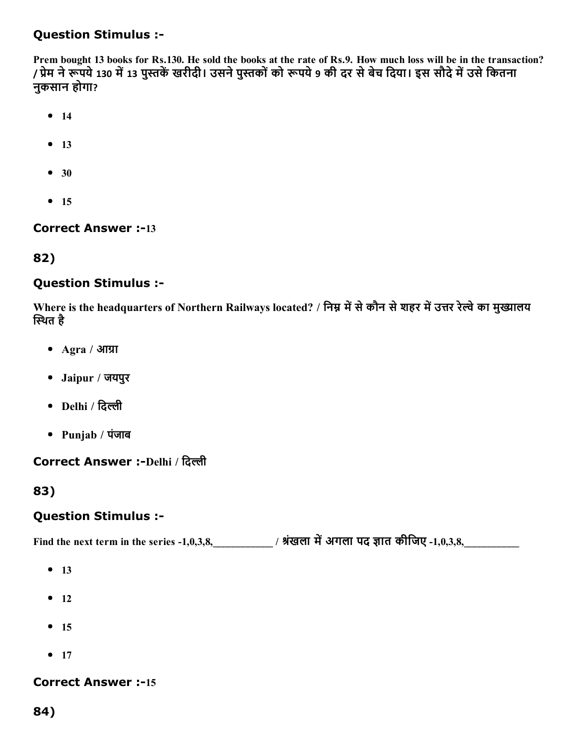### Question Stimulus :-

**Prem bought 13 books for Rs.130. He sold the books at the rate of Rs.9. How much loss will be in the transaction? / प्रेम ने रूपये 130 में 13 पुस्तकें खरीदी। उसने पुस्तकों को रूपये 9 की दर से बेच दिया। इस सौदे में उसे कितना नुकसान होगा?**

- **14**
- **13**
- **30**
- **15**

### Correct Answer :-13

## 82)

### Question Stimulus :-

**Where is the headquarters of Northern Railways located? / निम्न में से कौन से शहर में उत्तर रेल्वे का मुख्यालय स्थित है**

- **Agra / आग्रा**
- **Jaipur / जयपुर**
- **Delhi / दिल्ली**
- **Punjab / पंजाब**

### Correct Answer :-Delhi / दिल्ली

## 83)

### Question Stimulus :-

**Find the next term in the series -1,0,3,8,___________ / श्रंखला में अगला पद ज्ञात कीजिए -1,0,3,8,__________**

- **13**
- **12**
- **15**
- **17**

### Correct Answer :-15

## 84)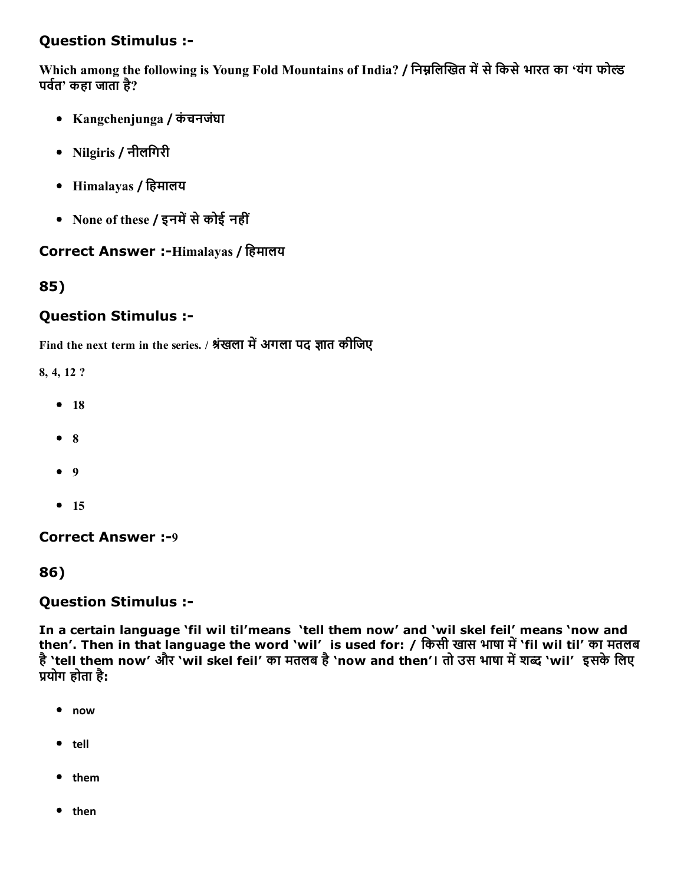## Question Stimulus :-

**Which among the following is Young Fold Mountains of India? / निम्नलिखित में से किसे भारत का 'यंग फोल्ड पर्वत' कहा जाता है?**

- **Kangchenjunga / कंचनजंघा**
- **Nilgiris / नीलगिरी**
- **Himalayas / हिमालय**
- **None of these / इनमें से कोई नहीं**

**Correct Answer :-Himalayas / हिमालय**

## 85)

## Question Stimulus :-

**Find the next term in the series. / श्रंखला में अगला पद ज्ञात कीजिए**

**8, 4, 12 ?**

- **18**
- **8**
- **9**
- **15**

**Correct Answer :-9**

## 86)

## Question Stimulus :-

**In a certain language 'fil wil til'means 'tell them now' and 'wil skel feil' means 'now and then'. Then in that language the word 'wil' is used for: / किसी खास भाषा में 'fil wil til' का मतलब है 'tell them now' और 'wil skel feil' का मतलब है 'now and then'। तो उस भाषा में शब्द 'wil' इसके लिए प्रयोग होता है:**

- now
- tell
- them
- then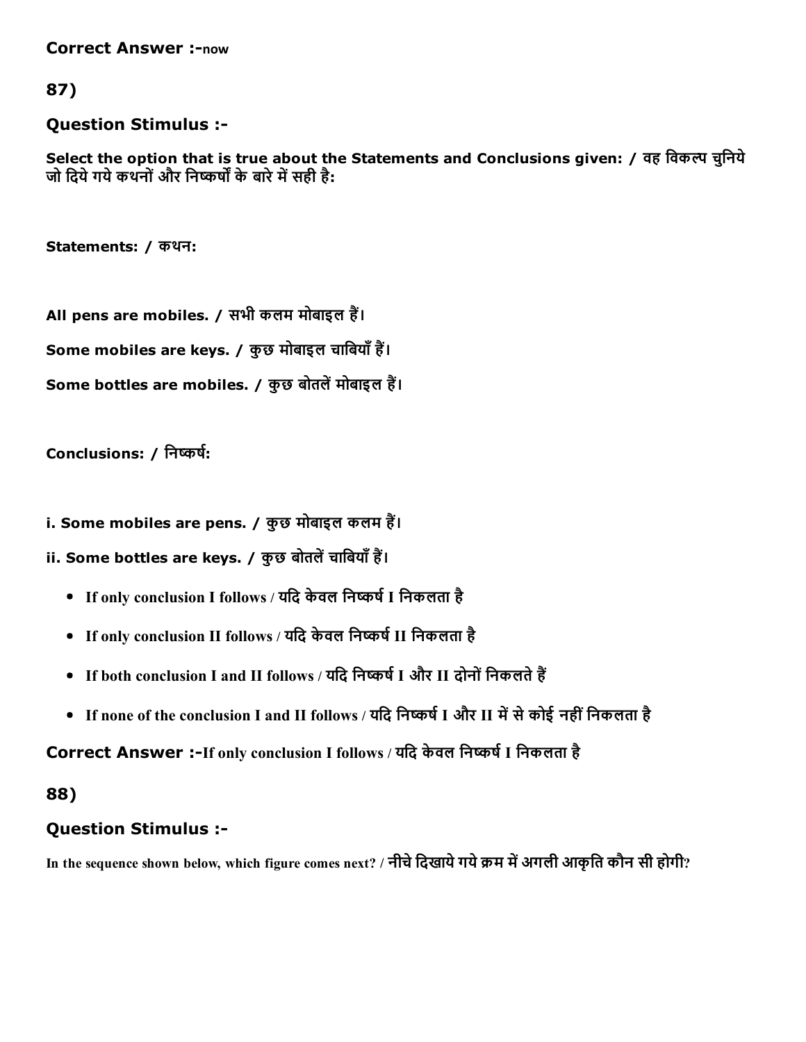**Correct Answer :-**now

## 87)

### Question Stimulus :-

**Select the option that is true about the Statements and Conclusions given: / वह विकल्प चुनिये जो दिये गये कथनों और निष्कर्षों के बारे में सही है:**

**Statements: / कथन:**

**All pens are mobiles. / सभी कलम मोबाइल हैं।**

**Some mobiles are keys. / कुछ मोबाइल चाबियाँ हैं।**

**Some bottles are mobiles. / कुछ बोतलें मोबाइल हैं।**

**Conclusions: / निष्कर्ष:**

**i. Some mobiles are pens. / कुछ मोबाइल कलम हैं।**

**ii. Some bottles are keys. / कुछ बोतलें चाबियाँ हैं।**

- If only conclusion I follows / यदि केवल निष्कर्ष I निकलता है
- If only conclusion II follows / यदि केवल निष्कर्ष II निकलता है
- If both conclusion I and II follows / यदि निष्कर्ष I और II दोनों निकलते हैं
- If none of the conclusion I and II follows / यदि निष्कर्ष I और II में से कोई नहीं निकलता है

**Correct Answer :-**If only conclusion I follows / यदि केवल निष्कर्ष I निकलता है

## 88)

### Question Stimulus :-

In the sequence shown below, which figure comes next? / नीचे दिखाये गये क्रम में अगली आकृति कौन सी होगी?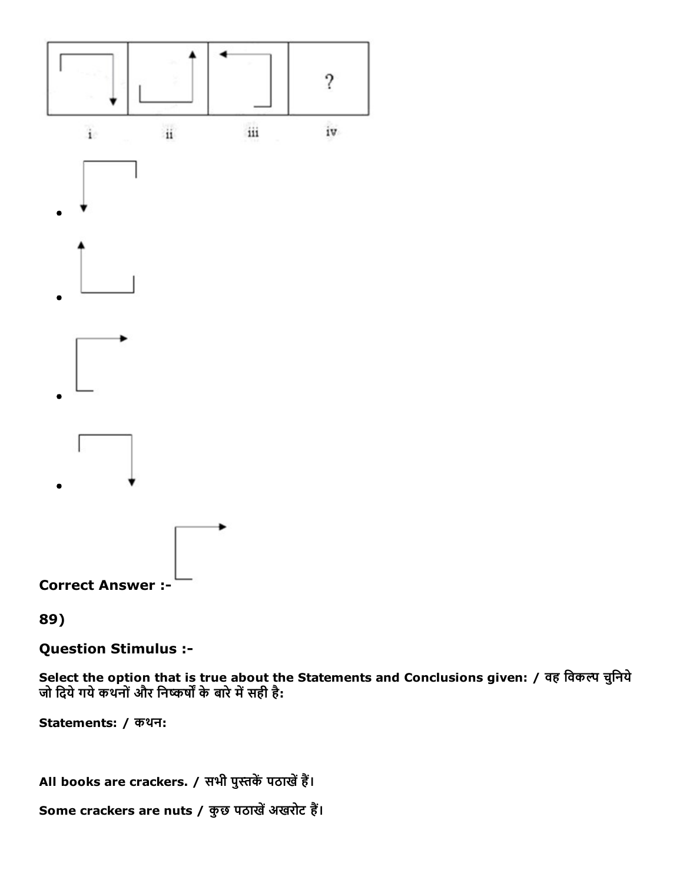i ii iii iv

?

- 
- 
- 
- 

**Correct Answer :-**

**89)**

**Question Stimulus :-**

**Select the option that is true about the Statements and Conclusions given: / वह विकल्प चुनिये जो दिये गये कथनों और निष्कर्षों के बारे में सही है:**

**Statements: / कथन:**

**All books are crackers. / सभी पुस्तकें पठाखें हैं।**

**Some crackers are nuts / कुछ पठाखें अखरोट हैं।**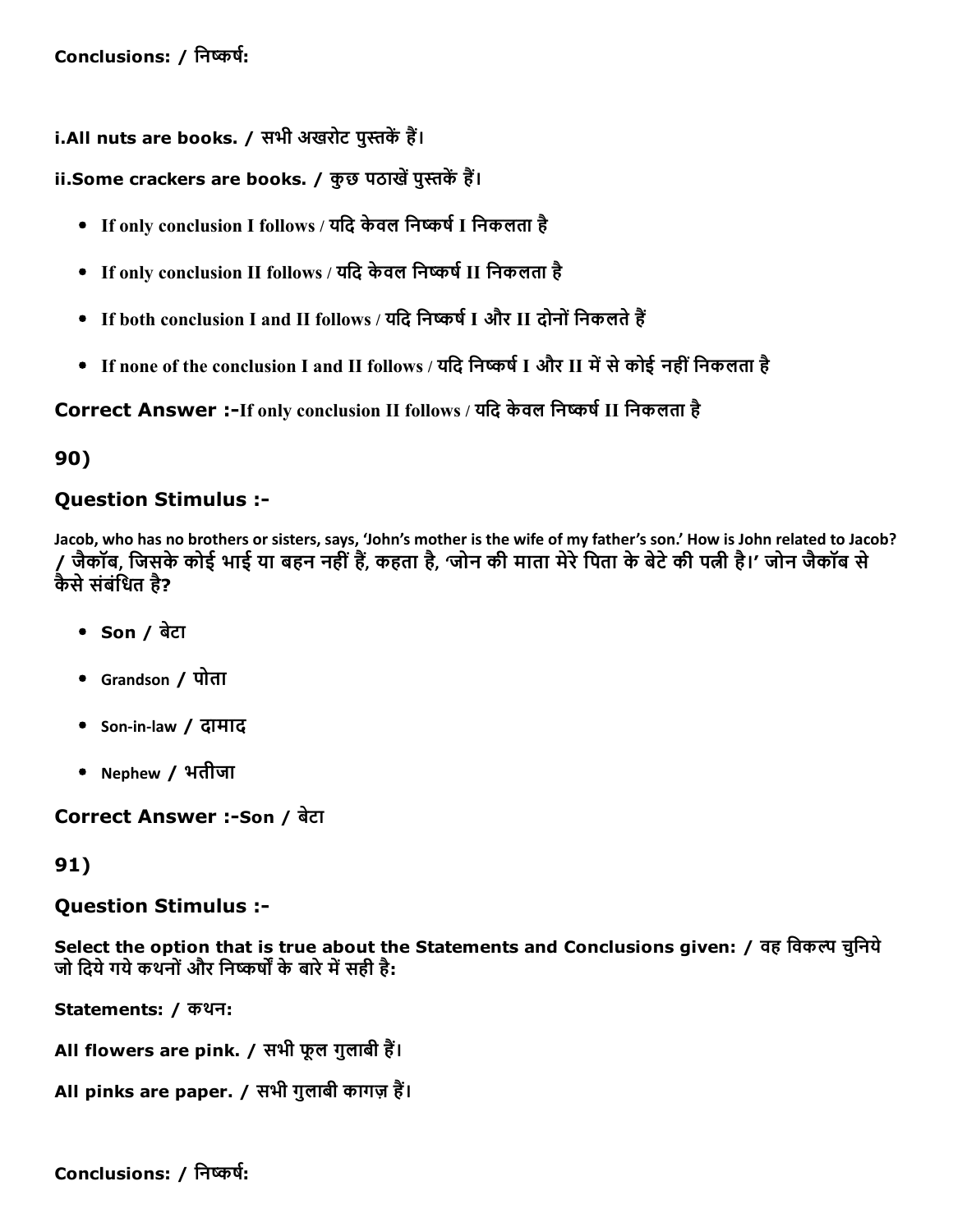**Conclusions: / निष्कर्ष:**

**i.All nuts are books. / सभी अखरोट पुस्तकें हैं।**

**ii.Some crackers are books. / कुछ पठाखें पुस्तकें हैं।**

- **If only conclusion I follows / यदि केवल निष्कर्ष I निकलता है**
- **If only conclusion II follows / यदि केवल निष्कर्ष II निकलता है**
- **If both conclusion I and II follows / यदि निष्कर्ष I और II दोनों निकलते हैं**
- **If none of the conclusion I and II follows / यदि निष्कर्ष I और II में से कोई नहीं निकलता है**

**Correct Answer :-If only conclusion II follows / यदि केवल निष्कर्ष II निकलता है**

## 90)

### Question Stimulus :-

**Jacob, who has no brothers or sisters, says, 'John's mother is the wife of my father's son.' How is John related to Jacob? / जैकॉब, जिसके कोई भाई या बहन नहीं हैं, कहता है, 'जोन की माता मेरे पिता के बेटे की पत्नी है।' जोन जैकॉब से कैसे संबंधित है?**

- **Son / बेटा**
- **Grandson / पोता**
- **Son-in-law / दामाद**
- **Nephew / भतीजा**

**Correct Answer :-Son / बेटा**

## 91)

### Question Stimulus :-

**Select the option that is true about the Statements and Conclusions given: / वह विकल्प चुनिये जो दिये गये कथनों और निष्कर्षों के बारे में सही है:**

**Statements: / कथन:**

**All flowers are pink. / सभी फूल गुलाबी हैं।**

**All pinks are paper. / सभी गुलाबी कागज़ हैं।**

**Conclusions: / निष्कर्ष:**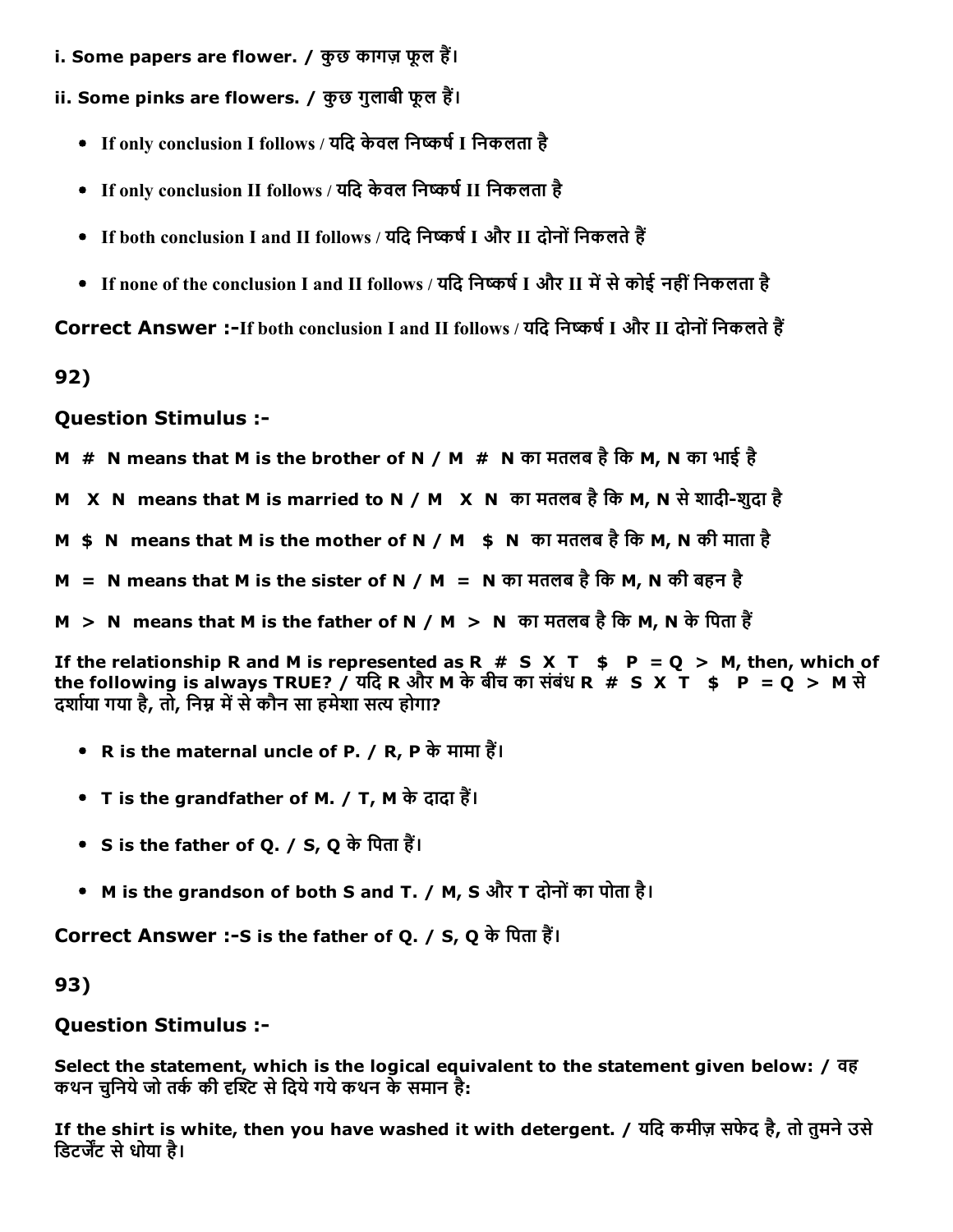i. Some papers are flower. / कुछ कागज़ फूल हैं।

ii. Some pinks are flowers. / कुछ गुलाबी फूल हैं।

- If only conclusion I follows / यदि केवल निष्कर्ष I निकलता है
- If only conclusion II follows / यदि केवल निष्कर्ष II निकलता है
- If both conclusion I and II follows / यदि निष्कर्ष I और II दोनों निकलते हैं
- If none of the conclusion I and II follows / यदि निष्कर्ष I और II में से कोई नहीं निकलता है

**Correct Answer :-**If both conclusion I and II follows / यदि निष्कर्ष I और II दोनों निकलते हैं

**92)**

**Question Stimulus :-**

**M # N means that M is the brother of N / M # N का मतलब है कि M, N का भाई है**

**M X N means that M is married to N / M X N का मतलब है कि M, N से शादी-शुदा है**

**M $ N means that M is the mother of N / M $ N का मतलब है कि M, N की माता है**

**M = N means that M is the sister of N / M = N का मतलब है कि M, N की बहन है**

**M > N means that M is the father of N / M > N का मतलब है कि M, N के पिता हैं**

**If the relationship R and M is represented as R # S X T $ P = Q > M, then, which of the following is always TRUE? / यदि R और M के बीच का संबंध R # S X T $ P = Q > M से दर्शाया गया है, तो, निम्न में से कौन सा हमेशा सत्य होगा?**

- **R is the maternal uncle of P. / R, P के मामा हैं।**
- **T is the grandfather of M. / T, M के दादा हैं।**
- **S is the father of Q. / S, Q के पिता हैं।**
- **M is the grandson of both S and T. / M, S और T दोनों का पोता है।**

**Correct Answer :-S is the father of Q. / S, Q के पिता हैं।**

**93)**

**Question Stimulus :-**

**Select the statement, which is the logical equivalent to the statement given below: / वह कथन चुनिये जो तर्क की दृश्टि से दिये गये कथन के समान है:**

**If the shirt is white, then you have washed it with detergent. / यदि कमीज़ सफेद है, तो तुमने उसे डिटर्जेंट से धोया है।**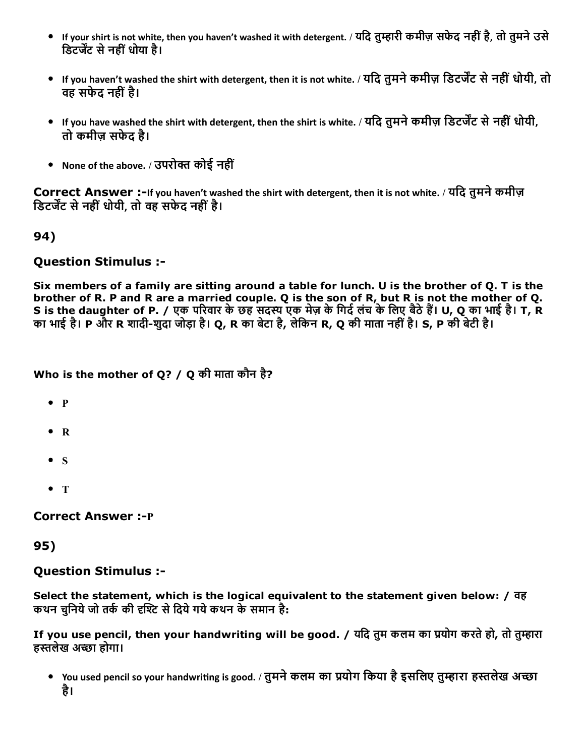- If your shirt is not white, then you haven't washed it with detergent. / यदि तुम्हारी कमीज़ सफेद नहीं है, तो तुमने उसे डिटर्जेंट से नहीं धोया है।
- If you haven't washed the shirt with detergent, then it is not white. / यदि तुमने कमीज़ डिटर्जेंट से नहीं धोयी, तो वह सफेद नहीं है।
- If you have washed the shirt with detergent, then the shirt is white. / यदि तुमने कमीज़ डिटर्जेंट से नहीं धोयी, तो कमीज़ सफेद है।
- None of the above. / उपरोक्त कोई नहीं

**Correct Answer :-**If you haven't washed the shirt with detergent, then it is not white. / यदि तुमने कमीज़ डिटर्जेंट से नहीं धोयी, तो वह सफेद नहीं है।

## 94)

### Question Stimulus :-

**Six members of a family are sitting around a table for lunch. U is the brother of Q. T is the brother of R. P and R are a married couple. Q is the son of R, but R is not the mother of Q. S is the daughter of P. / एक परिवार के छह सदस्य एक मेज़ के गिर्द लंच के लिए बैठे हैं। U, Q का भाई है। T, R का भाई है। P और R शादी-शुदा जोड़ा है। Q, R का बेटा है, लेकिन R, Q की माता नहीं है। S, P की बेटी है।**

**Who is the mother of Q? / Q की माता कौन है?**

- P
- R
- S
- T

**Correct Answer :-**P

## 95)

### Question Stimulus :-

**Select the statement, which is the logical equivalent to the statement given below: / वह कथन चुनिये जो तर्क की दृश्टि से दिये गये कथन के समान है:**

**If you use pencil, then your handwriting will be good. / यदि तुम कलम का प्रयोग करते हो, तो तुम्हारा हस्तलेख अच्छा होगा।**

- You used pencil so your handwriting is good. / तुमने कलम का प्रयोग किया है इसलिए तुम्हारा हस्तलेख अच्छा है।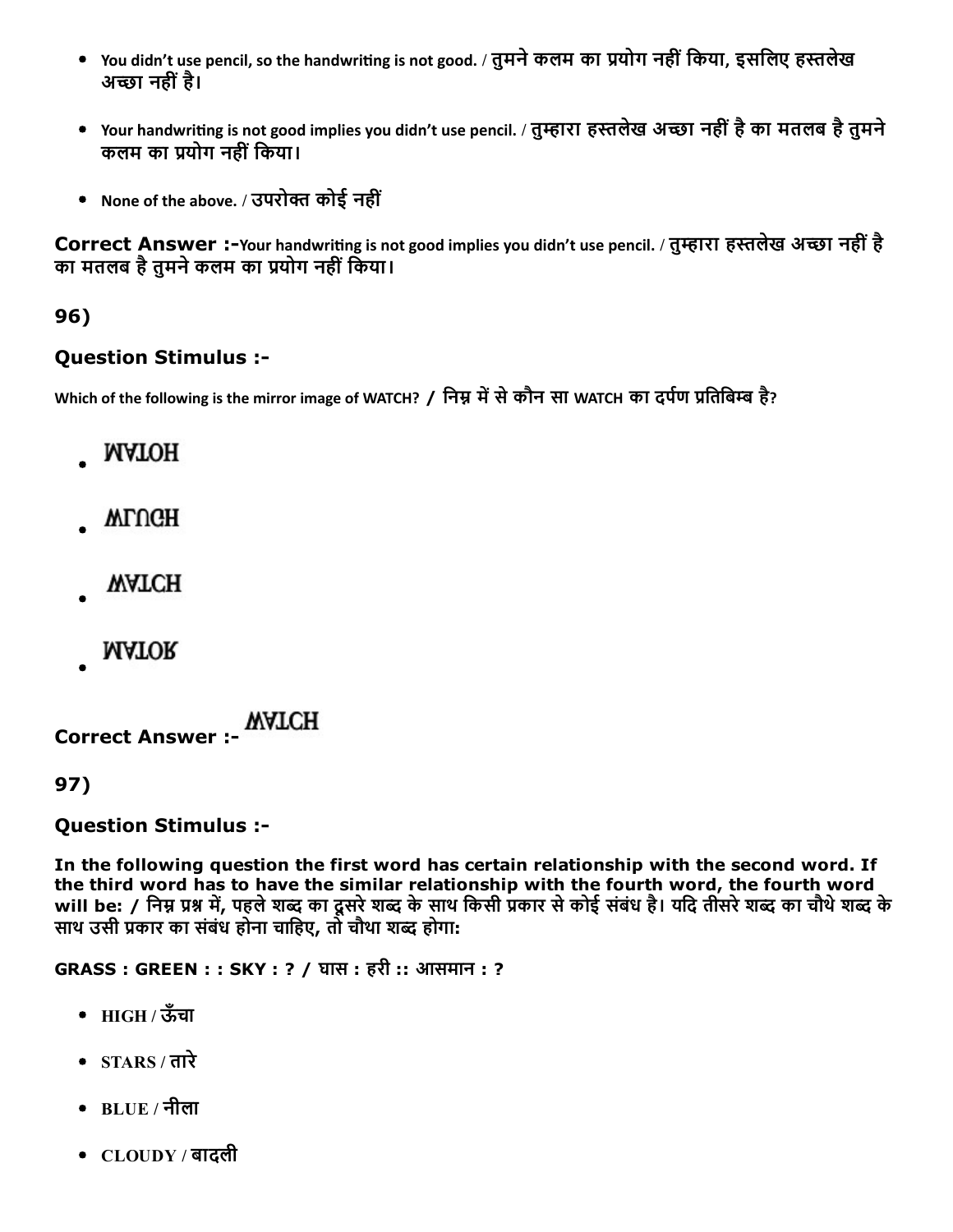- You didn't use pencil, so the handwriting is not good. / तुमने कलम का प्रयोग नहीं किया, इसलिए हस्तलेख अच्छा नहीं है।
- Your handwriting is not good implies you didn't use pencil. / तुम्हारा हस्तलेख अच्छा नहीं है का मतलब है तुमने कलम का प्रयोग नहीं किया।
- None of the above. / उपरोक्त कोई नहीं

**Correct Answer :-**Your handwriting is not good implies you didn't use pencil. / तुम्हारा हस्तलेख अच्छा नहीं है का मतलब है तुमने कलम का प्रयोग नहीं किया।

## 96)

### Question Stimulus :-

Which of the following is the mirror image of WATCH? / निम्न में से कौन सा WATCH का दर्पण प्रतिबिम्ब है?

- MATOH
- WLUGH
- WATCH
- MATOR

**Correct Answer :-** WATCH

## 97)

### Question Stimulus :-

**In the following question the first word has certain relationship with the second word. If the third word has to have the similar relationship with the fourth word, the fourth word will be: / निम्न प्रश्न में, पहले शब्द का दूसरे शब्द के साथ किसी प्रकार से कोई संबंध है। यदि तीसरे शब्द का चौथे शब्द के साथ उसी प्रकार का संबंध होना चाहिए, तो चौथा शब्द होगा:**

**GRASS : GREEN : : SKY : ? / घास : हरी :: आसमान : ?**

- HIGH / ऊँचा
- STARS / तारे
- BLUE / नीला
- CLOUDY / बादली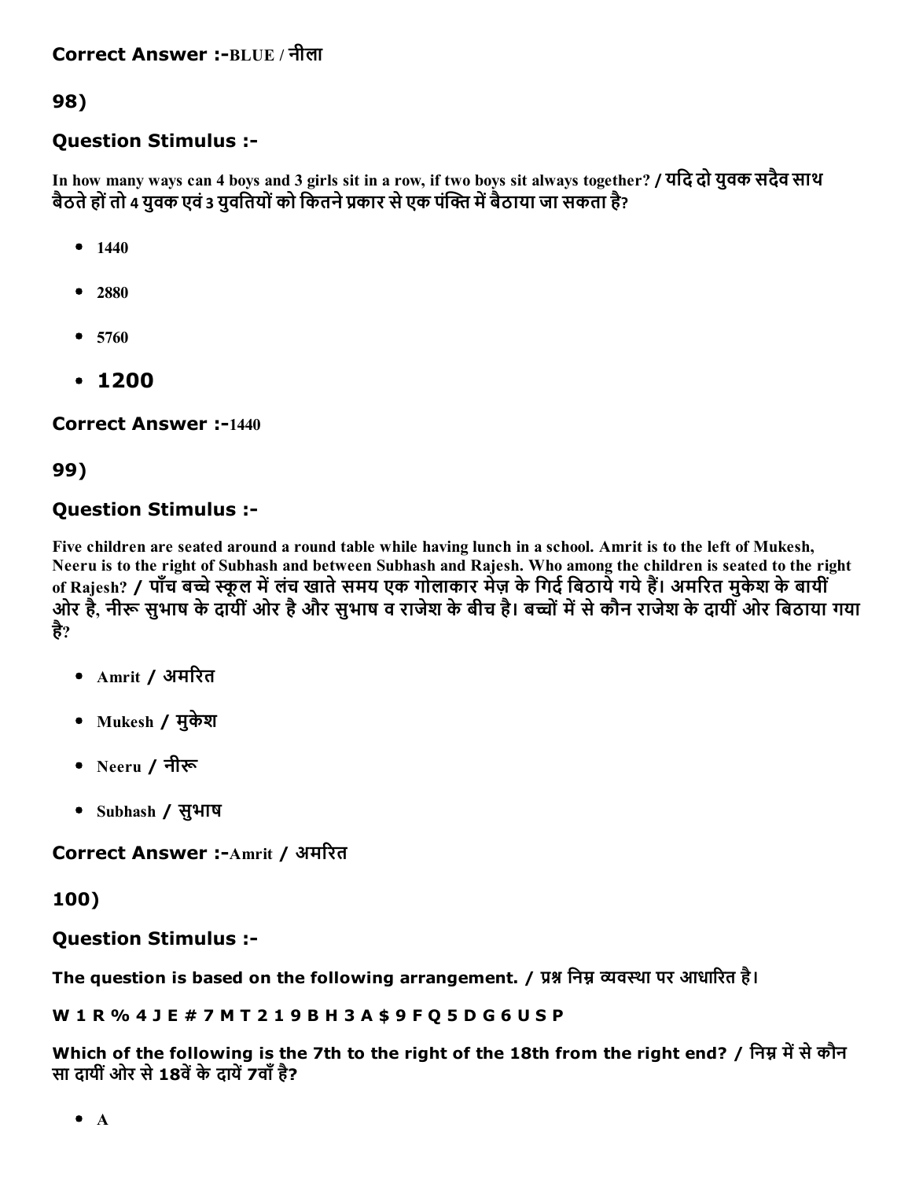**Correct Answer :-**BLUE / नीला

## 98)

### Question Stimulus :-

In how many ways can 4 boys and 3 girls sit in a row, if two boys sit always together? / यदि दो युवक सदैव साथ बैठते हों तो 4 युवक एवं 3 युवतियों को कितने प्रकार से एक पंक्ति में बैठाया जा सकता है?

- 1440
- 2880
- 5760
- 1200

**Correct Answer :-**1440

## 99)

### Question Stimulus :-

Five children are seated around a round table while having lunch in a school. Amrit is to the left of Mukesh, Neeru is to the right of Subhash and between Subhash and Rajesh. Who among the children is seated to the right of Rajesh? / पाँच बच्चे स्कूल में लंच खाते समय एक गोलाकार मेज़ के गिर्द बिठाये गये हैं। अमरित मुकेश के बायीं ओर है, नीरू सुभाष के दायीं ओर है और सुभाष व राजेश के बीच है। बच्चों में से कौन राजेश के दायीं ओर बिठाया गया है?

- Amrit / अमरित
- Mukesh / मुकेश
- Neeru / नीरू
- Subhash / सुभाष

**Correct Answer :-**Amrit / अमरित

## 100)

### Question Stimulus :-

**The question is based on the following arrangement. / प्रश्न निम्न व्यवस्था पर आधारित है।**

**W 1 R % 4 J E # 7 M T 2 1 9 B H 3 A $ 9 F Q 5 D G 6 U S P**

**Which of the following is the 7th to the right of the 18th from the right end? / निम्न में से कौन सा दायीं ओर से 18वें के दायें 7वाँ है?**

- A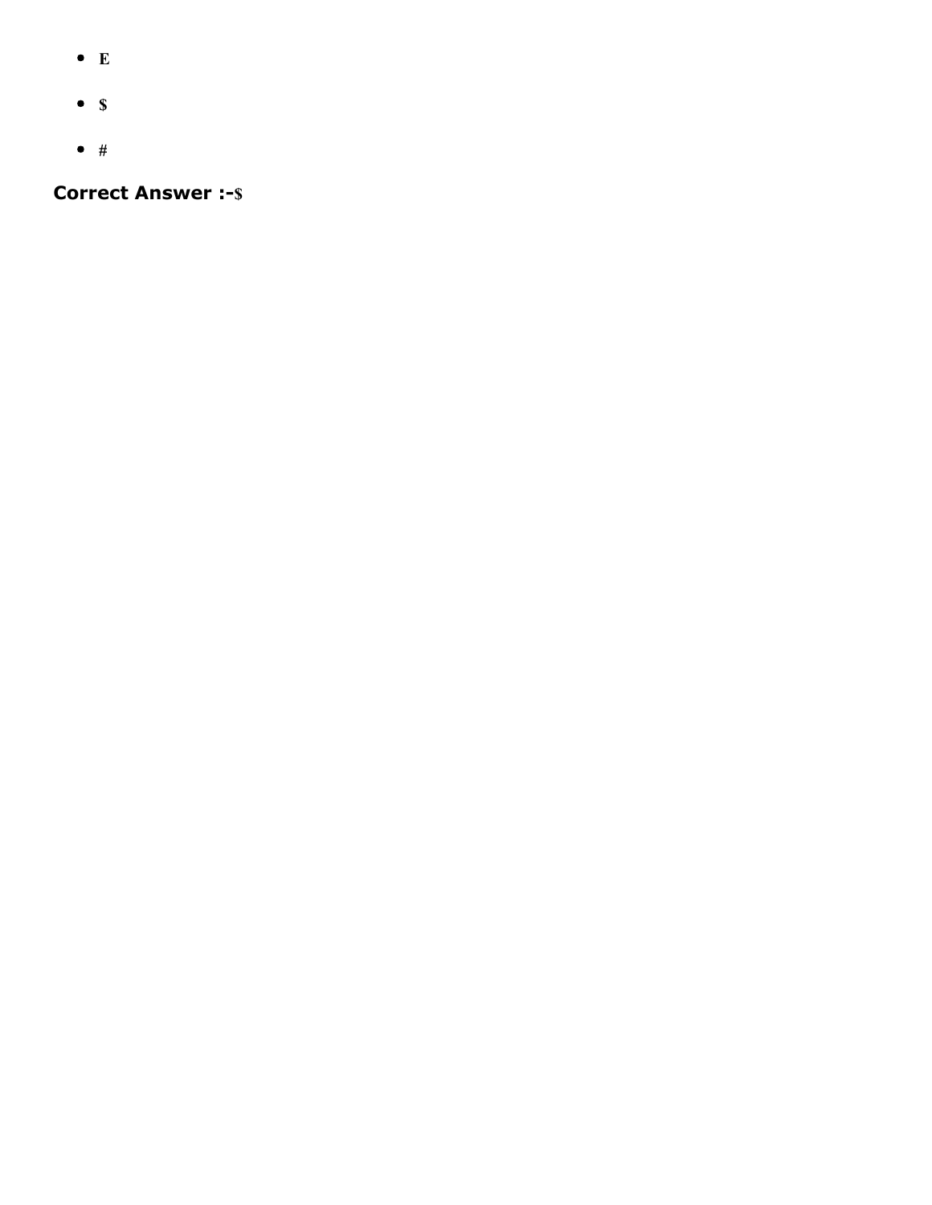- **E**
- **$**
- #

**Correct Answer :-$**